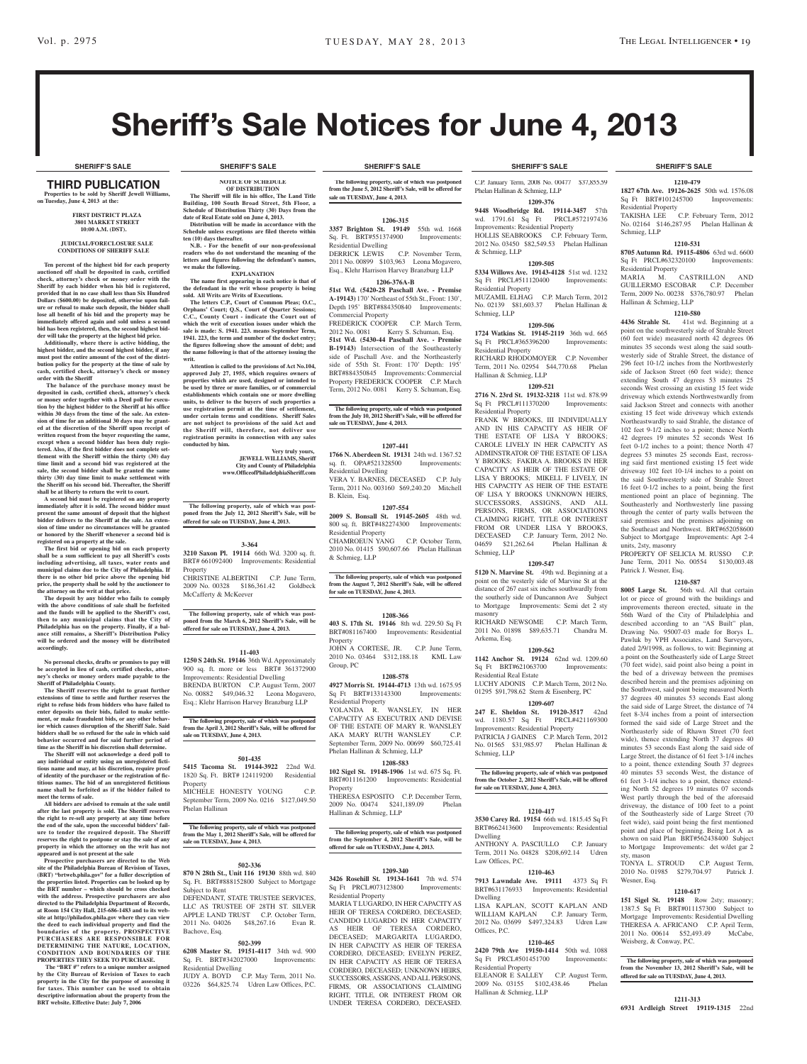# Sheriff's Sale Notices for June 4, 2013

## SHERIFF'S SALE

### THIRD PUBLICATION

**Properties to be sold by Sheriff Jewell Williams, on Tuesday, June 4, 2013 at the:**

**FIRST DISTRICT PLAZA**
**3801 MARKET STREET**
**10:00 A.M. (DST).**

**JUDICIAL/FORECLOSURE SALE CONDITIONS OF SHERIFF SALE**

**Ten percent of the highest bid for each property auctioned off shall be deposited in cash, certified check, attorney's check or money order with the Sheriff by each bidder when his bid is registered, provided that in no case shall less than Six Hundred Dollars ($600.00) be deposited, otherwise upon failure or refusal to make such deposit, the bidder shall lose all benefit of his bid and the property may be immediately offered again and sold unless a second bid has been registered, then, the second highest bidder will take the property at the highest bid price.**

**Additionally, where there is active bidding, the highest bidder, and the second highest bidder, if any must post the entire amount of the cost of the distribution policy for the property at the time of sale by cash, certified check, attorney's check or money order with the Sheriff**

**The balance of the purchase money must be deposited in cash, certified check, attorney's check or money order together with a Deed poll for execution by the highest bidder to the Sheriff at his office within 30 days from the time of the sale. An extension of time for an additional 30 days may be granted at the discretion of the Sheriff upon receipt of written request from the buyer requesting the same, except when a second bidder has been duly registered. Also, if the first bidder does not complete settlement with the Sheriff within the thirty (30) day time limit and a second bid was registered at the sale, the second bidder shall be granted the same thirty (30) day time limit to make settlement with the Sheriff on his second bid. Thereafter, the Sheriff shall be at liberty to return the writ to court.**

**A second bid must be registered on any property immediately after it is sold. The second bidder must present the same amount of deposit that the highest bidder delivers to the Sheriff at the sale. An extension of time under no circumstances will be granted or honored by the Sheriff whenever a second bid is registered on a property at the sale.**

**The first bid or opening bid on each property shall be a sum sufficient to pay all Sheriff's costs including advertising, all taxes, water rents and municipal claims due to the City of Philadelphia. If there is no other bid price above the opening bid price, the property shall be sold by the auctioneer to the attorney on the writ at that price.**

**The deposit by any bidder who fails to comply with the above conditions of sale shall be forfeited and the funds will be applied to the Sheriff's cost, then to any municipal claims that the City of Philadelphia has on the property. Finally, if a balance still remains, a Sheriff's Distribution Policy will be ordered and the money will be distributed accordingly.**

**No personal checks, drafts or promises to pay will be accepted in lieu of cash, certified checks, attorney's checks or money orders made payable to the Sheriff of Philadelphia County.**

**The Sheriff reserves the right to grant further extensions of time to settle and further reserves the right to refuse bids from bidders who have failed to enter deposits on their bids, failed to make settlement, or make fraudulent bids, or any other behavior which causes disruption of the Sheriff Sale. Said bidders shall be so refused for the sale in which said behavior occurred and for said further period of time as the Sheriff in his discretion shall determine.**

**The Sheriff will not acknowledge a deed poll to any individual or entity using an unregistered fictitious name and may, at his discretion, require proof of identity of the purchaser or the registration of fictitious names. The bid of an unregistered fictitious name shall be forfeited as if the bidder failed to meet the terms of sale.**

**All bidders are advised to remain at the sale until after the last property is sold. The Sheriff reserves the right to re-sell any property at any time before the end of the sale, upon the successful bidders' failure to tender the required deposit. The Sheriff reserves the right to postpone or stay the sale of any property in which the attorney on the writ has not appeared and is not present at the sale**

**Prospective purchasers are directed to the Web site of the Philadelphia Bureau of Revision of Taxes, (BRT) "brtweb.phila.gov" for a fuller description of the properties listed. Properties can be looked up by the BRT number – which should be cross checked with the address. Prospective purchasers are also directed to the Philadelphia Department of Records, at Room 154 City Hall, 215-686-1483 and to its website at http://philadox.phila.gov where they can view the deed to each individual property and find the boundaries of the property. PROSPECTIVE PURCHASERS ARE RESPONSIBLE FOR DETERMINING THE NATURE, LOCATION, CONDITION AND BOUNDARIES OF THE PROPERTIES THEY SEEK TO PURCHASE.**

**The "BRT #" refers to a unique number assigned by the City Bureau of Revision of Taxes to each property in the City for the purpose of assessing it for taxes. This number can be used to obtain descriptive information about the property from the BRT website. Effective Date: July 7, 2006**

**NOTICE OF SCHEDULE OF DISTRIBUTION**

**The Sheriff will file in his office, The Land Title Building, 100 South Broad Street, 5th Floor, a Schedule of Distribution Thirty (30) Days from the date of Real Estate sold on June 4, 2013.**

**Distribution will be made in accordance with the Schedule unless exceptions are filed thereto within ten (10) days thereafter.**

**N.B. - For the benefit of our non-professional readers who do not understand the meaning of the letters and figures following the defendant's names, we make the following.**

**EXPLANATION**

**The name first appearing in each notice is that of the defendant in the writ whose property is being sold. All Writs are Writs of Executions.**

**The letters C.P., Court of Common Pleas; O.C., Orphans' Court; Q.S., Court of Quarter Sessions; C.C., County Court - indicate the Court out of which the writ of execution issues under which the sale is made: S. 1941. 223. means September Term, 1941. 223, the term and number of the docket entry; the figures following show the amount of debt; and the name following is that of the attorney issuing the writ.**

**Attention is called to the provisions of Act No.104, approved July 27, 1955, which requires owners of properties which are used, designed or intended to be used by three or more families, or of commercial establishments which contain one or more dwelling units, to deliver to the buyers of such properties a use registration permit at the time of settlement, under certain terms and conditions. Sheriff Sales are not subject to provisions of the said Act and the Sheriff will, therefore, not deliver use registration permits in connection with any sales conducted by him.**

**Very truly yours,**
**JEWELL WILLIAMS, Sheriff**
**City and County of Philadelphia**
**www.OfficeofPhiladelphiaSheriff.com**

**The following property, sale of which was postponed from the July 12, 2012 Sheriff's Sale, will be offered for sale on TUESDAY, June 4, 2013.**

**3-364**

**3210 Saxon Pl. 19114** 66th Wd. 3200 sq. ft. BRT# 661092400 Improvements: Residential Property
CHRISTINE ALBERTINI C.P. June Term, 2009 No. 00328 $186,361.42 Goldbeck McCafferty & McKeever

**The following property, sale of which was postponed from the March 6, 2012 Sheriff's Sale, will be offered for sale on TUESDAY, June 4, 2013.**

**11-403**

**1250 S 24th St. 19146** 36th Wd. Approximately 900 sq. ft. more or less BRT# 361372900 Improvements: Residential Dwelling
BRENDA BURTON C.P. August Term, 2007 No. 00882 $49,046.32 Leona Mogavero, Esq.; Klehr Harrison Harvey Branzburg LLP

**The following property, sale of which was postponed from the April 3, 2012 Sheriff's Sale, will be offered for sale on TUESDAY, June 4, 2013.**

**501-435**

**5415 Tacoma St. 19144-3922** 22nd Wd. 1820 Sq. Ft. BRT# 124119200 Residential Property
MICHELE HONESTY YOUNG C.P. September Term, 2009 No. 0216 $127,049.50 Phelan Hallinan

**The following property, sale of which was postponed from the May 1, 2012 Sheriff's Sale, will be offered for sale on TUESDAY, June 4, 2013.**

**502-336**

**870 N 28th St., Unit 116 19130** 88th wd. 840 Sq. Ft. BRT#888152800 Subject to Mortgage Subject to Rent
DEFENDANT, STATE TRUSTEE SERVICES, LLC AS TRUSTEE OF 28TH ST. SILVER APPLE LAND TRUST C.P. October Term, 2011 No. 04026 $48,267.16 Evan R. Bachove, Esq.

**502-399**

**6208 Master St. 19151-4117** 34th wd. 900 Sq. Ft. BRT#342027000 Improvements: Residential Dwelling
JUDY A. BOYD C.P. May Term, 2011 No. 03226 $64,825.74 Udren Law Offices, P.C.

**The following property, sale of which was postponed from the June 5, 2012 Sheriff's Sale, will be offered for sale on TUESDAY, June 4, 2013.**

**1206-315**

**3357 Brighton St. 19149** 55th wd. 1668 Sq. Ft. BRT#551374900 Improvements: Residential Dwelling
DERRICK LEWIS C.P. November Term, 2011 No. 00899 $103,963 Leona Mogavero, Esq., Klehr Harrison Harvey Branzburg LLP

**1206-376A-B**

**51st Wd. (5420-28 Paschall Ave. - Premise A-19143)** 170' Northeast of 55th St., Front: 130', Depth 195' BRT#884350840 Improvements: Commercial Property
FREDERICK COOPER C.P. March Term, 2012 No. 0081 Kerry S. Schuman, Esq.
**51st Wd. (5430-44 Paschall Ave. - Premise B-19143)** Intersection of the Southeasterly side of Paschall Ave. and the Northeasterly side of 55th St. Front: 170' Depth: 195' BRT#884350845 Improvements: Commercial Property FREDERICK COOPER C.P. March Term, 2012 No. 0081 Kerry S. Schuman, Esq.

**The following property, sale of which was postponed from the July 10, 2012 Sheriff's Sale, will be offered for sale on TUESDAY, June 4, 2013.**

**1207-441**

**1766 N. Aberdeen St. 19131** 24th wd. 1367.52 sq. ft. OPA#521328500 Improvements: Residential Dwelling
VERA Y. BARNES, DECEASED C.P. July Term, 2011 No. 003160 $69,240.20 Mitchell B. Klein, Esq.

**1207-554**

**2009 S. Bonsall St. 19145-2605** 48th wd. 800 sq. ft. BRT#482274300 Improvements: Residential Property
CHAMROEUN YANG C.P. October Term, 2010 No. 01415 $90,607.66 Phelan Hallinan & Schmieg, LLP

**The following property, sale of which was postponed from the August 7, 2012 Sheriff's Sale, will be offered for sale on TUESDAY, June 4, 2013.**

**1208-366**

**403 S. 17th St. 19146** 8th wd. 229.50 Sq Ft BRT#081167400 Improvements: Residential Property
JOHN A. CORTESE, JR. C.P. June Term, 2010 No. 03464 $312,188.18 KML Law Group, PC

**1208-578**

**4927 Morris St. 19144-4713** 13th wd. 1675.95 Sq Ft BRT#133143300 Improvements: Residential Property
YOLANDA R. WANSLEY, IN HER CAPACITY AS EXECUTRIX AND DEVISE OF THE ESTATE OF MARY R. WANSLEY AKA MARY RUTH WANSLEY C.P. September Term, 2009 No. 00699 $60,725.41 Phelan Hallinan & Schmieg, LLP

**1208-583**

**102 Sigel St. 19148-1906** 1st wd. 675 Sq. Ft. BRT#011161200 Improvements: Residential Property
THERESA ESPOSITO C.P. December Term, 2009 No. 00474 $241,189.09 Phelan Hallinan & Schmieg, LLP

**The following property, sale of which was postponed from the September 4, 2012 Sheriff's Sale, will be offered for sale on TUESDAY, June 4, 2013.**

**1209-340**

**3426 Rosehill St. 19134-1641** 7th wd. 574 Sq Ft PRCL#073123800 Improvements: Residential Property
MARIA T LUGARDO, IN HER CAPACITY AS HEIR OF TERESA CORDERO, DECEASED; CANDIDO LUGARDO IN HER CAPACITY AS HEIR OF TERESA CORDERO, DECEASED; MARGARITA LUGARDO, IN HER CAPACITY AS HEIR OF TERESA CORDERO, DECEASED; EVELYN PEREZ, IN HER CAPACITY AS HEIR OF TERESA CORDERO, DECEASED; UNKNOWN HEIRS, SUCCESSORS, ASSIGNS, AND ALL PERSONS, FIRMS, OR ASSOCIATIONS CLAIMING RIGHT, TITLE, OR INTEREST FROM OR UNDER TERESA CORDERO, DECEASED. C.P. January Term, 2008 No. 00477 $37,855.59 Phelan Hallinan & Schmieg, LLP

**1209-376**

**9448 Woodbridge Rd. 19114-3457** 57th wd. 1791.61 Sq Ft PRCL#572197436 Improvements: Residential Property
HOLLIS SEABROOKS C.P. February Term, 2012 No. 03450 $82,549.53 Phelan Hallinan & Schmieg, LLP

**1209-505**

**5334 Willows Ave. 19143-4128** 51st wd. 1232 Sq Ft PRCL#511120400 Improvements: Residential Property
MUZAMIL ELHAG C.P. March Term, 2012 No. 02139 $81,603.37 Phelan Hallinan & Schmieg, LLP

**1209-506**

**1724 Watkins St. 19145-2119** 36th wd. 665 Sq Ft PRCL#365396200 Improvements: Residential Property
RICHARD RHODOMOYER C.P. November Term, 2011 No. 02954 $44,770.68 Phelan Hallinan & Schmieg, LLP

**1209-521**

**2716 N. 23rd St. 19132-3218** 11st wd. 878.99 Sq Ft PRCL#111370200 Improvements: Residential Property
FRANK W BROOKS, III INDIVIDUALLY AND IN HIS CAPACITY AS HEIR OF THE ESTATE OF LISA Y BROOKS; CAROLE LIVELY IN HER CAPACITY AS ADMINSTRATOR OF THE ESTATE OF LISA Y BROOKS; FAKIRA A. BROOKS IN HER CAPACITY AS HEIR OF THE ESTATE OF LISA Y BROOKS; MIKELL F LIVELY, IN HIS CAPACITY AS HEIR OF THE ESTATE OF LISA Y BROOKS UNKNOWN HEIRS, SUCCESSORS, ASSIGNS, AND ALL PERSONS, FIRMS, OR ASSOCIATIONS CLAIMING RIGHT, TITLE OR INTEREST FROM OR UNDER LISA Y BROOKS, DECEASED C.P. January Term, 2012 No. 04659 $21,262.64 Phelan Hallinan & Schmieg, LLP

**1209-547**

**5120 N. Marvine St.** 49th wd. Beginning at a point on the westerly side of Marvine St at the distance of 267 east six inches southwardly from the southerly side of Duncannon Ave Subject to Mortgage Improvements: Semi det 2 sty masonry
RICHARD NEWSOME C.P. March Term, 2011 No. 01898 $89,635.71 Chandra M. Arkema, Esq.

**1209-562**

**1142 Anchor St. 19124** 62nd wd. 1209.60 Sq Ft BRT#621063700 Improvements: Residential Real Estate
LUCHY ADONIS C.P. March Term, 2012 No. 01295 $91,798.62 Stern & Eisenberg, PC

**1209-607**

**247 E. Sheldon St. 19120-3517** 42nd wd. 1180.57 Sq Ft PRCL#421169300 Improvements: Residential Property
PATRICIA J GAINES C.P. March Term, 2012 No. 01565 $31,985.97 Phelan Hallinan & Schmieg, LLP

**The following property, sale of which was postponed from the October 2, 2012 Sheriff's Sale, will be offered for sale on TUESDAY, June 4, 2013.**

**1210-417**

**3530 Carey Rd. 19154** 66th wd. 1815.45 Sq Ft BRT#662413600 Improvements: Residential Dwelling
ANTHONY A. PASCIULLO C.P. January Term, 2011 No. 04828 $208,692.14 Udren Law Offices, P.C.

**1210-463**

**7913 Lawndale Ave. 19111** 4373 Sq Ft BRT#631176933 Improvements: Residential Dwelling
LISA KAPLAN, SCOTT KAPLAN AND WILLIAM KAPLAN C.P. January Term, 2012 No. 03699 $497,324.83 Udren Law Offices, P.C.

**1210-465**

**2420 79th Ave 19150-1414** 50th wd. 1088 Sq Ft PRCL#501451700 Improvements: Residential Property
ELEANOR E SALLEY C.P. August Term, 2009 No. 03155 $102,438.46 Phelan Hallinan & Schmieg, LLP

**1210-479**

**1827 67th Ave. 19126-2625** 50th wd. 1576.08 Sq Ft BRT#101245700 Improvements: Residential Property
TAKISHA LEE C.P. February Term, 2012 No. 02164 $146,287.95 Phelan Hallinan & Schmieg, LLP

**1210-531**

**8705 Autumn Rd. 19115-4806** 63rd wd. 6600 Sq Ft PRCL#632320100 Improvements: Residential Property
MARIA M. CASTRILLON AND GUILLERMO ESCOBAR C.P. December Term, 2009 No. 00238 $376,780.97 Phelan Hallinan & Schmieg, LLP

**1210-580**

**4436 Strahle St.** 41st wd. Beginning at a point on the southwesterly side of Strahle Street (60 feet wide) measured north 42 degrees 06 minutes 35 seconds west along the said southwesterly side of Strahle Street, the distance of 296 feet 10-1/2 inches from the Northwesterly side of Jackson Street (60 feet wide); thence extending South 47 degrees 53 minutes 25 seconds West crossing an existing 15 feet wide driveway which extends Northwestwardly from said Jackson Street and connects with another existing 15 feet wide driveway which extends Northeastwardly to said Strahle, the distance of 102 feet 9-1/2 inches to a point; thence North 42 degrees 19 minutes 52 seconds West 16 feet 0-1/2 inches to a point; thence North 47 degrees 53 minutes 25 seconds East, recrossing said first mentioned existing 15 feet wide driveway 102 feet 10-1/4 inches to a point on the said Southwesterly side of Strahle Street 16 feet 0-1/2 inches to a point, being the first mentioned point an place of beginning. The Southeasterly and Northwesterly line passing through the center of party walls between the said premises and the premises adjoining on the Southeast and Northwest. BRT#652058600 Subject to Mortgage Improvements: Apt 2-4 units, 2sty, masonry
PROPERTY OF SELICIA M. RUSSO C.P. June Term, 2011 No. 00554 $130,003.48 Patrick J. Wesner, Esq.

**1210-587**

**8005 Large St.** 56th wd. All that certain lot or piece of ground with the buildings and improvements thereon erected, situate in the 56th Ward of the City of Philadelphia and described according to an "AS Built" plan, Drawing No. 95007-03 made for Borys L. Pawluk by VPH Associates, Land Surveyors, dated 2/9/1998, as follows, to wit: Beginning at a point on the Southeasterly side of Large Street (70 feet wide), said point also being a point in the bed of a driveway between the premises described herein and the premises adjoining on the Southwest, said point being measured North 37 degrees 40 minutes 53 seconds East along the said side of Large Street, the distance of 74 feet 8-3/4 inches from a point of intersection formed the said side of Large Street and the Northeasterly side of Rhawn Street (70 feet wide), thence extending North 37 degrees 40 minutes 53 seconds East along the said side of Large Street, the distance of 61 feet 3-1/4 inches to a point, thence extending South 37 degrees 40 minutes 53 seconds West, the distance of 61 feet 3-1/4 inches to a point, thence extending North 52 degrees 19 minutes 07 seconds West partly through the bed of the aforesaid driveway, the distance of 100 feet to a point of the Southeasterly side of Large Street (70 feet wide), said point being the first mentioned point and place of beginning. Being Lot A as shown on said Plan BRT#562438400 Subject to Mortgage Improvements: det w/det gar 2 sty, mason
TONYA L. STROUD C.P. August Term, 2010 No. 01985 $279,704.97 Patrick J. Wesner, Esq.

**1210-617**

**151 Sigel St. 19148** Row 2sty; masonry; 1387.5 Sq Ft BRT#011157300 Subject to Mortgage Improvements: Residential Dwelling
THERESA A. AFRICANO C.P. April Term, 2011 No. 00614 $52,493.49 McCabe, Weisberg, & Conway, P.C.

**The following property, sale of which was postponed from the November 13, 2012 Sheriff's Sale, will be offered for sale on TUESDAY, June 4, 2013.**

**1211-313**

**6931 Ardleigh Street 19119-1315** 22nd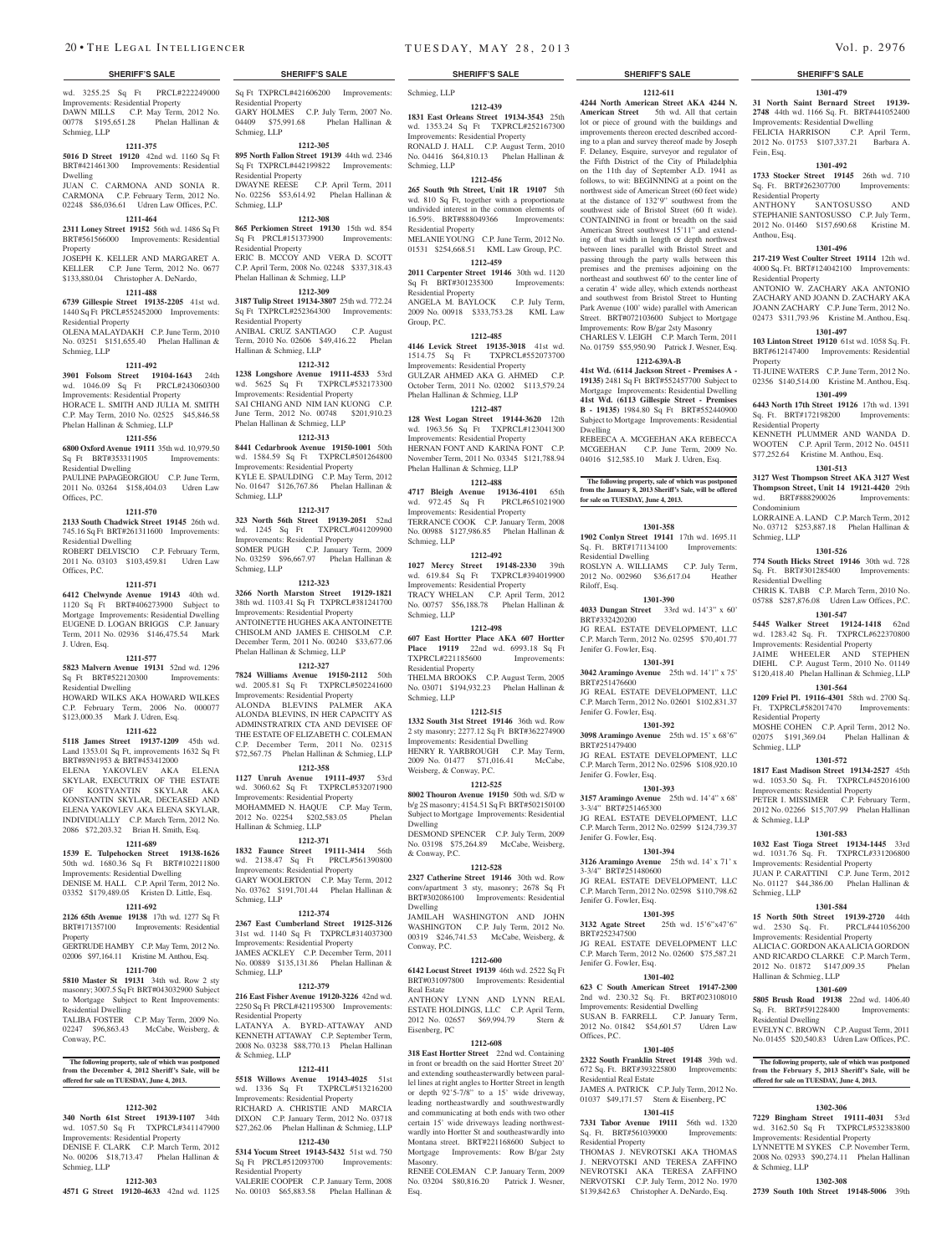## SHERIFF'S SALE

wd. 3255.25 Sq Ft PRCL#222249000 Improvements: Residential Property
DAWN MILLS C.P. May Term, 2012 No. 00778 $195,651.28 Phelan Hallinan & Schmieg, LLP

**1211-375**

**5016 D Street 19120** 42nd wd. 1160 Sq Ft BRT#421461300 Improvements: Residential Dwelling
JUAN C. CARMONA AND SONIA R. CARMONA C.P. February Term, 2012 No. 02248 $86,036.61 Udren Law Offices, P.C.

**1211-464**

**2311 Loney Street 19152** 56th wd. 1486 Sq Ft BRT#561566000 Improvements: Residential Property
JOSEPH K. KELLER AND MARGARET A. KELLER C.P. June Term, 2012 No. 0677 $133,880.04 Christopher A. DeNardo,

**1211-488**

**6739 Gillespie Street 19135-2205** 41st wd. 1440 Sq Ft PRCL#552452000 Improvements: Residential Property
OLENA MALAYDAKH C.P. June Term, 2010 No. 03251 $151,655.40 Phelan Hallinan & Schmieg, LLP

**1211-492**

**3901 Folsom Street 19104-1643** 24th wd. 1046.09 Sq Ft PRCL#243060300 Improvements: Residential Property
HORACE L. SMITH AND JULIA M. SMITH C.P. May Term, 2010 No. 02525 $45,846.58 Phelan Hallinan & Schmieg, LLP

**1211-556**

**6800 Oxford Avenue 19111** 35th wd. 10,979.50 Sq Ft BRT#353311905 Improvements: Residential Dwelling
PAULINE PAPAGEORGIOU C.P. June Term, 2011 No. 03264 $158,404.03 Udren Law Offices, P.C.

**1211-570**

**2133 South Chadwick Street 19145** 26th wd. 745.16 Sq Ft BRT#261311600 Improvements: Residential Dwelling
ROBERT DELVISCIO C.P. February Term, 2011 No. 03103 $103,459.81 Udren Law Offices, P.C.

**1211-571**

**6412 Chelwynde Avenue 19143** 40th wd. 1120 Sq Ft BRT#406273900 Subject to Mortgage Improvements: Residential Dwelling
EUGENE D. LOGAN BRIGGS C.P. January Term, 2011 No. 02936 $146,475.54 Mark J. Udren, Esq.

**1211-577**

**5823 Malvern Avenue 19131** 52nd wd. 1296 Sq Ft BRT#522120300 Improvements: Residential Dwelling
HOWARD WILKS AKA HOWARD WILKES C.P. February Term, 2006 No. 000077 $123,000.35 Mark J. Udren, Esq.

**1211-622**

**5118 James Street 19137-1209** 45th wd. Land 1353.01 Sq Ft, improvements 1632 Sq Ft BRT#89N1953 & BRT#453412000
ELENA YAKOVLEV AKA ELENA SKYLAR, EXECUTRIX OF THE ESTATE OF KOSTYANTIN SKYLAR AKA KONSTANTIN SKYLAR, DECEASED AND ELENA YAKOVLEV AKA ELENA SKYLAR, INDIVIDUALLY C.P. March Term, 2012 No. 2086 $72,203.32 Brian H. Smith, Esq.

**1211-689**

**1539 E. Tulpehocken Street 19138-1626** 50th wd. 1680.36 Sq Ft BRT#102211800 Improvements: Residential Dwelling
DENISE M. HALL C.P. April Term, 2012 No. 03352 $179,489.05 Kristen D. Little, Esq.

**1211-692**

**2126 65th Avenue 19138** 17th wd. 1277 Sq Ft BRT#171357100 Improvements: Residential Property
GERTRUDE HAMBY C.P. May Term, 2012 No. 02006 $97,164.11 Kristine M. Anthou, Esq.

**1211-700**

**5810 Master St 19131** 34th wd. Row 2 sty masonry; 3007.5 Sq Ft BRT#043032900 Subject to Mortgage Subject to Rent Improvements: Residential Dwelling
TALIBA FOSTER C.P. May Term, 2009 No. 02247 $96,863.43 McCabe, Weisberg, & Conway, P.C.

**The following property, sale of which was postponed from the December 4, 2012 Sheriff's Sale, will be offered for sale on TUESDAY, June 4, 2013.**

**1212-302**

**340 North 61st Street 19139-1107** 34th wd. 1057.50 Sq Ft TXPRCL#341147900 Improvements: Residential Property
DENISE F. CLARK C.P. March Term, 2012 No. 00206 $18,713.47 Phelan Hallinan & Schmieg, LLP

**1212-303**

**4571 G Street 19120-4633** 42nd wd. 1125 Sq Ft TXPRCL#421606200 Improvements: Residential Property
GARY HOLMES C.P. July Term, 2007 No. 04409 $75,991.68 Phelan Hallinan & Schmieg, LLP

**1212-305**

**895 North Fallon Street 19139** 44th wd. 2346 Sq Ft TXPRCL#442199822 Improvements: Residential Property
DWAYNE REESE C.P. April Term, 2011 No. 02256 $53,614.92 Phelan Hallinan & Schmieg, LLP

**1212-308**

**865 Perkiomen Street 19130** 15th wd. 854 Sq Ft PRCL#151373900 Improvements: Residential Property
ERIC B. MCCOY AND VERA D. SCOTT C.P. April Term, 2008 No. 02248 $337,318.43 Phelan Hallinan & Schmieg, LLP

**1212-309**

**3187 Tulip Street 19134-3807** 25th wd. 772.24 Sq Ft TXPRCL#252364300 Improvements: Residential Property
ANIBAL CRUZ SANTIAGO C.P. August Term, 2010 No. 02606 $49,416.22 Phelan Hallinan & Schmieg, LLP

**1212-312**

**1238 Longshore Avenue 19111-4533** 53rd wd. 5625 Sq Ft TXPRCL#532173300 Improvements: Residential Property
SAI CHIANG AND NIM IAN KUONG C.P. June Term, 2012 No. 00748 $201,910.23 Phelan Hallinan & Schmieg, LLP

**1212-313**

**8441 Cedarbrook Avenue 19150-1001** 50th wd. 1584.59 Sq Ft TXPRCL#501264800 Improvements: Residential Property
KYLE E. SPAULDING C.P. May Term, 2012 No. 01647 $126,767.86 Phelan Hallinan & Schmieg, LLP

**1212-317**

**323 North 56th Street 19139-2051** 52nd wd. 1245 Sq Ft TXPRCL#041209900 Improvements: Residential Property
SOMER PUGH C.P. January Term, 2009 No. 03259 $96,667.97 Phelan Hallinan & Schmieg, LLP

**1212-323**

**3266 North Marston Street 19129-1821** 38th wd. 1103.41 Sq Ft TXPRCL#381241700 Improvements: Residential Property
ANTOINETTE HUGHES AKA ANTOINETTE CHISOLM AND JAMES E. CHISOLM C.P. December Term, 2011 No. 00240 $33,677.06 Phelan Hallinan & Schmieg, LLP

**1212-327**

**7824 Williams Avenue 19150-2112** 50th wd. 2005.81 Sq Ft TXPRCL#502241600 Improvements: Residential Property
ALONDA BLEVINS PALMER AKA ALONDA BLEVINS, IN HER CAPACITY AS ADMINSTRATRIX CTA AND DEVISEE OF THE ESTATE OF ELIZABETH C. COLEMAN C.P. December Term, 2011 No. 02315 $72,567.75 Phelan Hallinan & Schmieg, LLP

**1212-358**

**1127 Unruh Avenue 19111-4937** 53rd wd. 3060.62 Sq Ft TXPRCL#532071900 Improvements: Residential Property
MOHAMMED N. HAQUE C.P. May Term, 2012 No. 02254 $202,583.05 Phelan Hallinan & Schmieg, LLP

**1212-371**

**1832 Faunce Street 19111-3414** 56th wd. 2138.47 Sq Ft PRCL#561390800 Improvements: Residential Property
GARY WOOLERTON C.P. May Term, 2012 No. 03762 $191,701.44 Phelan Hallinan & Schmieg, LLP

**1212-374**

**2367 East Cumberland Street 19125-3126** 31st wd. 1140 Sq Ft TXPRCL#314037300 Improvements: Residential Property
JAMES ACKLEY C.P. December Term, 2011 No. 00889 $135,131.86 Phelan Hallinan & Schmieg, LLP

**1212-379**

**216 East Fisher Avenue 19120-3226** 42nd wd. 2250 Sq Ft PRCL#421195300 Improvements: Residential Property
LATANYA A. BYRD-ATTAWAY AND KENNETH ATTAWAY C.P. September Term, 2008 No. 03238 $88,770.13 Phelan Hallinan & Schmieg, LLP

**1212-411**

**5518 Willows Avenue 19143-4025** 51st wd. 1336 Sq Ft TXPRCL#513216200 Improvements: Residential Property
RICHARD A. CHRISTIE AND MARCIA DIXON C.P. January Term, 2012 No. 03718 $27,262.06 Phelan Hallinan & Schmieg, LLP

**1212-430**

**5314 Yocum Street 19143-5432** 51st wd. 750 Sq Ft PRCL#512093700 Improvements: Residential Property
VALERIE COOPER C.P. January Term, 2008 No. 00103 $65,883.58 Phelan Hallinan & Schmieg, LLP

**1212-439**

**1831 East Orleans Street 19134-3543** 25th wd. 1353.24 Sq Ft TXPRCL#252167300 Improvements: Residential Property
RONALD J. HALL C.P. August Term, 2010 No. 04416 $64,810.13 Phelan Hallinan & Schmieg, LLP

**1212-456**

**265 South 9th Street, Unit 1R 19107** 5th wd. 810 Sq Ft, together with a proportionate undivided interest in the common elements of 16.59%. BRT#888049366 Improvements: Residential Property
MELANIE YOUNG C.P. June Term, 2012 No. 01531 $254,668.51 KML Law Group, P.C.

**1212-459**

**2011 Carpenter Street 19146** 30th wd. 1120 Sq Ft BRT#301235300 Improvements: Residential Property
ANGELA M. BAYLOCK C.P. July Term, 2009 No. 00918 $333,753.28 KML Law Group, P.C.

**1212-485**

**4146 Levick Street 19135-3018** 41st wd. 1514.75 Sq Ft TXPRCL#552073700 Improvements: Residential Property
GULZAR AHMED AKA G. AHMED C.P. October Term, 2011 No. 02002 $113,579.24 Phelan Hallinan & Schmieg, LLP

**1212-487**

**128 West Logan Street 19144-3620** 12th wd. 1963.56 Sq Ft TXPRCL#123041300 Improvements: Residential Property
HERNAN FONT AND KARINA FONT C.P. November Term, 2011 No. 03345 $121,788.94 Phelan Hallinan & Schmieg, LLP

**1212-488**

**4717 Bleigh Avenue 19136-4101** 65th wd. 972.45 Sq Ft PRCL#651021900 Improvements: Residential Property
TERRANCE COOK C.P. January Term, 2008 No. 00988 $127,986.85 Phelan Hallinan & Schmieg, LLP

**1212-492**

**1027 Mercy Street 19148-2330** 39th wd. 619.84 Sq Ft TXPRCL#394019900 Improvements: Residential Property
TRACY WHELAN C.P. April Term, 2012 No. 00757 $56,188.78 Phelan Hallinan & Schmieg, LLP

**1212-498**

**607 East Hortter Place AKA 607 Hortter Place 19119** 22nd wd. 6993.18 Sq Ft TXPRCL#221185600 Improvements: Residential Property
THELMA BROOKS C.P. August Term, 2005 No. 03071 $194,932.23 Phelan Hallinan & Schmieg, LLP

**1212-515**

**1332 South 31st Street 19146** 36th wd. Row 2 sty masonry; 2277.12 Sq Ft BRT#362274900 Improvements: Residential Dwelling
HENRY R. YARBROUGH C.P. May Term, 2009 No. 01477 $71,016.41 McCabe, Weisberg, & Conway, P.C.

**1212-525**

**8002 Thouron Avenue 19150** 50th wd. S/D w b/g 2S masonry; 4154.51 Sq Ft BRT#502150100 Subject to Mortgage Improvements: Residential Dwelling
DESMOND SPENCER C.P. July Term, 2009 No. 03198 $75,264.89 McCabe, Weisberg, & Conway, P.C.

**1212-528**

**2327 Catherine Street 19146** 30th wd. Row conv/apartment 3 sty, masonry; 2678 Sq Ft BRT#302086100 Improvements: Residential Dwelling
JAMILAH WASHINGTON AND JOHN WASHINGTON C.P. July Term, 2012 No. 00319 $246,741.53 McCabe, Weisberg, & Conway, P.C.

**1212-600**

**6142 Locust Street 19139** 46th wd. 2522 Sq Ft BRT#031097800 Improvements: Residential Real Estate
ANTHONY LYNN AND LYNN REAL ESTATE HOLDINGS, LLC C.P. April Term, 2012 No. 02657 $69,994.79 Stern & Eisenberg, PC

**1212-608**

**318 East Hortter Street** 22nd wd. Containing in front or breadth on the said Hortter Street 20' and extending southeastwardly between parallel lines at right angles to Hortter Street in length or depth 92'5-7/8" to a 15' wide driveway, leading northeastwardly and southwestwardly and communicating at both ends with two other certain 15' wide driveways leading northwestwardly into Hortter St and southeastwardly into Montana street. BRT#221168600 Subject to Mortgage Improvements: Row B/gar 2sty Masonry.
RENEE COLEMAN C.P. January Term, 2009 No. 03204 $80,816.20 Patrick J. Wesner, Esq.

**1212-611**

**4244 North American Street AKA 4244 N. American Street** 5th wd. All that certain lot or piece of ground with the buildings and improvements thereon erected described according to a plan and survey thereof made by Joseph F. Delaney, Esquire, surveyor and regulator of the Fifth District of the City of Philadelphia on the 11th day of September A.D. 1941 as follows, to wit: BEGINNING at a point on the northwest side of American Street (60 feet wide) at the distance of 132'9" southwest from the southwest side of Bristol Street (60 ft wide). CONTAINING in front or breadth on the said American Street southwest 15'11" and extending of that width in length or depth northwest between lines parallel with Bristol Street and passing through the party walls between this premises and the premises adjoining on the northeast and southwest 60' to the center line of a ceratin 4' wide alley, which extends northeast and southwest from Bristol Street to Hunting Park Avenue (100' wide) parallel with American Street. BRT#072103600 Subject to Mortgage Improvements: Row B/gar 2sty Masonry
CHARLES V. LEIGH C.P. March Term, 2011 No. 01759 $55,950.90 Patrick J. Wesner, Esq.

**1212-639A-B**

**41st Wd. (6114 Jackson Street - Premises A - 19135)** 2481 Sq Ft BRT#552457700 Subject to Mortgage Improvements: Residential Dwelling **41st Wd. (6113 Gillespie Street - Premises B - 19135)** 1984.80 Sq Ft BRT#552440900 Subject to Mortgage Improvements: Residential Dwelling
REBEECA A. MCGEEHAN AKA REBECCA MCGEEHAN C.P. June Term, 2009 No. 04016 $12,585.10 Mark J. Udren, Esq.

**The following property, sale of which was postponed from the January 8, 2013 Sheriff's Sale, will be offered for sale on TUESDAY, June 4, 2013.**

**1301-358**

**1902 Conlyn Street 19141** 17th wd. 1695.11 Sq. Ft. BRT#171134100 Improvements: Residential Dwelling
ROSLYN A. WILLIAMS C.P. July Term, 2012 No. 002960 $36,617.04 Heather Riloff, Esq.

**1301-390**

**4033 Dungan Street** 33rd wd. 14'3" x 60' BRT#332420200
JG REAL ESTATE DEVELOPMENT, LLC C.P. March Term, 2012 No. 02595 $70,401.77 Jenifer G. Fowler, Esq.

**1301-391**

**3042 Aramingo Avenue** 25th wd. 14'1" x 75' BRT#251476600
JG REAL ESTATE DEVELOPMENT, LLC C.P. March Term, 2012 No. 02601 $102,831.37 Jenifer G. Fowler, Esq.

**1301-392**

**3098 Aramingo Avenue** 25th wd. 15' x 68'6" BRT#251479400
JG REAL ESTATE DEVELOPMENT, LLC C.P. March Term, 2012 No. 02596 $108,920.10 Jenifer G. Fowler, Esq.

**1301-393**

**3157 Aramingo Avenue** 25th wd. 14'4" x 68' 3-3/4" BRT#251465300
JG REAL ESTATE DEVELOPMENT, LLC C.P. March Term, 2012 No. 02599 $124,739.37 Jenifer G. Fowler, Esq.

**1301-394**

**3126 Aramingo Avenue** 25th wd. 14' x 71' x 3-3/4" BRT#251480600
JG REAL ESTATE DEVELOPMENT, LLC C.P. March Term, 2012 No. 02598 $110,798.62 Jenifer G. Fowler, Esq.

**1301-395**

**3132 Agate Street** 25th wd. 15'6"x47'6" BRT#252347500
JG REAL ESTATE DEVELOPMENT LLC C.P. March Term, 2012 No. 02600 $75,587.21 Jenifer G. Fowler, Esq.

**1301-402**

**623 C South American Street 19147-2300** 2nd wd. 230.32 Sq. Ft. BRT#023108010 Improvements: Residential Dwelling
SUSAN B. FARRELL C.P. January Term, 2012 No. 01842 $54,601.57 Udren Law Offices, P.C.

**1301-405**

**2322 South Franklin Street 19148** 39th wd. 672 Sq. Ft. BRT#393225800 Improvements: Residential Real Estate
JAMES A. PATRICK C.P. July Term, 2012 No. 01037 $49,171.57 Stern & Eisenberg, PC

**1301-415**

**7331 Tabor Avenue 19111** 56th wd. 1320 Sq. Ft. BRT#561039000 Improvements: Residential Property
THOMAS J. NEVROTSKI AKA THOMAS J. NERVOTSKI AND TERESA ZAFFINO NEVROTSKI AKA TERESA ZAFFINO NERVOTSKI C.P. July Term, 2012 No. 1970 $139,842.63 Christopher A. DeNardo, Esq.

**1301-479**

**31 North Saint Bernard Street 19139-2748** 44th wd. 1166 Sq. Ft. BRT#441052400 Improvements: Residential Dwelling
FELICIA HARRISON C.P. April Term, 2012 No. 01753 $107,337.21 Barbara A. Fein, Esq.

**1301-492**

**1733 Stocker Street 19145** 26th wd. 710 Sq. Ft. BRT#262307700 Improvements: Residential Property
ANTHONY SANTOSUSSO AND STEPHANIE SANTOSUSSO C.P. July Term, 2012 No. 01460 $157,690.68 Kristine M. Anthou, Esq.

**1301-496**

**217-219 West Coulter Street 19114** 12th wd. 4000 Sq. Ft. BRT#124042100 Improvements: Residential Property
ANTONIO W. ZACHARY AKA ANTONIO ZACHARY AND JOANN D. ZACHARY AKA JOANN ZACHARY C.P. June Term, 2012 No. 02473 $311,793.96 Kristine M. Anthou, Esq.

**1301-497**

**103 Linton Street 19120** 61st wd. 1058 Sq. Ft. BRT#612147400 Improvements: Residential Property
TI-JUNE WATERS C.P. June Term, 2012 No. 02356 $140,514.00 Kristine M. Anthou, Esq.

**1301-499**

**6443 North 17th Street 19126** 17th wd. 1391 Sq. Ft. BRT#172198200 Improvements: Residential Property
KENNETH PLUMMER AND WANDA D. WOOTEN C.P. April Term, 2012 No. 04511 $77,252.64 Kristine M. Anthou, Esq.

**1301-513**

**3127 West Thompson Street AKA 3127 West Thompson Street, Unit 14 19121-4420** 29th wd. BRT#888290026 Improvements: Condominium
LORRAINE A. LAND C.P. March Term, 2012 No. 03712 $253,887.18 Phelan Hallinan & Schmieg, LLP

**1301-526**

**774 South Hicks Street 19146** 30th wd. 728 Sq. Ft. BRT#301285400 Improvements: Residential Dwelling
CHRIS K. TABB C.P. March Term, 2010 No. 05788 $287,876.08 Udren Law Offices, P.C.

**1301-547**

**5445 Walker Street 19124-1418** 62nd wd. 1283.42 Sq. Ft. TXPRCL#622370800 Improvements: Residential Property
JAIME WHEELER AND STEPHEN DIEHL C.P. August Term, 2010 No. 01149 $120,418.40 Phelan Hallinan & Schmieg, LLP

**1301-564**

**1209 Friel Pl. 19116-4301** 58th wd. 2700 Sq. Ft. TXPRCL#582017470 Improvements: Residential Property
MOSHE COHEN C.P. April Term, 2012 No. 02075 $191,369.04 Phelan Hallinan & Schmieg, LLP

**1301-572**

**1817 East Madison Street 19134-2527** 45th wd. 1053.50 Sq. Ft. TXPRCL#452016100 Improvements: Residential Property
PETER I. MISSIMER C.P. February Term, 2012 No. 02266 $15,707.99 Phelan Hallinan & Schmieg, LLP

**1301-583**

**1032 East Tioga Street 19134-1445** 33rd wd. 1031.76 Sq. Ft. TXPRCL#331206800 Improvements: Residential Property
JUAN P. CARATTINI C.P. June Term, 2012 No. 01127 $44,386.00 Phelan Hallinan & Schmieg, LLP

**1301-584**

**15 North 50th Street 19139-2720** 44th wd. 2530 Sq. Ft. PRCL#441056200 Improvements: Residential Property
ALICIA C. GORDON AKA ALICIA GORDON AND RICARDO CLARKE C.P. March Term, 2012 No. 01872 $147,009.35 Phelan Hallinan & Schmieg, LLP

**1301-609**

**5805 Brush Road 19138** 22nd wd. 1406.40 Sq. Ft. BRT#591228400 Improvements: Residential Dwelling
EVELYN C. BROWN C.P. August Term, 2011 No. 01455 $20,540.83 Udren Law Offices, P.C.

**The following property, sale of which was postponed from the February 5, 2013 Sheriff's Sale, will be offered for sale on TUESDAY, June 4, 2013.**

**1302-306**

**7229 Bingham Street 19111-4031** 53rd wd. 3162.50 Sq Ft TXPRCL#532383800 Improvements: Residential Property
LYNNETTE M SYKES C.P. November Term, 2008 No. 02933 $90,274.11 Phelan Hallinan & Schmieg, LLP

**1302-308**

**2739 South 10th Street 19148-5006** 39th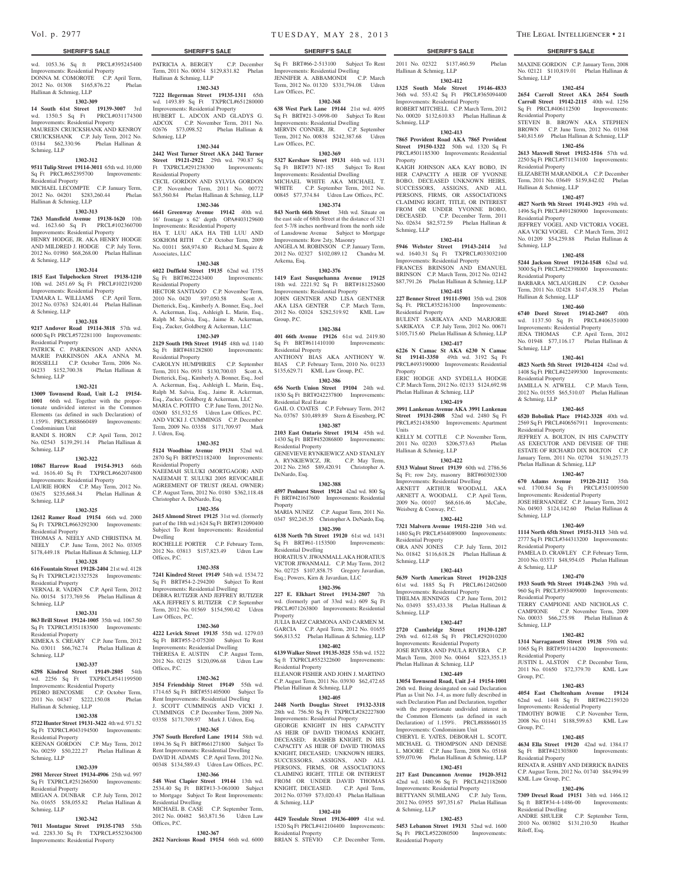wd. 1053.36 Sq ft PRCL#395245400 Improvements: Residential Property
DONNA M. COMOROTE C.P. April Term, 2012 No. 01308 $165,876.22 Phelan Hallinan & Schmieg, LLP

**1302-309**

**14 South 61st Street 19139-3007** 3rd wd. 1350.5 Sq Ft PRCL#031174300 Improvements: Residential Property
MAUREEN CRUICKSHANK AND KENROY CRUICKSHANK C.P. July Term, 2012 No. 03184 $62,330.96 Phelan Hallinan & Schmieg, LLP

**1302-312**

**9511 Tulip Street 19114-3011** 65th wd. 10,000 Sq Ft PRCL#652395700 Improvements: Residential Property
MICHAEL LECOMPTE C.P. January Term, 2012 No. 04201 $283,260.44 Phelan Hallinan & Schmieg, LLP

**1302-313**

**7263 Mansfield Avenue 19138-1620** 10th wd. 1623.60 Sq Ft PRCL#102360700 Improvements: Residential Property
HENRY HODGE, JR. AKA HENRY HODGE AND MILDRED J. HODGE C.P. July Term, 2012 No. 01980 $68,268.00 Phelan Hallinan & Schmieg, LLP

**1302-314**

**1815 East Tulpehocken Street 19138-1210** 10th wd. 2451.69 Sq Ft PRCL#102219200 Improvements: Residential Property
TAMARA L. WILLIAMS C.P. April Term, 2012 No. 03763 $24,401.44 Phelan Hallinan & Schmieg, LLP

**1302-318**

**9217 Andover Road 19114-3818** 57th wd. 6000 Sq Ft PRCL#572281100 Improvements: Residential Property
PATRICK C. PARKINSON AND ANNA MARIE PARKINSON AKA ANNA M. ROSSELLI C.P. October Term, 2006 No. 04233 $152,700.38 Phelan Hallinan & Schmieg, LLP

**1302-321**

**13009 Townsend Road, Unit L-2 19154-1001** 66th wd. Together with the proportionate undivided interest in the Common Elements (as defined in such Declaration) of 1.159%. PRCL#888660489 Improvements: Condominium Unit
RANDI S. HORN C.P. April Term, 2012 No. 02543 $139,291.14 Phelan Hallinan & Schmieg, LLP

**1302-322**

**10867 Harrow Road 19154-3913** 66th wd. 1616.40 Sq Ft TXPRCL#662074800 Improvements: Residential Property
LAURIE HORN C.P. May Term, 2012 No. 03675 $235,668.34 Phelan Hallinan & Schmieg, LLP

**1302-325**

**12612 Ramer Road 19154** 66th wd. 2000 Sq Ft TXPRCL#663292300 Improvements: Residential Property
THOMAS A. NEELY AND CHRISTINA M. NEELY C.P. June Term, 2012 No. 03305 $178,449.18 Phelan Hallinan & Schmieg, LLP

**1302-328**

**616 Fountain Street 19128-2404** 21st wd. 4128 Sq Ft TXPRCL#213327528 Improvements: Residential Property
VERNAL R. VADEN C.P. April Term, 2012 No. 00154 $173,769.56 Phelan Hallinan & Schmieg, LLP

**1302-331**

**863 Brill Street 19124-1005** 35th wd. 1067.50 Sq Ft TXPRCL#351183500 Improvements: Residential Property
KIMEKA S. CREARY C.P. June Term, 2012 No. 03011 $66,762.74 Phelan Hallinan & Schmieg, LLP

**1302-337**

**6298 Kindred Street 19149-2805** 54th wd. 2256 Sq Ft TXPRCL#541199500 Improvements: Residential Property
PEDRO BENCOSME C.P. October Term, 2011 No. 04347 $222,150.08 Phelan Hallinan & Schmieg, LLP

**1302-338**

**5722 Hunter Street 19131-3422** 4th wd. 971.52 Sq Ft TXPRCL#043194500 Improvements: Residential Property
KEENAN GORDON C.P. May Term, 2012 No. 00259 $50,222.27 Phelan Hallinan & Schmieg, LLP

**1302-339**

**2981 Mercer Street 19134-4906** 25th wd. 997 Sq Ft TXPRCL#251266500 Improvements: Residential Property
MEGAN A. DUNBAR C.P. July Term, 2012 No. 01655 $58,055.82 Phelan Hallinan & Schmieg, LLP

**1302-342**

**7011 Montague Street 19135-1703** 55th wd. 2283.30 Sq Ft TXPRCL#552304300 Improvements: Residential Property
PATRICIA A. BERGEY C.P. December Term, 2011 No. 00034 $129,831.82 Phelan Hallinan & Schmieg, LLP

**1302-343**

**7222 Hegerman Street 19135-1311** 65th wd. 1493.89 Sq Ft TXPRCL#651280000 Improvements: Residential Property
HUBERT L. ADCOX AND GLADYS G. ADCOX C.P. November Term, 2011 No. 02676 $73,098.52 Phelan Hallinan & Schmieg, LLP

**1302-344**

**2442 West Turner Street AKA 2442 Turner Street 19121-2922** 29th wd. 790.87 Sq Ft TXPRCL#291238300 Improvements: Residential Property
CECIL GORDON AND SYLVIA GORDON C.P. November Term, 2011 No. 00772 $63,560.84 Phelan Hallinan & Schmieg, LLP

**1302-346**

**6641 Greenway Avenue 19142** 40th wd. 16' frontage x 62' depth OPA#403129600 Improvements: Residential Property
HA T. LUU AKA HA THI LUU AND SOKHOM RITH C.P. October Term, 2009 No. 01011 $68,974.80 Richard M. Squire & Associates, LLC

**1302-348**

**6022 Duffield Street 19135** 62nd wd. 1755 Sq Ft BRT#622243400 Improvements: Residential Property
HECTOR SANTIAGO C.P. November Term, 2010 No. 0420 $97,050.58 Scott A. Dietterick, Esq., Kimberly A. Bonner, Esq., Joel A. Ackerman, Esq., Ashleigh L. Marin, Esq., Ralph M. Salvia, Esq., Jaime R. Ackerman, Esq., Zucker, Goldberg & Ackerman, LLC

**1302-349**

**2129 South 19th Street 19145** 48th wd. 1140 Sq Ft BRT#481282800 Improvements: Residential Property
CAROLYN HUMPHRIES C.P. September Term, 2011 No. 0931 $130,700.03 Scott A. Dietterick, Esq., Kimberly A. Bonner, Esq., Joel A. Ackerman, Esq., Ashleigh L. Marin, Esq., Ralph M. Salvia, Esq., Jaime R. Ackerman, Esq., Zucker, Goldberg & Ackerman, LLC
MARIA C. POTITO C.P. June Term, 2012 No. 02600 $51,532.55 Udren Law Offices, P.C.
AND VICKI J. CUMMINGS C.P. December Term, 2009 No. 03358 $171,709.97 Mark J. Udren, Esq.

**1302-352**

**5124 Woodbine Avenue 19131** 52nd wd. 2870 Sq Ft BRT#521182400 Improvements: Residential Property
NAEEMAH SULUKI (MORTGAGOR) AND NAEEMAH T. SULUKI 2005 REVOCABLE AGREEMENT OF TRUST (REAL OWNER) C.P. August Term, 2012 No. 0180 $362,118.48 Christopher A. DeNardo, Esq.

**1302-356**

**2615 Almond Street 19125** 31st wd. (formerly part of the 18th wd.) 624 Sq Ft BRT#312090400 Subject To Rent Improvements: Residential Dwelling
ROCHELLE PORTER C.P. February Term, 2012 No. 03813 $157,823.49 Udren Law Offices, P.C.

**1302-358**

**7241 Kindred Street 19149** 54th wd. 1534.72 Sq Ft BRT#54-2-294200 Subject To Rent Improvements: Residential Dwelling
DEBRA RUTIZER AND JEFFREY RUTIZER AKA JEFFREY S. RUTIZER C.P. September Term, 2012 No. 01569 $154,590.42 Udren Law Offices, P.C.

**1302-360**

**4222 Levick Street 19135** 55th wd. 1279.03 Sq Ft BRT#55-2-075200 Subject To Rent Improvements: Residential Dwelling
THERESA E. AUSTIN C.P. August Term, 2012 No. 02125 $120,096.68 Udren Law Offices, P.C.

**1302-362**

**3154 Friendship Street 19149** 55th wd. 1714.65 Sq Ft BRT#551405000 Subject To Rent Improvements: Residential Dwelling
J. SCOTT CUMMINGS AND VICKI J. CUMMINGS C.P. December Term, 2009 No. 03358 $171,709.97 Mark J. Udren, Esq.

**1302-365**

**3767 South Hereford Lane 19114** 58th wd. 1894.36 Sq Ft BRT#661271800 Subject To Rent Improvements: Residential Dwelling
DAVID H. ADAMS C.P. April Term, 2012 No. 00348 $134,589.43 Udren Law Offices, P.C.

**1302-366**

**548 West Clapier Street 19144** 13th wd. 2534.40 Sq Ft BRT#13-3-061000 Subject to Mortgage Subject To Rent Improvements: Residential Dwelling
MICHAEL B. CASE C.P. September Term, 2012 No. 00482 $63,871.56 Udren Law Offices, P.C.

**1302-367**

**2822 Narcissus Road 19154** 66th wd. 6000 Sq Ft BRT#66-2-513100 Subject To Rent Improvements: Residential Dwelling
JENNIFER A. ABBAMONDI C.P. March Term, 2012 No. 01320 $331,794.08 Udren Law Offices, P.C.

**1302-368**

**638 West Park Lane 19144** 21st wd. 4095 Sq Ft BRT#21-3-0998-00 Subject To Rent Improvements: Residential Dwelling
MERVIN CONNER, JR. C.P. September Term, 2012 No. 00838 $242,387.68 Udren Law Offices, P.C.

**1302-369**

**5327 Kershaw Street 19131** 44th wd. 1131 Sq Ft BRT#73 N7-185 Subject To Rent Improvements: Residential Dwelling
MICHAEL WHITE AKA MICHAEL T. WHITE C.P. September Term, 2012 No. 00845 $77,374.84 Udren Law Offices, P.C.

**1302-374**

**843 North 66th Street** 34th wd. Situate on the east side of 68th Street at the distance of 321 feet 5-7/8 inches northward from the north side of Lansdowne Avenue Subject to Mortgage Improvements: Row 2sty, Masonry
ANGELA M. ROBINSON C.P. January Term, 2012 No. 02327 $102,089.12 Chandra M. Arkema, Esq.

**1302-376**

**1419 East Susquehanna Avenue 19125** 18th wd. 2221.92 Sq Ft BRT#181252600 Improvements: Residential Property
JOHN GENTNER AND LISA GENTNER AKA LISA GENTER C.P. March Term, 2012 No. 02024 $282,519.92 KML Law Group, P.C.

**1302-384**

**401 66th Avenue 19126** 61st wd. 2419.80 Sq Ft BRT#611410100 Improvements: Residential Property
ANTHONY BIAS AKA ANTHONY W. BIAS C.P. February Term, 2010 No. 01233 $135,629.71 KML Law Group, P.C.

**1302-386**

**656 North Union Street 19104** 24th wd. 1830 Sq Ft BRT#242237800 Improvements: Residential Real Estate
GAIL O. COATES C.P. February Term, 2012 No. 03767 $10,489.89 Stern & Eisenberg, PC

**1302-387**

**2103 East Ontario Street 19134** 45th wd. 1430 Sq Ft BRT#452086800 Improvements: Residential Property
GENEVIEVE RYNKIEWICZ AND STANLEY A. RYNKIEWICZ, JR. C.P. May Term, 2012 No. 2365 $89,420.91 Christopher A. DeNardo, Esq.

**1302-388**

**4597 Penhurst Street 19124** 42nd wd. 800 Sq Ft BRT#421617600 Improvements: Residential Property
MARIA NUNEZ C.P. August Term, 2011 No. 0347 $92,245.35 Christopher A. DeNardo, Esq.

**1302-390**

**6138 North 7th Street 19120** 61st wd. 1431 Sq Ft BRT#61-1153500 Improvements: Residential Dwelling
HORATIUS V. JIWANMALL AKA HORATIUS VICTOR JIWANMALL C.P. May Term, 2012 No. 02725 $107,858.75 Gregory Javardian, Esq.; Powers, Kirn & Javardian, LLC

**1302-396**

**227 E. Elkhart Street 19134-2807** 7th wd. (formerly part of 33rd wd.) 609 Sq Ft PRCL#071263800 Improvements: Residential Property
JULIA BAEZ CARMONA AND CARMEN M. GARCIA C.P. April Term, 2012 No. 01655 $66,813.52 Phelan Hallinan & Schmieg, LLP

**1302-402**

**6139 Walker Street 19135-3525** 55th wd. 1522 Sq Ft TXPRCL#552322600 Improvements: Residential Property
ELEANOR FISHER AND JOHN J. MARTINO C.P. August Term, 2011 No. 03930 $62,472.65 Phelan Hallinan & Schmieg, LLP

**1302-405**

**2448 North Douglas Street 19132-3318** 28th wd. 756.50 Sq Ft TXPRCL#282227800 Improvements: Residential Property
GEORGE KNIGHT IN HIS CAPACITY AS HEIR OF DAVID THOMAS KNIGHT, DECEASED; RASHEB KNIGHT, IN HIS CAPACITY AS HEIR OF DAVID THOMAS KNIGHT, DECEASED; UNKNOWN HEIRS, SUCCESSORS, ASSIGNS, AND ALL PERSONS, FIRMS, OR ASSOCIATIONS CLAIMING RIGHT, TITLE OR INTEREST FROM OR UNDER DAVID THOMAS KNIGHT, DECEASED. C.P. April Term, 2012 No. 03769 $73,020.43 Phelan Hallinan & Schmieg, LLP

**1302-410**

**4429 Teesdale Street 19136-4009** 41st wd. 1520 Sq Ft PRCL#412104400 Improvements: Residential Property
BRIAN S. STEVIO C.P. December Term, 2011 No. 02322 $137,460.59 Phelan Hallinan & Schmieg, LLP

**1302-412**

**1325 South Mole Street 19146-4833** 36th wd. 553.42 Sq Ft PRCL#365094400 Improvements: Residential Property
ROBERT MITCHELL C.P. March Term, 2012 No. 00020 $132,610.83 Phelan Hallinan & Schmieg, LLP

**1302-413**

**7865 Provident Road AKA 7865 Provident Street 19150-1322** 50th wd. 1320 Sq Ft PRCL#501185300 Improvements: Residential Property
KAIGH JOHNSON AKA KAY BOBO, IN HER CAPACITY A HEIR OF YVONNE BOBO, DECEASED UNKNOWN HEIRS, SUCCESSORS, ASSIGNS, AND ALL PERSONS, FIRMS, OR ASSOCIATIONS CLAIMING RIGHT, TITLE, OR INTEREST FROM OR UNDER YVONNE BOBO, DECEASED. C.P. December Term, 2011 No. 02634 $82,572.59 Phelan Hallinan & Schmieg, LLP

**1302-414**

**5946 Webster Street 19143-2414** 3rd wd. 1640.31 Sq Ft TXPRCL#033032100 Improvements: Residential Property
FRANCES BRINSON AND EMANUEL BRINSON C.P. March Term, 2012 No. 02142 $87,791.26 Phelan Hallinan & Schmieg, LLP

**1302-415**

**227 Benner Street 19111-5901** 35th wd. 2808 Sq. Ft. PRCL#352163100 Improvements: Residential Property
BULENT SARIKAYA AND MARJORIE SARIKAYA C.P. July Term, 2012 No. 00671 $105,715.60 Phelan Hallinan & Schmieg, LLP

**1302-417**

**6226 N Camac St AKA 6230 N Camac St 19141-3350** 49th wd. 3192 Sq Ft PRCL#493190000 Improvements: Residential Property
ERIC HODGE AND SYDELLA HODGE C.P. March Term, 2012 No. 02133 $124,692.98 Phelan Hallinan & Schmieg, LLP

**1302-419**

**3991 Lankenau Avenue AKA 3991 Lankenau Street 19131-2808** 52nd wd. 2480 Sq Ft PRCL#521438500 Improvements: Apartment Units
KELLY M. COTTLE C.P. November Term, 2011 No. 02203 $206,573.63 Phelan Hallinan & Schmieg, LLP

**1302-422**

**5313 Walnut Street 19139** 60th wd. 2786.56 Sq Ft; row 2sty, masonry BRT#603023300 Improvements: Residential Dwelling
ARNETT ARTHUR WOODALL AKA ARNETT A. WOODALL C.P. April Term, 2009 No. 00107 $68,616.46 McCabe, Weisberg & Conway, P.C.

**1302-442**

**7321 Malvern Avenue 19151-2210** 34th wd. 1480 Sq Ft PRCL#344089000 Improvements: Residential Property
ORA ANN JONES C.P. July Term, 2012 No. 01842 $116,618.28 Phelan Hallinan & Schmieg, LLP

**1302-443**

**5639 North American Street 19120-2325** 61st wd. 1885 Sq Ft PRCL#612402600 Improvements: Residential Property
THELMA JENNINGS C.P. June Term, 2012 No. 03493 $53,433.38 Phelan Hallinan & Schmieg, LLP

**1302-447**

**2720 Cambridge Street 19130-1207** 29th wd. 612.48 Sq Ft PRCL#292010200 Improvements: Residential Property
JOSE RIVERA AND PAULA RIVERA C.P. March Term, 2010 No. 00464 $223,355.13 Phelan Hallinan & Schmieg, LLP

**1302-449**

**13054 Townsend Road, Unit J-4 19154-1001** 26th wd. Being designated on said Declaration Plan as Unit No. J-4, as more fully described in such Declaration Plan and Declaration, together with the proportionate undivided interest in the Common Elements (as defined in such Declaration) of 1.159%. PRCL#888660135 Improvements: Condominium Unit
CHERYL E. YATES, DEBORAH L. SCOTT, MICHAEL G. THOMPSON AND DENISE L. MOORE C.P. June Term, 2008 No. 05168 $59,070.96 Phelan Hallinan & Schmieg, LLP

**1302-451**

**217 East Duncannon Avenue 19120-3512** 42nd wd. 1480.96 Sq Ft PRCL#421182600 Improvements: Residential Property
BETTYANN SUMILANG C.P. July Term, 2012 No. 03955 $97,351.67 Phelan Hallinan & Schmieg, LLP

**1302-453**

**5453 Lebanon Street 19131** 52nd wd. 1600 Sq Ft PRCL#522080500 Improvements: Residential Property
MAXINE GORDON C.P. January Term, 2008 No. 02121 $110,819.01 Phelan Hallinan & Schmieg, LLP

**1302-454**

**2654 Carroll Street AKA 2654 South Carroll Street 19142-2115** 40th wd. 1256 Sq Ft PRCL#406112500 Improvements: Residential Property
STEVEN B. BROWN AKA STEPHEN BROWN C.P. June Term, 2012 No. 01368 $40,815.69 Phelan Hallinan & Schmieg, LLP

**1302-456**

**2613 Maxwell Street 19152-1516** 57th wd. 2250 Sq Ft PRCL#571134100 Improvements: Residential Property
ELIZABETH MARANDOLA C.P. December Term, 2011 No. 03649 $159,842.02 Phelan Hallinan & Schmieg, LLP

**1302-457**

**4827 North 9th Street 19141-3923** 49th wd. 1496 Sq Ft PRCL#491280900 Improvements: Residential Property
JEFFREY VOGEL AND VICTORIA VOGEL AKA VICKI VOGEL C.P. March Term, 2012 No. 01209 $54,259.88 Phelan Hallinan & Schmieg, LLP

**1302-458**

**5244 Jackson Street 19124-1548** 62nd wd. 3000 Sq Ft PRCL#622398000 Improvements: Residential Property
BARBARA MCLAUGHLIN C.P. October Term, 2011 No. 02428 $147,438.35 Phelan Hallinan & Schmieg, LLP

**1302-460**

**6740 Dorel Street 19142-2607** 40th wd. 1137.50 Sq Ft PRCL#406351000 Improvements: Residential Property
JENA THOMAS C.P. April Term, 2012 No. 01948 $77,116.17 Phelan Hallinan & Schmieg, LLP

**1302-461**

**4823 North 5th Street 19120-4124** 42nd wd. 1408 Sq Ft PRCL#422499300 Improvements: Residential Property
JAMILLA N. ATWELL C.P. March Term, 2012 No. 01555 $65,510.07 Phelan Hallinan & Schmieg, LLP

**1302-465**

**6520 Bobolink Place 19142-3328** 40th wd. 2569 Sq Ft PRCL#406567911 Improvements: Residential Property
JEFFREY A. BOLTON, IN HIS CAPACITY AS EXECUTOR AND DEVISEE OF THE ESTATE OF RICHARD DIX BOLTON C.P. January Term, 2011 No. 02704 $130,257.73 Phelan Hallinan & Schmieg, LLP

**1302-467**

**670 Adams Avenue 19120-2112** 35th wd. 1700.84 Sq Ft PRCL#351009500 Improvements: Residential Property
JOSE HERNANDEZ C.P. January Term, 2012 No. 04903 $124,142.60 Phelan Hallinan & Schmieg, LLP

**1302-469**

**1114 North 65th Street 19151-3113** 34th wd. 2777 Sq Ft PRCL#344313200 Improvements: Residential Property
PAMELA D. CRAWLEY C.P. February Term, 2010 No. 03371 $48,954.05 Phelan Hallinan & Schmieg, LLP

**1302-470**

**1933 South 9th Street 19148-2363** 39th wd. 960 Sq Ft PRCL#393409000 Improvements: Residential Property
TERRY CAMPIONE AND NICHOLAS C. CAMPIONE C.P. November Term, 2009 No. 00033 $66,275.98 Phelan Hallinan & Schmieg, LLP

**1302-482**

**1314 Narragansett Street 19138** 59th wd. 1065 Sq Ft BRT#591144200 Improvements: Residential Property
JUSTIN L. ALSTON C.P. December Term, 2011 No. 01650 $72,379.70 KML Law Group, P.C.

**1302-483**

**4054 East Cheltenham Avenue 19124** 62nd wd. 1448 Sq Ft BRT#622159320 Improvements: Residential Property
TIMOTHY BOWIE C.P. November Term, 2008 No. 01141 $188,599.63 KML Law Group, P.C.

**1302-485**

**4634 Ella Street 19120** 42nd wd. 1384.17 Sq Ft BRT#421303800 Improvements: Residential Property
RENATA R. ASHBY AND DERRICK BAINES C.P. August Term, 2012 No. 01740 $84,994.99 KML Law Group, P.C.

**1302-496**

**7309 Drexel Road 19151** 34th wd. 1466.12 Sq Ft BRT#34-4-1486-00 Improvements: Residential Dwelling
ANDRE SHULER C.P. September Term, 2010 No. 003802 $131,210.50 Heather Riloff, Esq.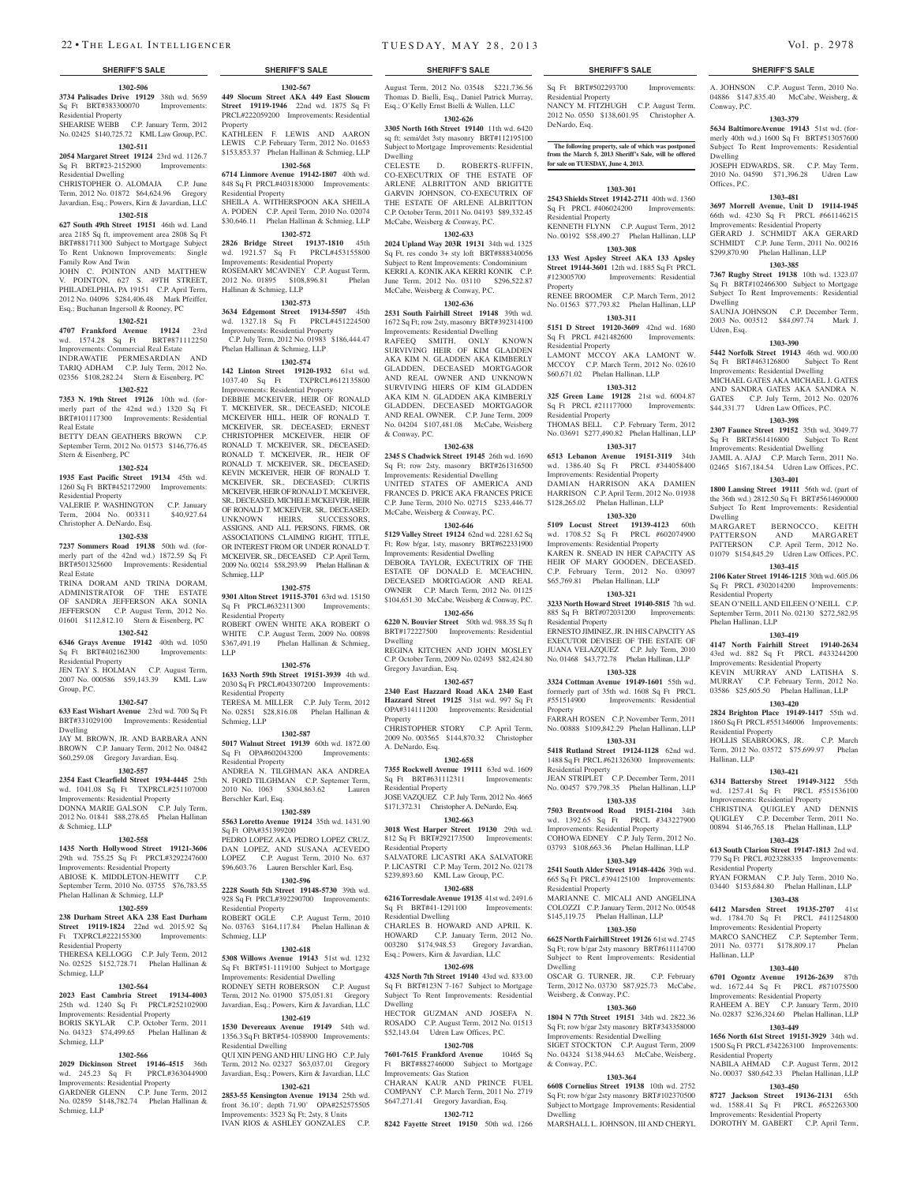## SHERIFF'S SALE

**1302-506**

**3734 Palisades Drive 19129** 38th wd. 5659 Sq Ft BRT#383300070 Improvements: Residential Property

SHEARISE WEBB C.P. January Term, 2012 No. 02425 $140,725.72 KML Law Group, P.C.

**1302-511**

**2054 Margaret Street 19124** 23rd wd. 1126.7 Sq Ft BRT#23-2152900 Improvements: Residential Dwelling

CHRISTOPHER O. ALOMAJA C.P. June Term, 2012 No. 01872 $64,624.96 Gregory Javardian, Esq.; Powers, Kirn & Javardian, LLC

**1302-518**

**627 South 49th Street 19151** 46th wd. Land area 2185 Sq ft, improvement area 2808 Sq Ft BRT#881711300 Subject to Mortgage Subject To Rent Unknown Improvements: Single Family Row And Twin

JOHN C. POINTON AND MATTHEW V. POINTON, 627 S. 49TH STREET, PHILADELPHIA, PA 19151 C.P. April Term, 2012 No. 04096 $284,406.48 Mark Pfeiffer, Esq.; Buchanan Ingersoll & Rooney, PC

**1302-521**

**4707 Frankford Avenue 19124** 23rd wd. 1574.28 Sq Ft BRT#871112250 Improvements: Commercial Real Estate

INDRAWATIE PERMESARDIAN AND TARIQ ADHAM C.P. July Term, 2012 No. 02356 $108,282.24 Stern & Eisenberg, PC

**1302-522**

**7353 N. 19th Street 19126** 10th wd. (formerly part of the 42nd wd.) 1320 Sq Ft BRT#101117300 Improvements: Residential Real Estate

BETTY DEAN GEATHERS BROWN C.P. September Term, 2012 No. 01573 $146,776.45 Stern & Eisenberg, PC

**1302-524**

**1935 East Pacific Street 19134** 45th wd. 1260 Sq Ft BRT#452172900 Improvements: Residential Property

VALERIE P. WASHINGTON C.P. January Term, 2004 No. 003311 $40,927.64 Christopher A. DeNardo, Esq.

**1302-538**

**7237 Sommers Road 19138** 50th wd. (formerly part of the 42nd wd.) 1872.59 Sq Ft BRT#501325600 Improvements: Residential Real Estate

TRINA DORAM AND TRINA DORAM, ADMINISTRATOR OF THE ESTATE OF SANDRA JEFFERSON AKA SONIA JEFFERSON C.P. August Term, 2012 No. 01601 $112,812.10 Stern & Eisenberg, PC

**1302-542**

**6346 Grays Avenue 19142** 40th wd. 1050 Sq Ft BRT#402162300 Improvements: Residential Property

JEN TAY S. HOLMAN C.P. August Term, 2007 No. 000586 $59,143.39 KML Law Group, P.C.

**1302-547**

**633 East Wishart Avenue** 23rd wd. 700 Sq Ft BRT#331029100 Improvements: Residential Dwelling

JAY M. BROWN, JR. AND BARBARA ANN BROWN C.P. January Term, 2012 No. 04842 $60,259.08 Gregory Javardian, Esq.

**1302-557**

**2354 East Clearfield Street 19134-4445** 25th wd. 1041.08 Sq Ft TXPRCL#251107000 Improvements: Residential Property

DONNA MARIE GALSON C.P. July Term, 2012 No. 01841 $88,278.65 Phelan Hallinan & Schmieg, LLP

**1302-558**

**1435 North Hollywood Street 19121-3606** 29th wd. 755.25 Sq Ft PRCL#3292247600 Improvements: Residential Property

ABIOSE K. MIDDLETON-HEWITT C.P. September Term, 2010 No. 03755 $76,783.55 Phelan Hallinan & Schmieg, LLP

**1302-559**

**238 Durham Street AKA 238 East Durham Street 19119-1824** 22nd wd. 2015.92 Sq Ft TXPRCL#222155300 Improvements: Residential Property

THERESA KELLOGG C.P. July Term, 2012 No. 02525 $152,728.71 Phelan Hallinan & Schmieg, LLP

**1302-564**

**2023 East Cambria Street 19134-4003** 25th wd. 1240 Sq Ft PRCL#252102900 Improvements: Residential Property

BORIS SKYLAR C.P. October Term, 2011 No. 04323 $74,499.65 Phelan Hallinan & Schmieg, LLP

**1302-566**

**2029 Dickinson Street 19146-4515** 36th wd. 245.23 Sq Ft PRCL#363044900 Improvements: Residential Property

GARDNER GLENN C.P. June Term, 2012 No. 02859 $148,782.74 Phelan Hallinan & Schmieg, LLP

**1302-567**

**449 Sloucm Street AKA 449 East Sloucm Street 19119-1946** 22nd wd. 1875 Sq Ft PRCL#222059200 Improvements: Residential Property

KATHLEEN F. LEWIS AND AARON LEWIS C.P. February Term, 2012 No. 01653 $153,853.37 Phelan Hallinan & Schmieg, LLP

**1302-568**

**6714 Linmore Avenue 19142-1807** 40th wd. 848 Sq Ft PRCL#403183000 Improvements: Residential Property

SHEILA A. WITHERSPOON AKA SHEILA A. PODEN C.P. April Term, 2010 No. 02074 $30,646.11 Phelan Hallinan & Schmieg, LLP

**1302-572**

**2826 Bridge Street 19137-1810** 45th wd. 1921.57 Sq Ft PRCL#453155800 Improvements: Residential Property

ROSEMARY MCAVINEY C.P. August Term, 2012 No. 01895 $108,896.81 Phelan Hallinan & Schmieg, LLP

**1302-573**

**3634 Edgemont Street 19134-5507** 45th wd. 1327.18 Sq Ft PRCL#451224500 Improvements: Residential Property

C.P. July Term, 2012 No. 01983 $186,444.47 Phelan Hallinan & Schmieg, LLP

**1302-574**

**142 Linton Street 19120-1932** 61st wd. 1037.40 Sq Ft TXPRCL#612135800 Improvements: Residential Property

DEBBIE MCKEIVER, HEIR OF RONALD T. MCKEIVER, SR., DECEASED; NICOLE MCKEIVER HILL, HEIR OF RONALD T. MCKEIVER, SR. DECEASED; ERNEST CHRISTOPHER MCKEIVER, HEIR OF RONALD T. MCKEIVER, SR., DECEASED; RONALD T. MCKEIVER, JR., HEIR OF RONALD T. MCKEIVER, SR., DECEASED; KEVIN MCKEIVER, HEIR OF RONALD T. MCKEIVER, SR., DECEASED; CURTIS MCKEIVER, HEIR OF RONALD T. MCKEIVER, SR., DECEASED; MICHELE MCKEIVER, HEIR OF RONALD T. MCKEIVER, SR., DECEASED; UNKNOWN HEIRS, SUCCESSORS, ASSIGNS, AND ALL PERSONS, FIRMS, OR ASSOCIATIONS CLAIMING RIGHT, TITLE, OR INTEREST FROM OR UNDER RONALD T. MCKEIVER, SR., DECEASED C.P. April Term, 2009 No. 00214 $58,293.99 Phelan Hallinan & Schmieg, LLP

**1302-575**

**9301 Alton Street 19115-3701** 63rd wd. 15150 Sq Ft PRCL#632311300 Improvements: Residential Property

ROBERT OWEN WHITE AKA ROBERT O WHITE C.P. August Term, 2009 No. 00898 $367,491.19 Phelan Hallinan & Schmieg, LLP

**1302-576**

**1633 North 59th Street 19151-3939** 4th wd. 2030 Sq Ft PRCL#043307200 Improvements: Residential Property

TERESA M. MILLER C.P. July Term, 2012 No. 02851 $28,816.08 Phelan Hallinan & Schmieg, LLP

**1302-587**

**5017 Walnut Street 19139** 60th wd. 1872.00 Sq Ft OPA#602043200 Improvements: Residential Property

ANDREA N. TILGHMAN AKA ANDREA N. FORD TILGHMAN C.P. September Term, 2010 No. 1063 $304,863.62 Lauren Berschler Karl, Esq.

**1302-589**

**5563 Loretto Avenue 19124** 35th wd. 1431.90 Sq Ft OPA#351399200

PEDRO LOPEZ AKA PEDRO LOPEZ CRUZ, DAN LOPEZ, AND SUSANA ACEVEDO LOPEZ C.P. August Term, 2010 No. 637 $96,603.76 Lauren Berschler Karl, Esq.

**1302-596**

**2228 South 5th Street 19148-5730** 39th wd. 928 Sq Ft PRCL#392290700 Improvements: Residential Property

ROBERT OGLE C.P. August Term, 2010 No. 03763 $164,117.84 Phelan Hallinan & Schmieg, LLP

**1302-618**

**5308 Willows Avenue 19143** 51st wd. 1232 Sq Ft BRT#51-1119100 Subject to Mortgage Improvements: Residential Dwelling

RODNEY SETH ROBERSON C.P. August Term, 2012 No. 01900 $75,051.81 Gregory Javardian, Esq.; Powers, Kirn & Javardian, LLC

**1302-619**

**1530 Devereaux Avenue 19149** 54th wd. 1356.3 Sq Ft BRT#54-1058900 Improvements: Residential Dwelling

QUI XIN PENG AND HIU LING HO C.P. July Term, 2012 No. 02327 $63,037.01 Gregory Javardian, Esq.; Powers, Kirn & Javardian, LLC

**1302-621**

**2853-55 Kensington Avenue 19134** 25th wd. front 36.10'; depth 71.90' OPA#252575505 Improvements: 3523 Sq Ft; 2sty, 8 Units

IVAN RIOS & ASHLEY GONZALES C.P. August Term, 2012 No. 03548 $221,736.56 Thomas D. Bielli, Esq., Daniel Patrick Murray, Esq.; O'Kelly Ernst Bielli & Wallen, LLC

**1302-626**

**3305 North 16th Street 19140** 11th wd. 6420 sq ft; semi/det 3sty masonry BRT#112195100 Subject to Mortgage Improvements: Residential Dwelling

CELESTE D. ROBERTS-RUFFIN, CO-EXECUTRIX OF THE ESTATE OF ARLENE ALBRITTON AND BRIGITTE GARVIN JOHNSON, CO-EXECUTRIX OF THE ESTATE OF ARLENE ALBRITTON C.P. October Term, 2011 No. 04193 $89,332.45 McCabe, Weisberg & Conway, P.C.

**1302-633**

**2024 Upland Way 203R 19131** 34th wd. 1325 Sq Ft, res condo 3+ sty loft BRT#888340056 Subject to Rent Improvements: Condominium

KERRI A. KONIK AKA KERRI KONIK C.P. June Term, 2012 No. 03110 $296,522.87 McCabe, Weisberg & Conway, P.C.

**1302-636**

**2531 South Fairhill Street 19148** 39th wd. 1672 Sq Ft; row 2sty, masonry BRT#392314100 Improvements: Residential Dwelling

RAFEEQ SMITH, ONLY KNOWN SURVIVING HEIR OF KIM GLADDEN AKA KIM N. GLADDEN AKA KIMBERLY GLADDEN, DECEASED MORTGAGOR AND REAL OWNER AND UNKNOWN SURVIVING HIERS OF KIM GLADDEN AKA KIM N. GLADDEN AKA KIMBERLY GLADDEN, DECEASED MORTGAGOR AND REAL OWNER. C.P. June Term, 2009 No. 04204 $107,481.08 McCabe, Weisberg & Conway, P.C.

**1302-638**

**2345 S Chadwick Street 19145** 26th wd. 1690 Sq Ft; row 2sty, masonry BRT#261316500 Improvements: Residential Dwelling

UNITED STATES OF AMERICA AND FRANCES D. PRICE AKA FRANCES PRICE C.P. June Term, 2010 No. 02715 $233,446.77 McCabe, Weisberg & Conway, P.C.

**1302-646**

**5129 Valley Street 19124** 62nd wd. 2281.62 Sq Ft; Row b/gar, 1sty, masonry BRT#622331900 Improvements: Residential Dwelling

DEBORA TAYLOR, EXECUTRIX OF THE ESTATE OF DONALD E. MCEACHIN, DECEASED MORTGAGOR AND REAL OWNER C.P. March Term, 2012 No. 01125 $104,651.30 McCabe, Weisberg & Conway, P.C.

**1302-656**

**6220 N. Bouvier Street** 50th wd. 988.35 Sq Ft BRT#172227500 Improvements: Residential Dwelling

REGINA KITCHEN AND JOHN MOSLEY C.P. October Term, 2009 No. 02493 $82,424.80 Gregory Javardian, Esq.

**1302-657**

**2340 East Hazzard Road AKA 2340 East Hazzard Street 19125** 31st wd. 997 Sq Ft OPA#314111200 Improvements: Residential Property

CHRISTOPHER STORY C.P. April Term, 2009 No. 003565 $144,870.32 Christopher A. DeNardo, Esq.

**1302-658**

**7355 Rockwell Avenue 19111** 63rd wd. 1609 Sq Ft BRT#631112311 Improvements: Residential Property

JOSE VAZQUEZ C.P. July Term, 2012 No. 4665 $171,372.31 Christopher A. DeNardo, Esq.

**1302-663**

**3018 West Harper Street 19130** 29th wd. 812 Sq Ft BRT#292173500 Improvements: Residential Property

SALVATORE LICASTRI AKA SALVATORE P. LICASTRI C.P. May Term, 2012 No. 02178 $239,893.60 KML Law Group, P.C.

**1302-688**

**6216 Torresdale Avenue 19135** 41st wd. 2491.6 Sq Ft BRT#41-1291100 Improvements: Residential Dwelling

CHARLES B. HOWARD AND APRIL K. HOWARD C.P. January Term, 2012 No. 003280 $174,948.53 Gregory Javardian, Esq.; Powers, Kirn & Javardian, LLC

**1302-698**

**4325 North 7th Street 19140** 43rd wd. 833.00 Sq Ft BRT#123N 7-167 Subject to Mortgage Subject To Rent Improvements: Residential Dwelling

HECTOR GUZMAN AND JOSEFA N. ROSADO C.P. August Term, 2012 No. 01513 $52,143.04 Udren Law Offices, P.C.

**1302-708**

**7601-7615 Frankford Avenue** 10465 Sq Ft BRT#882746000 Subject to Mortgage Improvements: Gas Station

CHARAN KAUR AND PRINCE FUEL COMPANY C.P. March Term, 2011 No. 2719 $647,271.41 Gregory Javardian, Esq.

**1302-712**

**8242 Fayette Street 19150** 50th wd. 1266 Sq Ft BRT#502293700 Improvements: Residential Property

NANCY M. FITZHUGH C.P. August Term, 2012 No. 0550 $138,601.95 Christopher A. DeNardo, Esq.

**The following property, sale of which was postponed from the March 5, 2013 Sheriff's Sale, will be offered for sale on TUESDAY, June 4, 2013.**

**1303-301**

**2543 Shields Street 19142-2711** 40th wd. 1360 Sq Ft PRCL #406024200 Improvements: Residential Property

KENNETH FLYNN C.P. August Term, 2012 No. 00192 $58,490.27 Phelan Hallinan, LLP

**1303-308**

**133 West Apsley Street AKA 133 Apsley Street 19144-3601** 12th wd. 1885 Sq Ft PRCL #123005700 Improvements: Residential Property

RENEE BROOMER C.P. March Term, 2012 No. 01563 $77,793.82 Phelan Hallinan, LLP

**1303-311**

**5151 D Street 19120-3609** 42nd wd. 1680 Sq Ft PRCL #421482600 Improvements: Residential Property

LAMONT MCCOY AKA LAMONT W. MCCOY C.P. March Term, 2012 No. 02610 $60,671.02 Phelan Hallinan, LLP

**1303-312**

**325 Green Lane 19128** 21st wd. 6004.87 Sq Ft PRCL #211177000 Improvements: Residential Property

THOMAS BELL C.P. February Term, 2012 No. 03691 $277,490.82 Phelan Hallinan, LLP

**1303-317**

**6513 Lebanon Avenue 19151-3119** 34th wd. 1386.40 Sq Ft PRCL #344058400 Improvements: Residential Property

DAMIAN HARRISON AKA DAMIEN HARRISON C.P. April Term, 2012 No. 01938 $128,265.02 Phelan Hallinan, LLP

**1303-320**

**5109 Locust Street 19139-4123** 60th wd. 1708.52 Sq Ft PRCL #602074900 Improvements: Residential Property

KAREN R. SNEAD IN HER CAPACITY AS HEIR OF MARY GOODEN, DECEASED. C.P. February Term, 2012 No. 03097 $65,769.81 Phelan Hallinan, LLP

**1303-321**

**3233 North Howard Street 19140-5815** 7th wd. 885 Sq Ft BRT#072031200 Improvements: Residential Property

ERNESTO JIMINEZ, JR. IN HIS CAPACITY AS EXECUTOR DEVISEE OF THE ESTATE OF JUANA VELAZQUEZ C.P. July Term, 2010 No. 01468 $43,772.78 Phelan Hallinan, LLP

**1303-328**

**3324 Cottman Avenue 19149-1601** 55th wd. formerly part of 35th wd. 1608 Sq Ft PRCL #551514900 Improvements: Residential Property

FARRAH ROSEN C.P. November Term, 2011 No. 00888 $109,842.29 Phelan Hallinan, LLP

**1303-331**

**5418 Rutland Street 19124-1128** 62nd wd. 1488 Sq Ft PRCL #621326300 Improvements: Residential Property

JEAN STRIPLET C.P. December Term, 2011 No. 00457 $79,798.35 Phelan Hallinan, LLP

**1303-335**

**7503 Brentwood Road 19151-2104** 34th wd. 1392.65 Sq Ft PRCL #343227900 Improvements: Residential Property

COHOWA EDNEY C.P. July Term, 2012 No. 03793 $108,663.36 Phelan Hallinan, LLP

**1303-349**

**2541 South Alder Street 19148-4426** 39th wd. 665 Sq Ft PRCL #394125100 Improvements: Residential Property

MARIANNE C. MICALI AND ANGELINA COLOZZI C.P. January Term, 2012 No. 00548 $145,119.75 Phelan Hallinan, LLP

**1303-350**

**6625 North Fairhill Street 19126** 61st wd. 2745 Sq Ft; row b/gar 2sty masonry BRT#611114700 Subject to Rent Improvements: Residential Dwelling

OSCAR G. TURNER, JR. C.P. February Term, 2012 No. 03730 $87,925.73 McCabe, Weisberg, & Conway, P.C.

**1303-360**

**1804 N 77th Street 19151** 34th wd. 2822.36 Sq Ft; row b/gar 2sty masonry BRT#343358000 Improvements: Residential Dwelling

SIGET STOCKTON C.P. August Term, 2009 No. 04324 $138,944.63 McCabe, Weisberg, & Conway, P.C.

**1303-364**

**6608 Cornelius Street 19138** 10th wd. 2752 Sq Ft; row b/gar 2sty masonry BRT#102370500 Subject to Mortgage Improvements: Residential Dwelling

MARSHALL L. JOHNSON, III AND CHERYL A. JOHNSON C.P. August Term, 2010 No. 04886 $147,835.40 McCabe, Weisberg, & Conway, P.C.

**1303-379**

**5634 BaltimoreAvenue 19143** 51st wd. (formerly 40th wd.) 1600 Sq Ft BRT#513057600 Subject To Rent Improvements: Residential Dwelling

JOSEPH EDWARDS, SR. C.P. May Term, 2010 No. 04590 $71,396.28 Udren Law Offices, P.C.

**1303-481**

**3697 Morrell Avenue, Unit D 19114-1945** 66th wd. 4230 Sq Ft PRCL #661146215 Improvements: Residential Property

GERARD J. SCHMIDT AKA GERARD SCHMIDT C.P. June Term, 2011 No. 00216 $299,870.90 Phelan Hallinan, LLP

**1303-385**

**7367 Rugby Street 19138** 10th wd. 1323.07 Sq Ft BRT#102466300 Subject to Mortgage Subject To Rent Improvements: Residential Dwelling

SAUNJA JOHNSON C.P. December Term, 2003 No. 003512 $84,097.74 Mark J. Udren, Esq.

**1303-390**

**5442 Norfolk Street 19143** 46th wd. 900.00 Sq Ft BRT#463126800 Subject To Rent Improvements: Residential Dwelling

MICHAEL GATES AKA MICHAEL J. GATES AND SANDRA GATES AKA SANDRA N. GATES C.P. July Term, 2012 No. 02076 $44,331.77 Udren Law Offices, P.C.

**1303-398**

**2307 Faunce Street 19152** 35th wd. 3049.77 Sq Ft BRT#561416800 Subject To Rent Improvements: Residential Dwelling

JAMIL A. AJAJ C.P. March Term, 2011 No. 02465 $167,184.54 Udren Law Offices, P.C.

**1303-401**

**1800 Lansing Street 19111** 56th wd. (part of the 35th wd.) 2812.50 Sq Ft BRT#5614690000 Subject To Rent Improvements: Residential Dwelling

MARGARET BERNOCCO, KEITH PATTERSON AND MARGARET PATTERSON C.P. April Term, 2012 No. 01079 $154,845.29 Udren Law Offices, P.C.

**1303-415**

**2106 Kater Street 19146-1215** 30th wd. 605.06 Sq Ft PRCL #302014200 Improvements: Residential Property

SEAN O'NEILL AND EILEEN O'NEILL C.P. September Term, 2011 No. 02130 $272,582.95 Phelan Hallinan, LLP

**1303-419**

**4147 North Fairhill Street 19140-2634** 43rd wd. 882 Sq Ft PRCL #433244200 Improvements: Residential Property

KEVIN MURRAY AND LATISHA S. MURRAY C.P. February Term, 2012 No. 03586 $25,605.50 Phelan Hallinan, LLP

**1303-420**

**2824 Brighton Place 19149-1417** 55th wd. 1860 Sq Ft PRCL #551346006 Improvements: Residential Property

HOLLIS SEABROOKS, JR. C.P. March Term, 2012 No. 03572 $75,699.97 Phelan Hallinan, LLP

**1303-421**

**6314 Battersby Street 19149-3122** 55th wd. 1257.41 Sq Ft PRCL #551536100 Improvements: Residential Property

CHRISTINA QUIGLEY AND DENNIS QUIGLEY C.P. December Term, 2011 No. 00894 $146,765.18 Phelan Hallinan, LLP

**1303-428**

**613 South Clarion Street 19147-1813** 2nd wd. 779 Sq Ft PRCL #023288335 Improvements: Residential Property

RYAN FORMAN C.P. July Term, 2010 No. 03440 $153,684.80 Phelan Hallinan, LLP

**1303-438**

**6412 Marsden Street 19135-2707** 41st wd. 1784.70 Sq Ft PRCL #411254800 Improvements: Residential Property

MARCO SANCHEZ C.P. September Term, 2011 No. 03771 $178,809.17 Phelan Hallinan, LLP

**1303-440**

**6701 Ogontz Avenue 19126-2639** 87th wd. 1672.44 Sq Ft PRCL #871075500 Improvements: Residential Property

RAHEEM A. BEY C.P. January Term, 2010 No. 02837 $236,324.60 Phelan Hallinan, LLP

**1303-449**

**1656 North 61st Street 19151-3929** 34th wd. 1500 Sq Ft PRCL #342263100 Improvements: Residential Property

NABILA AHMAD C.P. August Term, 2012 No. 00037 $80,642.33 Phelan Hallinan, LLP

**1303-450**

**8727 Jackson Street 19136-2131** 65th wd. 1588.41 Sq Ft PRCL #652263300 Improvements: Residential Property

DOROTHY M. GABERT C.P. April Term,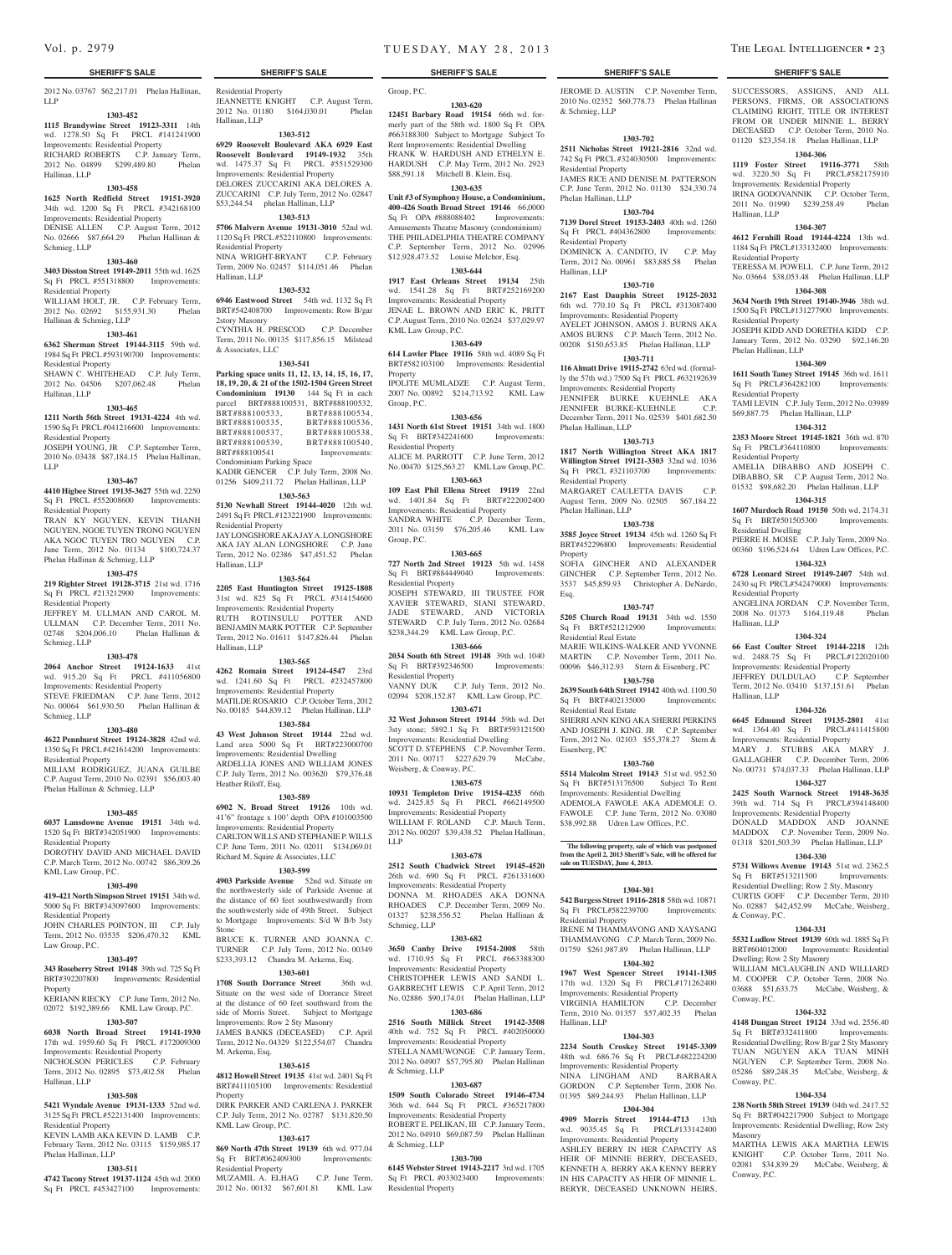**SHERIFF'S SALE**

2012 No. 03767 $62,217.01 Phelan Hallinan, LLP

**1303-452**

**1115 Brandywine Street 19123-3311** 14th wd. 1278.50 Sq Ft PRCL #141241900 Improvements: Residential Property

RICHARD ROBERTS C.P. January Term, 2012 No. 04899 $299,489.80 Phelan Hallinan, LLP

**1303-458**

**1625 North Redfield Street 19151-3920** 34th wd. 1200 Sq Ft PRCL #342168100 Improvements: Residential Property

DENISE ALLEN C.P. August Term, 2012 No. 02666 $87,664.29 Phelan Hallinan & Schmieg, LLP

**1303-460**

**3403 Disston Street 19149-2011** 55th wd. 1625 Sq Ft PRCL #551318800 Improvements: Residential Property

WILLIAM HOLT, JR. C.P. February Term, 2012 No. 02692 $155,931.30 Phelan Hallinan & Schmieg, LLP

**1303-461**

**6362 Sherman Street 19144-3115** 59th wd. 1984 Sq Ft PRCL #593190700 Improvements: Residential Property

SHAWN C. WHITEHEAD C.P. July Term, 2012 No. 04506 $207,062.48 Phelan Hallinan, LLP

**1303-465**

**1211 North 56th Street 19131-4224** 4th wd. 1590 Sq Ft PRCL #041216600 Improvements: Residential Property

JOSEPH YOUNG, JR C.P. September Term, 2010 No. 03438 $87,184.15 Phelan Hallinan, LLP

**1303-467**

**4410 Higbee Street 19135-3627** 55th wd. 2250 Sq Ft PRCL #552008600 Improvements: Residential Property

TRAN KY NGUYEN, KEVIN THANH NGUYEN, NGOE TUYEN TRONG NGUYEN AKA NGOC TUYEN TRO NGUYEN C.P. June Term, 2012 No. 01134 $100,724.37 Phelan Hallinan & Schmieg, LLP

**1303-475**

**219 Righter Street 19128-3715** 21st wd. 1716 Sq Ft PRCL #213212900 Improvements: Residential Property

JEFFREY M. ULLMAN AND CAROL M. ULLMAN C.P. December Term, 2011 No. 02748 $204,006.10 Phelan Hallinan & Schmieg, LLP

**1303-478**

**2064 Anchor Street 19124-1633** 41st wd. 915.20 Sq Ft PRCL #411056800 Improvements: Residential Property

STEVE FRIEDMAN C.P. June Term, 2012 No. 00064 $61,930.50 Phelan Hallinan & Schmieg, LLP

**1303-480**

**4622 Pennhurst Street 19124-3828** 42nd wd. 1350 Sq Ft PRCL #421614200 Improvements: Residential Property

MILIAM RODRIGUEZ, JUANA GUILBE C.P. August Term, 2010 No. 02391 $56,003.40 Phelan Hallinan & Schmieg, LLP

**1303-485**

**6037 Lansdowne Avenue 19151** 34th wd. 1520 Sq Ft BRT#342051900 Improvements: Residential Property

DOROTHY DAVID AND MICHAEL DAVID C.P. March Term, 2012 No. 00742 $86,309.26 KML Law Group, P.C.

**1303-490**

**419-421 North Simpson Street 19151** 34th wd. 5000 Sq Ft BRT#343097600 Improvements: Residential Property

JOHN CHARLES POINTON, III C.P. July Term, 2012 No. 03535 $206,470.32 KML Law Group, P.C.

**1303-497**

**343 Roseberry Street 19148** 39th wd. 725 Sq Ft BRT#392207800 Improvements: Residential Property

KERIANN RIECKY C.P. June Term, 2012 No. 02072 $192,389.66 KML Law Group, P.C.

**1303-507**

**6038 North Broad Street 19141-1930** 17th wd. 1959.60 Sq Ft PRCL #172009300 Improvements: Residential Property

NICHOLSON PERICLES C.P. February Term, 2012 No. 02895 $73,402.58 Phelan Hallinan, LLP

**1303-508**

**5421 Wyndale Avenue 19131-1333** 52nd wd. 3125 Sq Ft PRCL #522131400 Improvements: Residential Property

KEVIN LAMB AKA KEVIN D. LAMB C.P. February Term, 2012 No. 03115 $159,985.17 Phelan Hallinan, LLP

**1303-511**

**4742 Tacony Street 19137-1124** 45th wd. 2000 Sq Ft PRCL #453427100 Improvements: Residential Property

JEANNETTE KNIGHT C.P. August Term, 2012 No. 01180 $164,030.01 Phelan Hallinan, LLP

**1303-512**

**6929 Roosevelt Boulevard AKA 6929 East Roosevelt Boulevard 19149-1932** 35th wd. 1475.37 Sq Ft PRCL #551529300 Improvements: Residential Property

DELORES ZUCCARINI AKA DELORES A. ZUCCARINI C.P. July Term, 2012 No. 02847 $53,244.54 phelan Hallinan, LLP

**1303-513**

**5706 Malvern Avenue 19131-3010** 52nd wd. 1120 Sq Ft PRCL #522110800 Improvements: Residential Property

NINA WRIGHT-BRYANT C.P. February Term, 2009 No. 02457 $114,051.46 Phelan Hallinan, LLP

**1303-532**

**6946 Eastwood Street** 54th wd. 1132 Sq Ft BRT#542408700 Improvements: Row B/gar 2story Masonry

CYNTHIA H. PRESCOD C.P. December Term, 2011 No. 00135 $117,856.15 Milstead & Associates, LLC

**1303-541**

**Parking space units 11, 12, 13, 14, 15, 16, 17, 18, 19, 20, & 21 of the 1502-1504 Green Street Condominium 19130** 144 Sq Ft in each parcel BRT#888100531, BRT#888100532, BRT#888100533, BRT#888100534, BRT#888100535, BRT#888100536, BRT#888100537, BRT#888100538, BRT#888100539, BRT#888100540, BRT#888100541 Improvements: Condominium Parking Space

KADIR GENCER C.P. July Term, 2008 No. 01256 $409,211.72 Phelan Hallinan, LLP

**1303-563**

**5130 Newhall Street 19144-4020** 12th wd. 2491 Sq Ft PRCL #123221900 Improvements: Residential Property

JAY LONGSHORE AKA JAY A. LONGSHORE AKA JAY ALAN LONGSHORE C.P. June Term, 2012 No. 02386 $47,451.52 Phelan Hallinan, LLP

**1303-564**

**2205 East Huntington Street 19125-1808** 31st wd. 825 Sq Ft PRCL #314154600 Improvements: Residential Property

RUTH ROTINSULU POTTER AND BENJAMIN MARK POTTER C.P. September Term, 2012 No. 01611 $147,826.44 Phelan Hallinan, LLP

**1303-565**

**4262 Romain Street 19124-4547** 23rd wd. 1241.60 Sq Ft PRCL #232457800 Improvements: Residential Property

MATILDE ROSARIO C.P. October Term, 2012 No. 00185 $44,839.12 Phelan Hallinan, LLP

**1303-584**

**43 West Johnson Street 19144** 22nd wd. Land area 5000 Sq Ft BRT#223000700 Improvements: Residential Dwelling

ARDELLIA JONES AND WILLIAM JONES C.P. July Term, 2012 No. 003620 $79,376.48 Heather Riloff, Esq.

**1303-589**

**6902 N. Broad Street 19126** 10th wd. 41'6" frontage x 100' depth OPA #101003500 Improvements: Residential Property

CARLTON WILLS AND STEPHANIE P. WILLS C.P. June Term, 2011 No. 02011 $134,069.01 Richard M. Squire & Associates, LLC

**1303-599**

**4903 Parkside Avenue** 52nd wd. Situate on the northwesterly side of Parkside Avenue at the distance of 60 feet southwestwardly from the southwesterly side of 49th Street. Subject to Mortgage Improvements: S/d W B/b 3sty Stone

BRUCE K. TURNER AND JOANNA C. TURNER C.P. July Term, 2012 No. 00349 $233,393.12 Chandra M. Arkema, Esq.

**1303-601**

**1708 South Dorrance Street** 36th wd. Situate on the west side of Dorrance Street at the distance of 60 feet southward from the side of Morris Street. Subject to Mortgage Improvements: Row 2 Sty Masonry

JAMES BANKS (DECEASED) C.P. April Term, 2012 No. 04329 $122,554.07 Chandra M. Arkema, Esq.

**1303-615**

**4812 Howell Street 19135** 41st wd. 2401 Sq Ft BRT#411105100 Improvements: Residential Property

DIRK PARKER AND CARLENA J. PARKER C.P. July Term, 2012 No. 02787 $131,820.50 KML Law Group, P.C.

**1303-617**

**869 North 47th Street 19139** 6th wd. 977.04 Sq Ft BRT#062409300 Improvements: Residential Property

MUZAMIL A. ELHAG C.P. June Term, 2012 No. 00132 $67,601.81 KML Law Group, P.C.

**1303-620**

**12451 Barbary Road 19154** 66th wd. formerly part of the 58th wd. 1800 Sq Ft OPA #663188300 Subject to Mortgage Subject To Rent Improvements: Residential Dwelling

FRANK W. HARDUSH AND ETHELYN E. HARDUSH C.P. May Term, 2012 No. 2923 $88,591.18 Mitchell B. Klein, Esq.

**1303-635**

**Unit #3 of Symphony House, a Condominium, 400-426 South Broad Street 19146** 66,0000 Sq Ft OPA #888088402 Improvements: Amusements Theatre Masonry (condominium)

THE PHILADELPHIA THEATRE COMPANY C.P. September Term, 2012 No. 02996 $12,928,473.52 Louise Melchor, Esq.

**1303-644**

**1917 East Orleans Street 19134** 25th wd. 1541.28 Sq Ft BRT#252169200 Improvements: Residential Property

JENAE L. BROWN AND ERIC K. PRITT C.P. August Term, 2010 No. 02624 $37,029.97 KML Law Group, P.C.

**1303-649**

**614 Lawler Place 19116** 58th wd. 4089 Sq Ft BRT#582103100 Improvements: Residential Property

IPOLITE MUMLADZE C.P. August Term, 2007 No. 00892 $214,713.92 KML Law Group, P.C.

**1303-656**

**1431 North 61st Street 19151** 34th wd. 1800 Sq Ft BRT#342241600 Improvements: Residential Property

ALICE M. PARROTT C.P. June Term, 2012 No. 00470 $125,563.27 KML Law Group, P.C.

**1303-663**

**109 East Phil Ellena Street 19119** 22nd wd. 1401.84 Sq Ft BRT#222002400 Improvements: Residential Property

SANDRA WHITE C.P. December Term, 2011 No. 03159 $76,205.46 KML Law Group, P.C.

**1303-665**

**727 North 2nd Street 19123** 5th wd. 1458 Sq Ft BRT#884449040 Improvements: Residential Property

JOSEPH STEWARD, III TRUSTEE FOR XAVIER STEWARD, SIANI STEWARD, JADE STEWARD, AND VICTORIA STEWARD C.P. July Term, 2012 No. 02684 $238,344.29 KML Law Group, P.C.

**1303-666**

**2034 South 6th Street 19148** 39th wd. 1040 Sq Ft BRT#392346500 Improvements: Residential Property

VANNY DUK C.P. July Term, 2012 No. 02094 $208,152.87 KML Law Group, P.C.

**1303-671**

**32 West Johnson Street 19144** 59th wd. Det 3sty stone; 5892.1 Sq Ft BRT#593121500 Improvements: Residential Dwelling

SCOTT D. STEPHENS C.P. November Term, 2011 No. 00717 $227,629.79 McCabe, Weisberg, & Conway, P.C.

**1303-675**

**10931 Templeton Drive 19154-4235** 66th wd. 2425.85 Sq Ft PRCL #662149500 Improvements: Residential Property

WILLIAM F. ROLAND C.P. March Term, 2012 No. 00207 $39,438.52 Phelan Hallinan, LLP

**1303-678**

**2512 South Chadwick Street 19145-4520** 26th wd. 690 Sq Ft PRCL #261331600 Improvements: Residential Property

DONNA M. RHOADES AKA DONNA RHOADES C.P. December Term, 2009 No. 01327 $238,556.52 Phelan Hallinan & Schmieg, LLP

**1303-682**

**3650 Canby Drive 19154-2008** 58th wd. 1710.95 Sq Ft PRCL #663388300 Improvements: Residential Property

CHRISTOPHER LEWIS AND SANDI L. GARBRECHT LEWIS C.P. April Term, 2012 No. 02886 $90,174.01 Phelan Hallinan, LLP

**1303-686**

**2516 South Millick Street 19142-3508** 40th wd. 752 Sq Ft PRCL #402050000 Improvements: Residential Property

STELLA NAMUWONGE C.P. January Term, 2012 No. 04907 $57,795.80 Phelan Hallinan & Schmieg, LLP

**1303-687**

**1509 South Colorado Street 19146-4734** 36th wd. 644 Sq Ft PRCL #365217800 Improvements: Residential Property

ROBERT E. PELIKAN, III C.P. January Term, 2012 No. 04910 $69,087.59 Phelan Hallinan & Schmieg, LLP

**1303-700**

**6145 Webster Street 19143-2217** 3rd wd. 1705 Sq Ft PRCL #033023400 Improvements: Residential Property

JEROME D. AUSTIN C.P. November Term, 2010 No. 02352 $60,778.73 Phelan Hallinan & Schmieg, LLP

**1303-702**

**2511 Nicholas Street 19121-2816** 32nd wd. 742 Sq Ft PRCL #324030500 Improvements: Residential Property

JAMES RICE AND DENISE M. PATTERSON C.P. June Term, 2012 No. 01130 $24,330.74 Phelan Hallinan, LLP

**1303-704**

**7139 Dorel Street 19153-2403** 40th wd. 1260 Sq Ft PRCL #404362800 Improvements: Residential Property

DOMINICK A. CANDITO, IV C.P. May Term, 2012 No. 00961 $83,885.58 Phelan Hallinan, LLP

**1303-710**

**2167 East Dauphin Street 19125-2032** 6th wd. 770.10 Sq Ft PRCL #313087400 Improvements: Residential Property

AYELET JOHNSON, AMOS J. BURNS AKA AMOS BURNS C.P. March Term, 2012 No. 00208 $150,653.85 Phelan Hallinan, LLP

**1303-711**

**116 Almatt Drive 19115-2742** 63rd wd. (formally the 57th wd.) 7500 Sq Ft PRCL #632192639 Improvements: Residential Property

JENNIFER BURKE KUEHNLE AKA JENNIFER BURKE-KUEHNLE C.P. December Term, 2011 No. 02539 $401,682.50 Phelan Hallinan, LLP

**1303-713**

**1817 North Willington Street AKA 1817 Willington Street 19121-3303** 32nd wd. 1036 Sq Ft PRCL #321103700 Improvements: Residential Property

MARGARET CAULETTA DAVIS C.P. August Term, 2009 No. 02505 $67,184.22 Phelan Hallinan, LLP

**1303-738**

**3585 Joyce Street 19134** 45th wd. 1260 Sq Ft BRT#452296800 Improvements: Residential Property

SOFIA GINCHER AND ALEXANDER GINCHER C.P. September Term, 2012 No. 3537 $45,859.93 Christopher A. DeNardo, Esq.

**1303-747**

**5205 Church Road 19131** 34th wd. 1550 Sq Ft BRT#521212900 Improvements: Residential Real Estate

MARIE WILKINS-WALKER AND YVONNE MARTIN C.P. November Term, 2011 No. 00096 $46,312.93 Stern & Eisenberg, PC

**1303-750**

**2639 South 64th Street 19142** 40th wd. 1100.50 Sq Ft BRT#402135000 Improvements: Residential Real Estate

SHERRI ANN KING AKA SHERRI PERKINS AND JOSEPH J. KING. JR C.P. September Term, 2012 No. 02103 $55,378.27 Stern & Eisenberg, PC

**1303-760**

**5514 Malcolm Street 19143** 51st wd. 952.50 Sq Ft BRT#513176500 Subject To Rent Improvements: Residential Dwelling

ADEMOLA FAWOLE AKA ADEMOLE O. FAWOLE C.P. June Term, 2012 No. 03080 $38,992.88 Udren Law Offices, P.C.

**The following property, sale of which was postponed from the April 2, 2013 Sheriff's Sale, will be offered for sale on TUESDAY, June 4, 2013.**

**1304-301**

**542 Burgess Street 19116-2818** 58th wd. 10871 Sq Ft PRCL #582239700 Improvements: Residential Property

IRENE M THAMMAVONG AND XAYSANG THAMMAVONG C.P. March Term, 2009 No. 01759 $261,987.89 Phelan Hallinan, LLP

**1304-302**

**1967 West Spencer Street 19141-1305** 17th wd. 1320 Sq Ft PRCL #171262400 Improvements: Residential Property

VIRGINIA HAMILTON C.P. December Term, 2010 No. 01357 $57,402.35 Phelan Hallinan, LLP

**1304-303**

**2234 South Croskey Street 19145-3309** 48th wd. 686.76 Sq Ft PRCL #482224200 Improvements: Residential Property

NINA LINGHAM AND BARBARA GORDON C.P. September Term, 2008 No. 01395 $89,244.93 Phelan Hallinan, LLP

**1304-304**

**4909 Morris Street 19144-4713** 13th wd. 9035.45 Sq Ft PRCL #133142400 Improvements: Residential Property

ASHLEY BERRY IN HER CAPACITY AS HEIR OF MINNIE BERRY, DECEASED, KENNETH A. BERRY AKA KENNY BERRY IN HIS CAPACITY AS HEIR OF MINNIE L. BERYR, DECEASED UNKNOWN HEIRS, SUCCESSORS, ASSIGNS, AND ALL PERSONS, FIRMS, OR ASSOCIATIONS CLAIMING RIGHT, TITLE OR INTEREST FROM OR UNDER MINNIE L. BERRY DECEASED C.P. October Term, 2010 No. 01120 $23,354.18 Phelan Hallinan, LLP

**1304-306**

**1119 Foster Street 19116-3771** 58th wd. 3220.50 Sq Ft PRCL #582175910 Improvements: Residential Property

IRINA GODOVANNIK C.P. October Term, 2011 No. 01990 $239,258.49 Phelan Hallinan, LLP

**1304-307**

**4612 Fernhill Road 19144-4224** 13th wd. 1184 Sq Ft PRCL #133132400 Improvements: Residential Property

TERESSA M. POWELL C.P. June Term, 2012 No. 03664 $38,053.48 Phelan Hallinan, LLP

**1304-308**

**3634 North 19th Street 19140-3946** 38th wd. 1500 Sq Ft PRCL #131277900 Improvements: Residential Property

JOSEPH KIDD AND DORETHA KIDD C.P. January Term, 2012 No. 03290 $92,146.20 Phelan Hallinan, LLP

**1304-309**

**1611 South Taney Street 19145** 36th wd. 1611 Sq Ft PRCL #364282100 Improvements: Residential Property

TAMI LEVIN C.P. July Term, 2012 No. 03989 $69,887.75 Phelan Hallinan, LLP

**1304-312**

**2353 Moore Street 19145-1821** 36th wd. 870 Sq Ft PRCL #364110800 Improvements: Residential Property

AMELIA DIBABBO AND JOSEPH C. DIBABBO, SR C.P. August Term, 2012 No. 01532 $98,682.20 Phelan Hallinan, LLP

**1304-315**

**1607 Murdoch Road 19150** 50th wd. 2174.31 Sq Ft BRT#501505300 Improvements: Residential Dwelling

PIERRE H. MOISE C.P. July Term, 2009 No. 00360 $196,524.64 Udren Law Offices, P.C.

**1304-323**

**6728 Leonard Street 19149-2407** 54th wd. 2430 sq Ft PRCL #542479000 Improvements: Residential Property

ANGELINA JORDAN C.P. November Term, 2008 No. 01373 $164,119.48 Phelan Hallinan, LLP

**1304-324**

**66 East Coulter Street 19144-2218** 12th wd. 2488.75 Sq Ft PRCL #122020100 Improvements: Residential Property

JEFFREY DULDULAO C.P. September Term, 2012 No. 03410 $137,151.61 Phelan Hallinan, LLP

**1304-326**

**6645 Edmund Street 19135-2801** 41st wd. 1364.40 Sq Ft PRCL #411415800 Improvements: Residential Property

MARY J. STUBBS AKA MARY J. GALLAGHER C.P. December Term, 2006 No. 00731 $74,037.33 Phelan Hallinan, LLP

**1304-327**

**2425 South Warnock Street 19148-3635** 39th wd. 714 Sq Ft PRCL #394148400 Improvements: Residential Property

DONALD MADDOX AND JOANNE MADDOX C.P. November Term, 2009 No. 01318 $201,503.39 Phelan Hallinan, LLP

**1304-330**

**5731 Willows Avenue 19143** 51st wd. 2362.5 Sq Ft BRT#513211500 Improvements: Residential Dwelling; Row 2 Sty, Masonry

CURTIS GOFF C.P. December Term, 2010 No. 02887 $42,452.99 McCabe, Weisberg, & Conway, P.C.

**1304-331**

**5532 Ludlow Street 19139** 60th wd. 1885 Sq Ft BRT#604012000 Improvements: Residential Dwelling; Row 2 Sty Masonry

WILLIAM MCLAUGHLIN AND WILLIARD M. COOPER C.P. October Term, 2008 No. 03688 $51,633.75 McCabe, Weisberg, & Conway, P.C.

**1304-332**

**4148 Dungan Street 19124** 33rd wd. 2556.40 Sq Ft BRT#332411800 Improvements: Residential Dwelling; Row B/gar 2 Sty Masonry

TUAN NGUYEN AKA TUAN MINH NGUYEN C.P. September Term, 2008 No. 05286 $89,248.35 McCabe, Weisberg, & Conway, P.C.

**1304-334**

**238 North 58th Street 19139** 04th wd. 2417.52 Sq Ft BRT#042217900 Subject to Mortgage Improvements: Residential Dwelling; Row 2sty Masonry

MARTHA LEWIS AKA MARTHA LEWIS KNIGHT C.P. October Term, 2011 No. 02081 $34,839.29 McCabe, Weisberg, & Conway, P.C.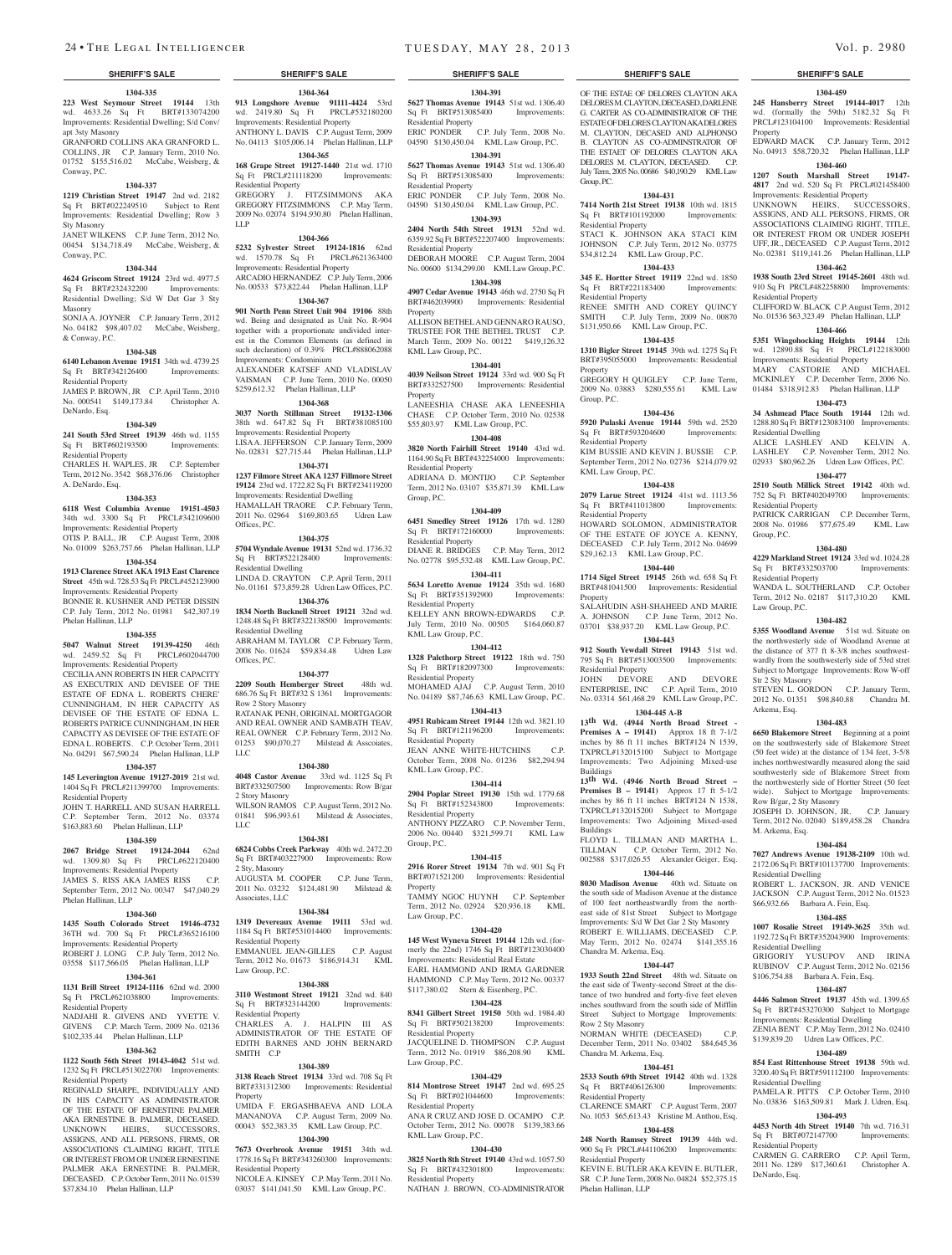## SHERIFF'S SALE

**1304-335**

**223 West Seymour Street 19144** 13th wd. 4633.26 Sq Ft BRT#133074200 Improvements: Residential Dwelling; S/d Conv/ apt 3sty Masonry

GRANFORD COLLINS AKA GRANFORD L. COLLINS, JR C.P. January Term, 2010 No. 01752 $155,516.02 McCabe, Weisberg, & Conway, P.C.

**1304-337**

**1219 Christian Street 19147** 2nd wd. 2182 Sq Ft BRT#022249510 Subject to Rent Improvements: Residential Dwelling; Row 3 Sty Masonry

JANET WILKENS C.P. June Term, 2012 No. 00454 $134,718.49 McCabe, Weisberg, & Conway, P.C.

**1304-344**

**4624 Griscom Street 19124** 23rd wd. 4977.5 Sq Ft BRT#232432200 Improvements: Residential Dwelling; S/d W Det Gar 3 Sty Masonry

SONJA A. JOYNER C.P. January Term, 2012 No. 04182 $98,407.02 McCabe, Weisberg, & Conway, P.C.

**1304-348**

**6140 Lebanon Avenue 19151** 34th wd. 4739.25 Sq Ft BRT#342126400 Improvements: Residential Property

JAMES P. BROWN, JR C.P. April Term, 2010 No. 000541 $149,173.84 Christopher A. DeNardo, Esq.

**1304-349**

**241 South 53rd Street 19139** 46th wd. 1155 Sq Ft BRT#602193500 Improvements: Residential Property

CHARLES H. WAPLES, JR C.P. September Term, 2012 No. 3542 $68,376.06 Christopher A. DeNardo, Esq.

**1304-353**

**6118 West Columbia Avenue 19151-4503** 34th wd. 3300 Sq Ft PRCL#342109600 Improvements: Residential Property

OTIS P. BALL, JR C.P. August Term, 2008 No. 01009 $263,757.66 Phelan Hallinan, LLP

**1304-354**

**1913 Clarence Street AKA 1913 East Clarence Street** 45th wd. 728.53 Sq Ft PRCL#452123900 Improvements: Residential Property

BONNIE R. KUSHNER AND PETER DISSIN C.P. July Term, 2012 No. 01981 $42,307.19 Phelan Hallinan, LLP

**1304-355**

**5047 Walnut Street 19139-4250** 46th wd. 2459.52 Sq Ft PRCL#602044700 Improvements: Residential Property

CECILIA ANN ROBERTS IN HER CAPACITY AS EXECUTRIX AND DEVISEE OF THE ESTATE OF EDNA L. ROBERTS CHERE' CUNNINGHAM, IN HER CAPACITY AS DEVISEE OF THE ESTATE OF EDNA L. ROBERTS PATRICE CUNNINGHAM, IN HER CAPACITY AS DEVISEE OF THE ESTATE OF EDNA L. ROBERTS. C.P. October Term, 2011 No. 04291 $67,590.24 Phelan Hallinan, LLP

**1304-357**

**145 Leverington Avenue 19127-2019** 21st wd. 1404 Sq Ft PRCL#211399700 Improvements: Residential Property

JOHN T. HARRELL AND SUSAN HARRELL C.P. September Term, 2012 No. 03374 $163,883.60 Phelan Hallinan, LLP

**1304-359**

**2067 Bridge Street 19124-2044** 62nd wd. 1309.80 Sq Ft PRCL#622120400 Improvements: Residential Property

JAMES S. RISS AKA JAMES RISS C.P. September Term, 2012 No. 00347 $47,040.29 Phelan Hallinan, LLP

**1304-360**

**1435 South Colorado Street 19146-4732** 36TH wd. 700 Sq Ft PRCL#365216100 Improvements: Residential Property

ROBERT J. LONG C.P. July Term, 2012 No. 03558 $117,566.05 Phelan Hallinan, LLP

**1304-361**

**1131 Brill Street 19124-1116** 62nd wd. 2000 Sq Ft PRCL#621038800 Improvements: Residential Property

NADJAHI R. GIVENS AND YVETTE V. GIVENS C.P. March Term, 2009 No. 02136 $102,335.44 Phelan Hallinan, LLP

**1304-362**

**1122 South 56th Street 19143-4042** 51st wd. 1232 Sq Ft PRCL#513022700 Improvements: Residential Property

REGINALD SHARPE, INDIVIDUALLY AND IN HIS CAPACITY AS ADMINISTRATOR OF THE ESTATE OF ERNESTINE PALMER AKA ERNESTINE B. PALMER, DECEASED. UNKNOWN HEIRS, SUCCESSORS, ASSIGNS, AND ALL PERSONS, FIRMS, OR ASSOCIATIONS CLAIMING RIGHT, TITLE OR INTEREST FROM OR UNDER ERNESTINE PALMER AKA ERNESTINE B. PALMER, DECEASED. C.P. October Term, 2011 No. 01539 $37,834.10 Phelan Hallinan, LLP

**1304-364**

**913 Longshore Avenue 91111-4424** 53rd wd. 2419.80 Sq Ft PRCL#532180200 Improvements: Residential Property

ANTHONY L. DAVIS C.P. August Term, 2009 No. 04113 $105,006.14 Phelan Hallinan, LLP

**1304-365**

**168 Grape Street 19127-1440** 21st wd. 1710 Sq Ft PRCL#211118200 Improvements: Residential Property

GREGORY J. FITZSIMMONS AKA GREGORY FITZSIMMONS C.P. May Term, 2009 No. 02074 $194,930.80 Phelan Hallinan, LLP

**1304-366**

**5232 Sylvester Street 19124-1816** 62nd wd. 1570.78 Sq Ft PRCL#621363400 Improvements: Residential Property

ARCADIO HERNANDEZ C.P. July Term, 2006 No. 00533 $73,822.44 Phelan Hallinan, LLP

**1304-367**

**901 North Penn Street Unit 904 19106** 88th wd. Being and designated as Unit No. R-904 together with a proportionate undivided interest in the Common Elements (as defined in such declaration) of 0.39% PRCL#888062088 Improvements: Condominium

ALEXANDER KATSEF AND VLADISLAV VAISMAN C.P. June Term, 2010 No. 00050 $259,612.32 Phelan Hallinan, LLP

**1304-368**

**3037 North Stillman Street 19132-1306** 38th wd. 647.82 Sq Ft BRT#381085100 Improvements: Residential Property

LISA A. JEFFERSON C.P. January Term, 2009 No. 02831 $27,715.44 Phelan Hallinan, LLP

**1304-371**

**1237 Filmore Street AKA 1237 Fillmore Street 19124** 23rd wd. 1722.82 Sq Ft BRT#234119200 Improvements: Residential Dwelling

HAMALLAH TRAORE C.P. February Term, 2011 No. 02964 $169,803.65 Udren Law Offices, P.C.

**1304-375**

**5704 Wyndale Avenue 19131** 52nd wd. 1736.32 Sq Ft BRT#522128400 Improvements: Residential Dwelling

LINDA D. CRAYTON C.P. April Term, 2011 No. 01161 $73,859.28 Udren Law Offices, P.C.

**1304-376**

**1834 North Bucknell Street 19121** 32nd wd. 1248.48 Sq Ft BRT#322138500 Improvements: Residential Dwelling

ABRAHAM M. TAYLOR C.P. February Term, 2008 No. 01624 $59,834.48 Udren Law Offices, P.C.

**1304-377**

**2209 South Hemberger Street** 48th wd. 686.76 Sq Ft BRT#32 S 1361 Improvements: Row 2 Story Masonry

RATANAK PENH, ORIGINAL MORTGAGOR AND REAL OWNER AND SAMBATH TEAV, REAL OWNER C.P. February Term, 2012 No. 01253 $90,070.27 Milstead & Asscoiates, LLC

**1304-380**

**4048 Castor Avenue** 33rd wd. 1125 Sq Ft BRT#332507500 Improvements: Row B/gar 2 Story Masonry

WILSON RAMOS C.P. August Term, 2012 No. 01841 $96,993.61 Milstead & Associates, LLC

**1304-381**

**6824 Cobbs Creek Parkway** 40th wd. 2472.20 Sq Ft BRT#403227900 Improvements: Row 2 Sty, Masonry

AUGUSTA M. COOPER C.P. June Term, 2011 No. 03232 $124,481.90 Milstead & Associates, LLC

**1304-384**

**1319 Devereaux Avenue 19111** 53rd wd. 1184 Sq Ft BRT#531014400 Improvements: Residential Property

EMMANUEL JEAN-GILLES C.P. August Term, 2012 No. 01673 $186,914.31 KML Law Group, P.C.

**1304-388**

**3110 Westmont Street 19121** 32nd wd. 840 Sq Ft BRT#323144200 Improvements: Residential Property

CHARLES A. J. HALPIN III AS ADMINISTRATOR OF THE ESTATE OF EDITH BARNES AND JOHN BERNARD SMITH C.P

**1304-389**

**3138 Reach Street 19134** 33rd wd. 708 Sq Ft BRT#331312300 Improvements: Residential Property

UMIDA F. ERGASHBAEVA AND LOLA MANANOVA C.P. August Term, 2009 No. 00043 $52,383.35 KML Law Group, P.C.

**1304-390**

**7673 Overbrook Avenue 19151** 34th wd. 1778.16 Sq Ft BRT#343260300 Improvements: Residential Property

NICOLE A. KINSEY C.P. May Term, 2011 No. 03037 $141,041.50 KML Law Group, P.C.

**1304-391**

**5627 Thomas Avenue 19143** 51st wd. 1306.40 Sq Ft BRT#513085400 Improvements: Residential Property

ERIC PONDER C.P. July Term, 2008 No. 04590 $130,450.04 KML Law Group, P.C.

**1304-391**

**5627 Thomas Avenue 19143** 51st wd. 1306.40 Sq Ft BRT#513085400 Improvements: Residential Property

ERIC PONDER C.P. July Term, 2008 No. 04590 $130,450.04 KML Law Group, P.C.

**1304-393**

**2404 North 54th Street 19131** 52nd wd. 6359.92 Sq Ft BRT#522207400 Improvements: Residential Property

DEBORAH MOORE C.P. August Term, 2004 No. 00600 $134,299.00 KML Law Group, P.C.

**1304-398**

**4907 Cedar Avenue 19143** 46th wd. 2750 Sq Ft BRT#462039900 Improvements: Residential Property

ALLISON BETHEL AND GENNARO RAUSO, TRUSTEE FOR THE BETHEL TRUST C.P. March Term, 2009 No. 00122 $419,126.32 KML Law Group, P.C.

**1304-401**

**4039 Neilson Street 19124** 33rd wd. 900 Sq Ft BRT#332527500 Improvements: Residential Property

LANEESHIA CHASE AKA LENEESHIA CHASE C.P. October Term, 2010 No. 02538 $55,803.97 KML Law Group, P.C.

**1304-408**

**3820 North Fairhill Street 19140** 43rd wd. 1164.90 Sq Ft BRT#432254000 Improvements: Residential Property

ADRIANA D. MONTIJO C.P. September Term, 2012 No. 03107 $35,871.39 KML Law Group, P.C.

**1304-409**

**6451 Smedley Street 19126** 17th wd. 1280 Sq Ft BRT#172160000 Improvements: Residential Property

DIANE R. BRIDGES C.P. May Term, 2012 No. 02778 $95,532.48 KML Law Group, P.C.

**1304-411**

**5634 Loretto Avenue 19124** 35th wd. 1680 Sq Ft BRT#351392900 Improvements: Residential Property

KELLEY ANN BROWN-EDWARDS C.P. July Term, 2010 No. 00505 $164,060.87 KML Law Group, P.C.

**1304-412**

**1328 Palethorp Street 19122** 18th wd. 750 Sq Ft BRT#182097300 Improvements: Residential Property

MOHAMED AJAJ C.P. August Term, 2010 No. 04189 $87,746.63 KML Law Group, P.C.

**1304-413**

**4951 Rubicam Street 19144** 12th wd. 3821.10 Sq Ft BRT#121196200 Improvements: Residential Property

JEAN ANNE WHITE-HUTCHINS C.P. October Term, 2008 No. 01236 $82,294.94 KML Law Group, P.C.

**1304-414**

**2904 Poplar Street 19130** 15th wd. 1779.68 Sq Ft BRT#152343800 Improvements: Residential Property

ANTHONY PIZZARO C.P. November Term, 2006 No. 00440 $321,599.71 KML Law Group, P.C.

**1304-415**

**2916 Rorer Street 19134** 7th wd. 901 Sq Ft BRT#071521200 Improvements: Residential Property

TAMMY NGOC HUYNH C.P. September Term, 2012 No. 02924 $20,936.18 KML Law Group, P.C.

**1304-420**

**145 West Wyneva Street 19144** 12th wd. (formerly the 22nd) 1746 Sq Ft BRT#123030400 Improvements: Residential Real Estate

EARL HAMMOND AND IRMA GARDNER HAMMOND C.P. May Term, 2012 No. 00337 $117,380.02 Stern & Eisenberg, P.C.

**1304-428**

**8341 Gilbert Street 19150** 50th wd. 1984.40 Sq Ft BRT#502138200 Improvements: Residential Property

JACQUELINE D. THOMPSON C.P. August Term, 2012 No. 01919 $86,208.90 KML Law Group, P.C.

**1304-429**

**814 Montrose Street 19147** 2nd wd. 695.25 Sq Ft BRT#021044600 Improvements: Residential Property

ANA R CRUZ AND JOSE D. OCAMPO C.P. October Term, 2012 No. 00078 $139,383.66 KML Law Group, P.C.

**1304-430**

**3825 North 8th Street 19140** 43rd wd. 1057.50 Sq Ft BRT#432301800 Improvements: Residential Property

NATHAN J. BROWN, CO-ADMINISTRATOR OF THE ESTAE OF DELORES CLAYTON AKA DELORES M. CLAYTON, DECEASED, DARLENE G. CARTER AS CO-ADMINISTRATOR OF THE ESTATE OF DELORES CLAYTON AKA DELORES M. CLAYTON, DECEASED AND ALPHONSO B. CLAYTON AS CO-ADMINSTRATOR OF THE ESTAET OF DELORES CLAYTON AKA DELORES M. CLAYTON, DECEASED. C.P. July Term, 2005 No. 00686 $40,190.29 KML Law Group, P.C.

**1304-431**

**7414 North 21st Street 19138** 10th wd. 1815 Sq Ft BRT#101192000 Improvements: Residential Property

STACI K. JOHNSON AKA STACI KIM JOHNSON C.P. July Term, 2012 No. 03775 $34,812.24 KML Law Group, P.C.

**1304-433**

**345 E. Hortter Street 19119** 22nd wd. 1850 Sq Ft BRT#221183400 Improvements: Residential Property

RENEE SMITH AND COREY QUINCY SMITH C.P. July Term, 2009 No. 00870 $131,950.66 KML Law Group, P.C.

**1304-435**

**1310 Bigler Street 19145** 39th wd. 1275 Sq Ft BRT#395055000 Improvements: Residential Property

GREGORY H QUIGLEY C.P. June Term, 2009 No. 03883 $280,555.61 KML Law Group, P.C.

**1304-436**

**5920 Pulaski Avenue 19144** 59th wd. 2520 Sq Ft BRT#593204600 Improvements: Residential Property

KIM BUSSIE AND KEVIN J. BUSSIE C.P. September Term, 2012 No. 02736 $214,079.92 KML Law Group, P.C.

**1304-438**

**2079 Larue Street 19124** 41st wd. 1113.56 Sq Ft BRT#411013800 Improvements: Residential Property

HOWARD SOLOMON, ADMINISTRATOR OF THE ESTATE OF JOYCE A. KENNY, DECEASED C.P. July Term, 2012 No. 04699 $29,162.13 KML Law Group, P.C.

**1304-440**

**1714 Sigel Street 19145** 26th wd. 658 Sq Ft BRT#481041500 Improvements: Residential Property

SALAHUDIN ASH-SHAHEED AND MARIE A. JOHNSON C.P. June Term, 2012 No. 03701 $38,937.20 KML Law Group, P.C.

**1304-443**

**912 South Yewdall Street 19143** 51st wd. 795 Sq Ft BRT#513003500 Improvements: Residential Property

JOHN DEVORE AND DEVORE ENTERPRISE, INC C.P. April Term, 2010 No. 03314 $61,468.29 KML Law Group, P.C.

**1304-445 A-B**

**13th Wd. (4944 North Broad Street - Premises A – 19141)** Approx 18 ft 7-1/2 inches by 86 ft 11 inches BRT#124 N 1539, TXPRCL#132015100 Subject to Mortgage Improvements: Two Adjoining Mixed-use Buildings

**13th Wd. (4946 North Broad Street – Premises B – 19141)** Approx 17 ft 5-1/2 inches by 86 ft 11 inches BRT#124 N 1538, TXPRCL#132015200 Subject to Mortgage Improvements: Two Adjoining Mixed-used Buildings

FLOYD L. TILLMAN AND MARTHA L. TILLMAN C.P. October Term, 2012 No. 002588 $317,026.55 Alexander Geiger, Esq.

**1304-446**

**8030 Madison Avenue** 40th wd. Situate on the south side of Madison Avenue at the distance of 100 feet northeastwardly from the northeast side of 81st Street Subject to Mortgage Improvements: S/d W Det Gar 2 Sty Masonry

ROBERT E. WILLIAMS, DECEASED C.P. May Term, 2012 No. 02474 $141,355.16 Chandra M. Arkema, Esq.

**1304-447**

**1933 South 22nd Street** 48th wd. Situate on the east side of Twenty-second Street at the distance of two hundred and forty-five feet eleven inches southward from the south side of Mifflin Street Subject to Mortgage Improvements: Row 2 Sty Masonry

NORMAN WHITE (DECEASED) C.P. December Term, 2011 No. 03402 $84,645.36 Chandra M. Arkema, Esq.

**1304-451**

**2533 South 69th Street 19142** 40th wd. 1328 Sq Ft BRT#406126300 Improvements: Residential Property

CLARENCE SMART C.P. August Term, 2007 No. 1053 $65,613.43 Kristine M. Anthou, Esq.

**1304-458**

**248 North Ramsey Street 19139** 44th wd. 900 Sq Ft PRCL#441106200 Improvements: Residential Property

KEVIN E. BUTLER AKA KEVIN E. BUTLER, SR C.P. June Term, 2008 No. 04824 $52,375.15 Phelan Hallinan, LLP

**1304-459**

**245 Hansberry Street 19144-4017** 12th wd. (formally the 59th) 5182.32 Sq Ft PRCL#123104100 Improvements: Residential Property

EDWARD MACK C.P. January Term, 2012 No. 04913 $58,720.32 Phelan Hallinan, LLP

**1304-460**

**1207 South Marshall Street 19147-4817** 2nd wd. 520 Sq Ft PRCL#021458400 Improvements: Residential Property

UNKNOWN HEIRS, SUCCESSORS, ASSIGNS, AND ALL PERSONS, FIRMS, OR ASSOCIATIONS CLAIMING RIGHT, TITLE, OR INTEREST FROM OR UNDER JOSEPH UFF, JR., DECEASED C.P. August Term, 2012 No. 02381 $119,141.26 Phelan Hallinan, LLP

**1304-462**

**1938 South 23rd Street 19145-2601** 48th wd. 910 Sq Ft PRCL#482258800 Improvements: Residential Property

CLIFFORD W. BLACK C.P. August Term, 2012 No. 01536 $63,323.49 Phelan Hallinan, LLP

**1304-466**

**5351 Wingohocking Heights 19144** 12th wd. 12890.88 Sq Ft PRCL#122183000 Improvements: Residential Property

MARY CASTORIE AND MICHAEL MCKINLEY C.P. December Term, 2006 No. 01484 $318,912.83 Phelan Hallinan, LLP

**1304-473**

**34 Ashmead Place South 19144** 12th wd. 1288.80 Sq Ft BRT#123083100 Improvements: Residential Dwelling

ALICE LASHLEY AND KELVIN A. LASHLEY C.P. November Term, 2012 No. 02933 $80,962.26 Udren Law Offices, P.C.

**1304-477**

**2510 South Millick Street 19142** 40th wd. 752 Sq Ft BRT#402049700 Improvements: Residential Property

PATRICK CARRIGAN C.P. December Term, 2008 No. 01986 $77,675.49 KML Law Group, P.C.

**1304-480**

**4229 Markland Street 19124** 33rd wd. 1024.28 Sq Ft BRT#332503700 Improvements: Residential Property

WANDA L. SOUTHERLAND C.P. October Term, 2012 No. 02187 $117,310.20 KML Law Group, P.C.

**1304-482**

**5355 Woodland Avenue** 51st wd. Situate on the northwesterly side of Woodland Avenue at the distance of 377 ft 8-3/8 inches southwestwardly from the southwesterly side of 53rd stret Subject to Mortgage Improvements: Row W-off Str 2 Sty Masonry

STEVEN L. GORDON C.P. January Term, 2012 No. 01351 $98,840.88 Chandra M. Arkema, Esq.

**1304-483**

**6650 Blakemore Street** Beginning at a point on the southwesterly side of Blakemore Street (50 feet wide) at the distance of 134 feet, 3-5/8 inches northwestwardly measured along the said southwesterly side of Blakemore Street from the northwesterly side of Hortter Street (50 feet wide). Subject to Mortgage Improvements: Row B/gar, 2 Sty Masonry

JOSEPH D. JOHNSON, JR. C.P. January Term, 2012 No. 02040 $189,458.28 Chandra M. Arkema, Esq.

**1304-484**

**7027 Andrews Avenue 19138-2109** 10th wd. 2172.06 Sq Ft BRT#101137700 Improvements: Residential Dwelling

ROBERT L. JACKSON, JR. AND VENICE JACKSON C.P. August Term, 2012 No. 01523 $66,932.66 Barbara A. Fein, Esq.

**1304-485**

**1007 Rosalie Street 19149-3625** 35th wd. 1192.72 Sq Ft BRT#352043900 Improvements: Residential Dwelling

GRIGORIY YUSUPOV AND IRINA RUBINOV C.P. August Term, 2012 No. 02156 $106,754.88 Barbara A. Fein, Esq.

**1304-487**

**4446 Salmon Street 19137** 45th wd. 1399.65 Sq Ft BRT#453270300 Subject to Mortgage Improvements: Residential Dwelling

ZENIA BENT C.P. May Term, 2012 No. 02410 $139,839.20 Udren Law Offices, P.C.

**1304-489**

**854 East Rittenhouse Street 19138** 59th wd. 3200.40 Sq Ft BRT#591112100 Improvements: Residential Dwelling

PAMELA R. PITTS C.P. October Term, 2010 No. 03836 $163,509.81 Mark J. Udren, Esq.

**1304-493**

**4453 North 4th Street 19140** 7th wd. 716.31 Sq Ft BRT#072147700 Improvements: Residential Property

CARMEN G. CARRERO C.P. April Term, 2011 No. 1289 $17,360.61 Christopher A. DeNardo, Esq.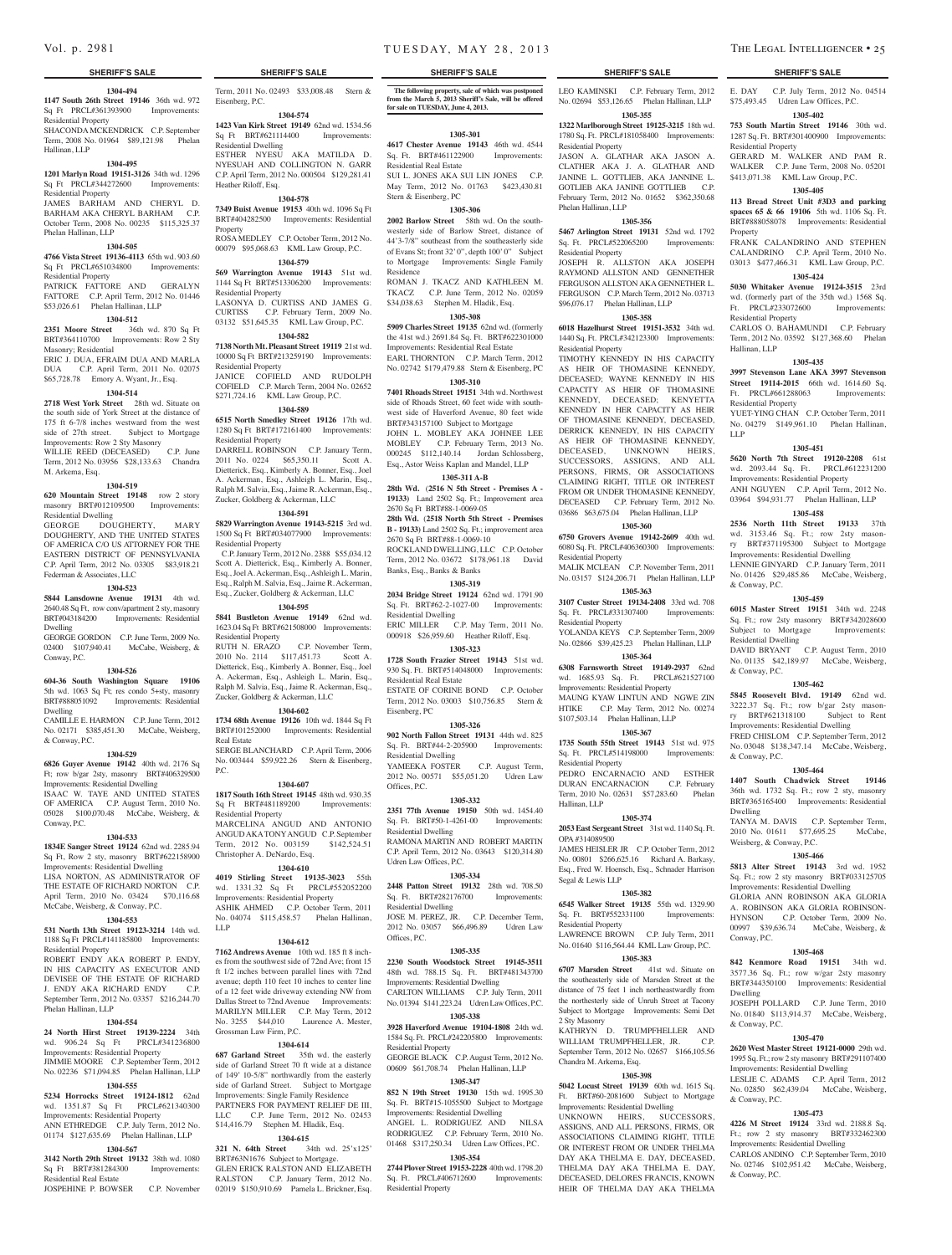## SHERIFF'S SALE

**1304-494**
**1147 South 26th Street 19146** 36th wd. 972 Sq Ft PRCL#361393900 Improvements: Residential Property
SHACONDA MCKENDRICK C.P. September Term, 2008 No. 01964 $89,121.98 Phelan Hallinan, LLP

**1304-495**
**1201 Marlyn Road 19151-3126** 34th wd. 1296 Sq Ft PRCL#344272600 Improvements: Residential Property
JAMES BARHAM AND CHERYL D. BARHAM AKA CHERYL BARHAM C.P. October Term, 2008 No. 00235 $115,325.37 Phelan Hallinan, LLP

**1304-505**
**4766 Vista Street 19136-4113** 65th wd. 903.60 Sq Ft PRCL#651034800 Improvements: Residential Property
PATRICK FATTORE AND GERALYN FATTORE C.P. April Term, 2012 No. 01446 $53,026.61 Phelan Hallinan, LLP

**1304-512**
**2351 Moore Street** 36th wd. 870 Sq Ft BRT#364110700 Improvements: Row 2 Sty Masonry; Residential
ERIC J. DUA, EFRAIM DUA AND MARLA DUA C.P. April Term, 2011 No. 02075 $65,728.78 Emory A. Wyant, Jr., Esq.

**1304-514**
**2718 West York Street** 28th wd. Situate on the south side of York Street at the distance of 175 ft 6-7/8 inches westward from the west side of 27th street. Subject to Mortgage Improvements: Row 2 Sty Masonry
WILLIE REED (DECEASED) C.P. June Term, 2012 No. 03956 $28,133.63 Chandra M. Arkema, Esq.

**1304-519**
**620 Mountain Street 19148** row 2 story masonry BRT#012109500 Improvements: Residential Dwelling
GEORGE DOUGHERTY, MARY DOUGHERTY, AND THE UNITED STATES OF AMERICA C/O US ATTORNEY FOR THE EASTERN DISTRICT OF PENNSYLVANIA C.P. April Term, 2012 No. 03305 $83,918.21 Federman & Associates, LLC

**1304-523**
**5844 Lansdowne Avenue 19131** 4th wd. 2640.48 Sq Ft, row conv/apartment 2 sty, masonry BRT#043184200 Improvements: Residential Dwelling
GEORGE GORDON C.P. June Term, 2009 No. 02400 $107,940.41 McCabe, Weisberg, & Conway, P.C.

**1304-526**
**604-36 South Washington Square 19106** 5th wd. 1063 Sq Ft; res condo 5+sty, masonry BRT#888051092 Improvements: Residential Dwelling
CAMILLE E. HARMON C.P. June Term, 2012 No. 02171 $385,451.30 McCabe, Weisberg, & Conway, P.C.

**1304-529**
**6826 Guyer Avenue 19142** 40th wd. 2176 Sq Ft; row b/gar 2sty, masonry BRT#406329500 Improvements: Residential Dwelling
ISAAC W. TAYE AND UNITED STATES OF AMERICA C.P. August Term, 2010 No. 05028 $100,070.48 McCabe, Weisberg, & Conway, P.C.

**1304-533**
**1834E Sanger Street 19124** 62nd wd. 2285.94 Sq Ft, Row 2 sty, masonry BRT#622158900 Improvements: Residential Dwelling
LISA NORTON, AS ADMINISTRATOR OF THE ESTATE OF RICHARD NORTON C.P. April Term, 2010 No. 03424 $70,116.68 McCabe, Weisberg, & Conway, P.C.

**1304-553**
**531 North 13th Street 19123-3214** 14th wd. 1188 Sq Ft PRCL#141185800 Improvements: Residential Property
ROBERT ENDY AKA ROBERT P. ENDY, IN HIS CAPACITY AS EXECUTOR AND DEVISEE OF THE ESTATE OF RICHARD J. ENDY AKA RICHARD ENDY C.P. September Term, 2012 No. 03357 $216,244.70 Phelan Hallinan, LLP

**1304-554**
**24 North Hirst Street 19139-2224** 34th wd. 906.24 Sq Ft PRCL#341236800 Improvements: Residential Property
JIMMIE MOORE C.P. September Term, 2012 No. 02236 $71,094.85 Phelan Hallinan, LLP

**1304-555**
**5234 Horrocks Street 19124-1812** 62nd wd. 1351.87 Sq Ft PRCL#621340300 Improvements: Residential Property
ANN ETHREDGE C.P. July Term, 2012 No. 01174 $127,635.69 Phelan Hallinan, LLP

**1304-567**
**3142 North 29th Street 19132** 38th wd. 1080 Sq Ft BRT#381284300 Improvements: Residential Real Estate
JOSEPHINE P. BOWSER C.P. November Term, 2011 No. 02493 $33,008.48 Stern & Eisenberg, P.C.

**1304-574**
**1423 Van Kirk Street 19149** 62nd wd. 1534.56 Sq Ft BRT#621114400 Improvements: Residential Dwelling
ESTHER NYESU AKA MATILDA D. NYESUAH AND COLLINGTON N. GARR C.P. April Term, 2012 No. 000504 $129,281.41 Heather Riloff, Esq.

**1304-578**
**7349 Buist Avenue 19153** 40th wd. 1096 Sq Ft BRT#404282500 Improvements: Residential Property
ROSA MEDLEY C.P. October Term, 2012 No. 00079 $95,068.63 KML Law Group, P.C.

**1304-579**
**569 Warrington Avenue 19143** 51st wd. 1144 Sq Ft BRT#513306200 Improvements: Residential Property
LASONYA D. CURTISS AND JAMES G. CURTISS C.P. February Term, 2009 No. 03132 $51,645.35 KML Law Group, P.C.

**1304-582**
**7138 North Mt. Pleasant Street 19119** 21st wd. 10000 Sq Ft BRT#213259190 Improvements: Residential Property
JANICE COFIELD AND RUDOLPH COFIELD C.P. March Term, 2004 No. 02652 $271,724.16 KML Law Group, P.C.

**1304-589**
**6515 North Smedley Street 19126** 17th wd. 1280 Sq Ft BRT#172161400 Improvements: Residential Property
DARRELL ROBINSON C.P. January Term, 2011 No. 0224 $65,350.11 Scott A. Dietterick, Esq., Kimberly A. Bonner, Esq., Joel A. Ackerman, Esq., Ashleigh L. Marin, Esq., Ralph M. Salvia, Esq., Jaime R. Ackerman, Esq., Zucker, Goldberg & Ackerman, LLC

**1304-591**
**5829 Warrington Avenue 19143-5215** 3rd wd. 1500 Sq Ft BRT#034077900 Improvements: Residential Property
C.P. January Term, 2012 No. 2388 $55,034.12 Scott A. Dietterick, Esq., Kimberly A. Bonner, Esq., Joel A. Ackerman, Esq., Ashleigh L. Marin, Esq., Ralph M. Salvia, Esq., Jaime R. Ackerman, Esq., Zucker, Goldberg & Ackerman, LLC

**1304-595**
**5841 Bustleton Avenue 19149** 62nd wd. 1623.04 Sq Ft BRT#621508000 Improvements: Residential Property
RUTH N. ERAZO C.P. November Term, 2010 No. 2114 $117,451.73 Scott A. Dietterick, Esq., Kimberly A. Bonner, Esq., Joel A. Ackerman, Esq., Ashleigh L. Marin, Esq., Ralph M. Salvia, Esq., Jaime R. Ackerman, Esq., Zucker, Goldberg & Ackerman, LLC

**1304-602**
**1734 68th Avenue 19126** 10th wd. 1844 Sq Ft BRT#101252000 Improvements: Residential Real Estate
SERGE BLANCHARD C.P. April Term, 2006 No. 003444 $59,922.26 Stern & Eisenberg, P.C.

**1304-607**
**1817 South 16th Street 19145** 48th wd. 930.35 Sq Ft BRT#481189200 Improvements: Residential Property
MARCELINA ANGUD AND ANTONIO ANGUD AKA TONY ANGUD C.P. September Term, 2012 No. 003159 $142,524.51 Christopher A. DeNardo, Esq.

**1304-610**
**4019 Stirling Street 19135-3023** 55th wd. 1331.32 Sq Ft PRCL#552052200 Improvements: Residential Property
ASHIK AHMED C.P. October Term, 2011 No. 04074 $115,458.57 Phelan Hallinan, LLP

**1304-612**
**7162 Andrews Avenue** 10th wd. 185 ft 8 inches from the southwest side of 72nd Ave; front 15 ft 1/2 inches between parallel lines with 72nd avenue; depth 110 feet 10 inches to center line of a 12 feet wide driveway extending NW from Dallas Street to 72nd Avenue Improvements: MARILYN MILLER C.P. May Term, 2012 No. 3255 $44,010 Laurence A. Mester, Grossman Law Firm, P.C.

**1304-614**
**687 Garland Street** 35th wd. the easterly side of Garland Street 70 ft wide at a distance of 149' 10-5/8" northwardly from the easterly side of Garland Street. Subject to Mortgage Improvements: Single Family Residence
PARTNERS FOR PAYMENT RELIEF DE III, LLC C.P. June Term, 2012 No. 02453 $14,416.79 Stephen M. Hladik, Esq.

**1304-615**
**321 N. 64th Street** 34th wd. 25'x125' BRT#63N1676 Subject to Mortgage.
GLEN ERICK RALSTON AND ELIZABETH RALSTON C.P. January Term, 2012 No. 02019 $150,910.69 Pamela L. Brickner, Esq.

**The following property, sale of which was postponed from the March 5, 2013 Sheriff's Sale, will be offered for sale on TUESDAY, June 4, 2013.**

**1305-301**
**4617 Chester Avenue 19143** 46th wd. 4544 Sq. Ft. BRT#461122900 Improvements: Residential Real Estate
SUI L. JONES AKA SUI LIN JONES C.P. May Term, 2012 No. 01763 $423,430.81 Stern & Eisenberg, PC

**1305-306**
**2002 Barlow Street** 58th wd. On the southwesterly side of Barlow Street, distance of 44'3-7/8" southeast from the southeasterly side of Evans St; front 32' 0", depth 100' 0" Subject to Mortgage Improvements: Single Family Residence
ROMAN J. TKACZ AND KATHLEEN M. TKACZ C.P. June Term, 2012 No. 02059 $34,038.63 Stephen M. Hladik, Esq.

**1305-308**
**5909 Charles Street 19135** 62nd wd. (formerly the 41st wd.) 2691.84 Sq. Ft. BRT#622301000 Improvements: Residential Real Estate
EARL THORNTON C.P. March Term, 2012 No. 02742 $179,479.88 Stern & Eisenberg, PC

**1305-310**
**7401 Rhoads Street 19151** 34th wd. Northwest side of Rhoads Street, 60 feet wide with southwest side of Haverford Avenue, 80 feet wide BRT#343157100 Subject to Mortgage
JOHN L. MOBLEY AKA JOHNEE LEE MOBLEY C.P. February Term, 2013 No. 000245 $112,140.14 Jordan Schlossberg, Esq., Astor Weiss Kaplan and Mandel, LLP

**1305-311 A-B**
**28th Wd.** (**2516 N 5th Street - Premises A - 19133**) Land 2502 Sq. Ft.; Improvement area 2670 Sq Ft BRT#88-1-0069-05
**28th Wd.** (**2518 North 5th Street - Premises B - 19133**) Land 2502 Sq. Ft.; improvement area 2670 Sq Ft BRT#88-1-0069-10
ROCKLAND DWELLING, LLC C.P. October Term, 2012 No. 03672 $178,961.18 David Banks, Esq., Banks & Banks

**1305-319**
**2034 Bridge Street 19124** 62nd wd. 1791.90 Sq. Ft. BRT#62-2-1027-00 Improvements: Residential Dwelling
ERIC MILLER C.P. May Term, 2011 No. 000918 $26,959.60 Heather Riloff, Esq.

**1305-323**
**1728 South Frazier Street 19143** 51st wd. 930 Sq. Ft. BRT#514048000 Improvements: Residential Real Estate
ESTATE OF CORINE BOND C.P. October Term, 2012 No. 03003 $10,756.85 Stern & Eisenberg, PC

**1305-326**
**902 North Fallon Street 19131** 44th wd. 825 Sq. Ft. BRT#44-2-205900 Improvements: Residential Dwelling
YAMEEKA FOSTER C.P. August Term, 2012 No. 00571 $55,051.20 Udren Law Offices, P.C.

**1305-332**
**2351 77th Avenue 19150** 50th wd. 1454.40 Sq. Ft. BRT#50-1-4261-00 Improvements: Residential Dwelling
RAMONA MARTIN AND ROBERT MARTIN C.P. April Term, 2012 No. 03643 $120,314.80 Udren Law Offices, P.C.

**1305-334**
**2448 Patton Street 19132** 28th wd. 708.50 Sq. Ft. BRT#282176700 Improvements: Residential Dwelling
JOSE M. PEREZ, JR. C.P. December Term, 2012 No. 03057 $66,496.89 Udren Law Offices, P.C.

**1305-335**
**2230 South Woodstock Street 19145-3511** 48th wd. 788.15 Sq. Ft. BRT#481343700 Improvements: Residential Dwelling
CARLTON WILLIAMS C.P. July Term, 2011 No. 01394 $141,223.24 Udren Law Offices, P.C.

**1305-338**
**3928 Haverford Avenue 19104-1808** 24th wd. 1584 Sq. Ft. PRCL#242205800 Improvements: Residential Property
GEORGE BLACK C.P. August Term, 2012 No. 00609 $61,708.74 Phelan Hallinan, LLP

**1305-347**
**852 N 19th Street 19130** 15th wd. 1995.30 Sq. Ft. BRT#15-1055500 Subject to Mortgage Improvements: Residential Dwelling
ANGEL L. RODRIGUEZ AND NILSA RODRIGUEZ C.P. February Term, 2010 No. 01468 $317,250.34 Udren Law Offices, P.C.

**1305-354**
**2744 Plover Street 19153-2228** 40th wd. 1798.20 Sq. Ft. PRCL#406712600 Improvements: Residential Property
LEO KAMINSKI C.P. February Term, 2012 No. 02694 $53,126.65 Phelan Hallinan, LLP

**1305-355**
**1322 Marlborough Street 19125-3215** 18th wd. 1780 Sq. Ft. PRCL#181058400 Improvements: Residential Property
JASON A. GLATHAR AKA JASON A. CLATHER AKA J. A. GLATHAR AND JANINE L. GOTTLIEB, AKA JANNINE L. GOTLIEB AKA JANINE GOTTLIEB C.P. February Term, 2012 No. 01652 $362,350.68 Phelan Hallinan, LLP

**1305-356**
**5467 Arlington Street 19131** 52nd wd. 1792 Sq. Ft. PRCL#522065200 Improvements: Residential Property
JOSEPH R. ALLSTON AKA JOSEPH RAYMOND ALLSTON AND GENNETHER FERGUSON ALLSTON AKA GENNETHER L. FERGUSON C.P. March Term, 2012 No. 03713 $96,076.17 Phelan Hallinan, LLP

**1305-358**
**6018 Hazelhurst Street 19151-3532** 34th wd. 1440 Sq. Ft. PRCL#342123300 Improvements: Residential Property
TIMOTHY KENNEDY IN HIS CAPACITY AS HEIR OF THOMASINE KENNEDY, DECEASED; WAYNE KENNEDY IN HIS CAPACITY AS HEIR OF THOMASINE KENNEDY, DECEASED; KENYETTA KENNEDY IN HER CAPACITY AS HEIR OF THOMASINE KENNEDY, DECEASED, DERRICK KENNEDY, IN HIS CAPACITY AS HEIR OF THOMASINE KENNEDY, DECEASED, UNKNOWN HEIRS, SUCCESSORS, ASSIGNS, AND ALL PERSONS, FIRMS, OR ASSOCIATIONS CLAIMING RIGHT, TITLE OR INTEREST FROM OR UNDER THOMASINE KENNEDY, DECEASED C.P. February Term, 2012 No. 03686 $63,675.04 Phelan Hallinan, LLP

**1305-360**
**6750 Grovers Avenue 19142-2609** 40th wd. 6080 Sq. Ft. PRCL#406360300 Improvements: Residential Property
MALIK MCLEAN C.P. November Term, 2011 No. 03157 $124,206.71 Phelan Hallinan, LLP

**1305-363**
**3107 Custer Street 19134-2408** 33rd wd. 708 Sq. Ft. PRCL#331307400 Improvements: Residential Property
YOLANDA KEYS C.P. September Term, 2009 No. 02866 $39,425.23 Phelan Hallinan, LLP

**1305-364**
**6308 Farnsworth Street 19149-2937** 62nd wd. 1685.93 Sq. Ft. PRCL#621527100 Improvements: Residential Property
MAUNG KYAW LINTUN AND NGWE ZIN HTIKE C.P. May Term, 2012 No. 00274 $107,503.14 Phelan Hallinan, LLP

**1305-367**
**1735 South 55th Street 19143** 51st wd. 975 Sq. Ft. PRCL#514198000 Improvements: Residential Property
PEDRO ENCARNACIO AND ESTHER DURAN ENCARNACION C.P. February Term, 2010 No. 02631 $57,283.60 Phelan Hallinan, LLP

**1305-374**
**2053 East Sergeant Street** 31st wd. 1140 Sq. Ft. OPA #314089500
JAMES HEISLER JR C.P. October Term, 2012 No. 00801 $266,625.16 Richard A. Barkasy, Esq., Fred W. Hoensch, Esq., Schnader Harrison Segal & Lewis LLP

**1305-382**
**6545 Walker Street 19135** 55th wd. 1329.90 Sq. Ft. BRT#552331100 Improvements: Residential Property
LAWRENCE BROWN C.P. July Term, 2011 No. 01640 $116,564.44 KML Law Group, P.C.

**1305-383**
**6707 Marsden Street** 41st wd. Situate on the southeasterly side of Marsden Street at the distance of 75 feet 1 inch northeastwardly from the northesterly side of Unruh Street at Tacony Subject to Mortgage Improvements: Semi Det 2 Sty Masonry
KATHRYN D. TRUMPFHELLER AND WILLIAM TRUMPFHELLER, JR. C.P. September Term, 2012 No. 02657 $166,105.56 Chandra M. Arkema, Esq.

**1305-398**
**5042 Locust Street 19139** 60th wd. 1615 Sq. Ft. BRT#60-2081600 Subject to Mortgage Improvements: Residential Dwelling
UNKNOWN HEIRS, SUCCESSORS, ASSIGNS, AND ALL PERSONS, FIRMS, OR ASSOCIATIONS CLAIMING RIGHT, TITLE OR INTEREST FROM OR UNDER THELMA DAY AKA THELMA E. DAY, DECEASED, THELMA DAY AKA THELMA E. DAY, DECEASED, DELORES FRANCIS, KNOWN HEIR OF THELMA DAY AKA THELMA E. DAY C.P. July Term, 2012 No. 04514 $75,493.45 Udren Law Offices, P.C.

**1305-402**
**753 South Martin Street 19146** 30th wd. 1287 Sq. Ft. BRT#301400900 Improvements: Residential Property
GERARD M. WALKER AND PAM R. WALKER C.P. June Term, 2008 No. 05201 $413,071.38 KML Law Group, P.C.

**1305-405**
**113 Bread Street Unit #3D3 and parking spaces 65 & 66 19106** 5th wd. 1106 Sq. Ft. BRT#888058078 Improvements: Residential Property
FRANK CALANDRINO AND STEPHEN CALANDRINO C.P. April Term, 2010 No. 03013 $477,466.31 KML Law Group, P.C.

**1305-424**
**5030 Whitaker Avenue 19124-3515** 23rd wd. (formerly part of the 35th wd.) 1568 Sq. Ft. PRCL#233072600 Improvements: Residential Property
CARLOS O. BAHAMUNDI C.P. February Term, 2012 No. 03592 $127,368.60 Phelan Hallinan, LLP

**1305-435**
**3997 Stevenson Lane AKA 3997 Stevenson Street 19114-2015** 66th wd. 1614.60 Sq. Ft. PRCL#661288063 Improvements: Residential Property
YUET-YING CHAN C.P. October Term, 2011 No. 04279 $149,961.10 Phelan Hallinan, LLP

**1305-451**
**5620 North 7th Street 19120-2208** 61st wd. 2093.44 Sq. Ft. PRCL#612231200 Improvements: Residential Property
ANH NGUYEN C.P. April Term, 2012 No. 03964 $94,931.77 Phelan Hallinan, LLP

**1305-458**
**2536 North 11th Street 19133** 37th wd. 3153.46 Sq. Ft.; row 2sty masonry BRT#371195300 Subject to Mortgage Improvements: Residential Dwelling
LENNIE GIRYARD C.P. January Term, 2011 No. 01426 $29,485.86 McCabe, Weisberg, & Conway, P.C.

**1305-459**
**6015 Master Street 19151** 34th wd. 2248 Sq. Ft.; row 2sty masonry BRT#342028600 Subject to Mortgage Improvements: Residential Dwelling
DAVID BRYANT C.P. August Term, 2010 No. 01135 $42,189.97 McCabe, Weisberg, & Conway, P.C.

**1305-462**
**5845 Roosevelt Blvd. 19149** 62nd wd. 3222.37 Sq. Ft.; row b/gar 2sty masonry BRT#621318100 Subject to Rent Improvements: Residential Dwelling
FRED CHISLOM C.P. September Term, 2012 No. 03048 $138,347.14 McCabe, Weisberg, & Conway, P.C.

**1305-464**
**1407 South Chadwick Street 19146** 36th wd. 1732 Sq. Ft.; row 2 sty, masonry BRT#365165400 Improvements: Residential Dwelling
TANYA M. DAVIS C.P. September Term, 2010 No. 01611 $77,695.25 McCabe, Weisberg, & Conway, P.C.

**1305-466**
**5813 Alter Street 19143** 3rd wd. 1952 Sq. Ft.; row 2 sty masonry BRT#033125705 Improvements: Residential Dwelling
GLORIA ANN ROBINSON AKA GLORIA A. ROBINSON AKA GLORIA ROBINSON-HYNSON C.P. October Term, 2009 No. 00997 $39,636.74 McCabe, Weisberg, & Conway, P.C.

**1305-468**
**842 Kenmore Road 19151** 34th wd. 3577.36 Sq. Ft.; row w/gar 2sty masonry BRT#344350100 Improvements: Residential Dwelling
JOSEPH POLLARD C.P. June Term, 2010 No. 01840 $113,914.37 McCabe, Weisberg, & Conway, P.C.

**1305-470**
**2620 West Master Street 19121-0000** 29th wd. 1995 Sq. Ft.; row 2 sty masonry BRT#291107400 Improvements: Residential Dwelling
LESLIE C. ADAMS C.P. April Term, 2012 No. 02850 $62,439.04 McCabe, Weisberg, & Conway, P.C.

**1305-473**
**4226 M Street 19124** 33rd wd. 2188.8 Sq. Ft.; row 2 sty masonry BRT#332462300 Improvements: Residential Dwelling
CARLOS ANDINO C.P. September Term, 2010 No. 02746 $102,951.42 McCabe, Weisberg, & Conway, P.C.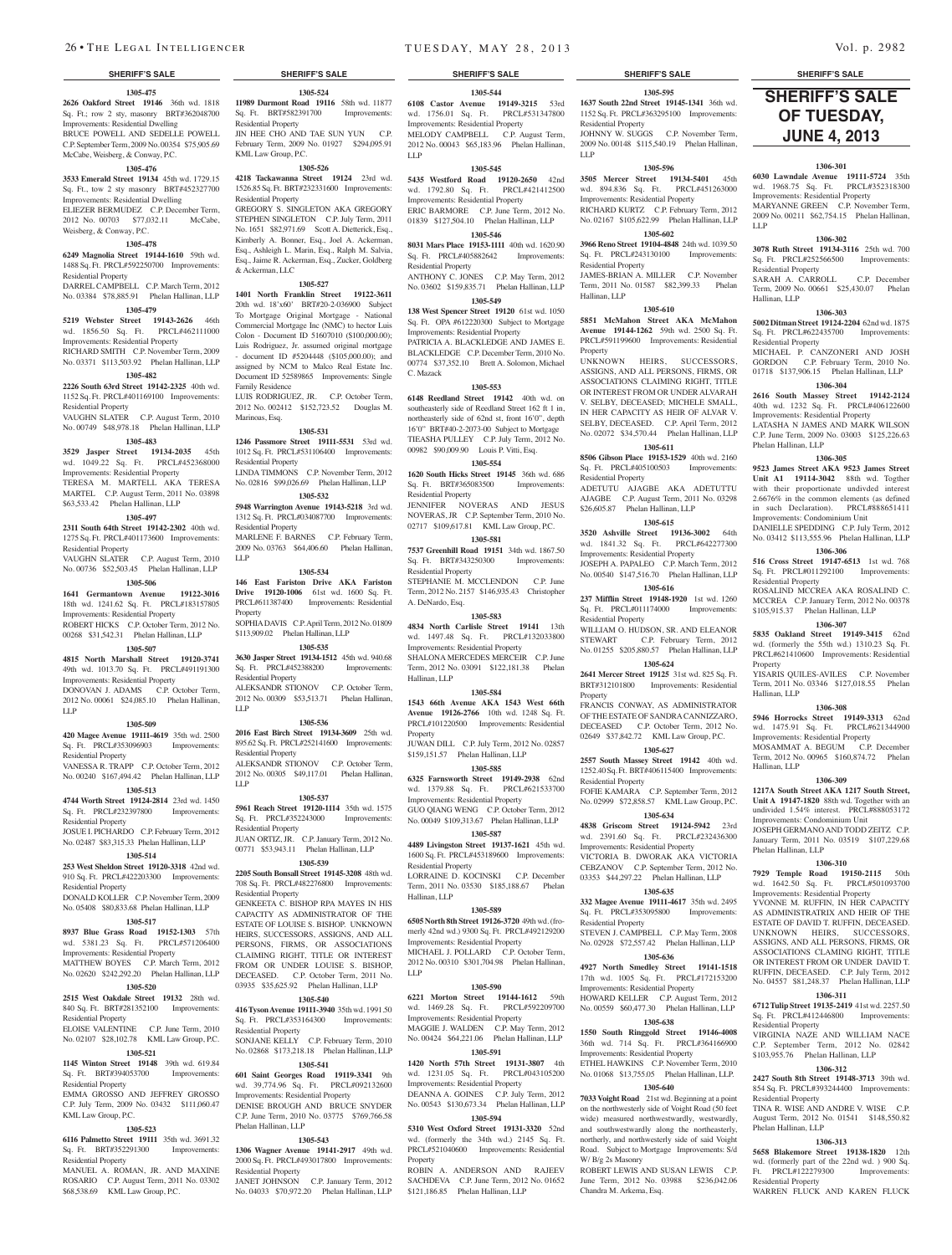**SHERIFF'S SALE**

**1305-475**

**2626 Oakford Street 19146** 36th wd. 1818 Sq. Ft.; row 2 sty, masonry BRT#362048700 Improvements: Residential Dwelling

BRUCE POWELL AND SEDELLE POWELL C.P. September Term, 2009 No. 00354 $75,905.69 McCabe, Weisberg, & Conway, P.C.

**1305-476**

**3533 Emerald Street 19134** 45th wd. 1729.15 Sq. Ft., tow 2 sty masonry BRT#452327700 Improvements: Residential Dwelling

ELIEZER BERMUDEZ C.P. December Term, 2012 No. 00703 $77,032.11 McCabe, Weisberg, & Conway, P.C.

**1305-478**

**6249 Magnolia Street 19144-1610** 59th wd. 1488 Sq. Ft. PRCL#592250700 Improvements: Residential Property

DARREL CAMPBELL C.P. March Term, 2012 No. 03384 $78,885.91 Phelan Hallinan, LLP

**1305-479**

**5219 Webster Street 19143-2626** 46th wd. 1856.50 Sq. Ft. PRCL#462111000 Improvements: Residential Property

RICHARD SMITH C.P. November Term, 2009 No. 03371 $113,503.92 Phelan Hallinan, LLP

**1305-482**

**2226 South 63rd Street 19142-2325** 40th wd. 1152 Sq. Ft. PRCL#401169100 Improvements: Residential Property

VAUGHN SLATER C.P. August Term, 2010 No. 00749 $48,978.18 Phelan Hallinan, LLP

**1305-483**

**3529 Jasper Street 19134-2035** 45th wd. 1049.22 Sq. Ft. PRCL#452368000 Improvements: Residential Property

TERESA M. MARTELL AKA TERESA MARTEL C.P. August Term, 2011 No. 03898 $63,533.42 Phelan Hallinan, LLP

**1305-497**

**2311 South 64th Street 19142-2302** 40th wd. 1275 Sq. Ft. PRCL#401173600 Improvements: Residential Property

VAUGHN SLATER C.P. August Term, 2010 No. 00736 $52,503.45 Phelan Hallinan, LLP

**1305-506**

**1641 Germantown Avenue 19122-3016** 18th wd. 1241.62 Sq. Ft. PRCL#183157805 Improvements: Residential Property

ROBERT HICKS C.P. October Term, 2012 No. 00268 $31,542.31 Phelan Hallinan, LLP

**1305-507**

**4815 North Marshall Street 19120-3741** 49th wd. 1013.70 Sq. Ft. PRCL#491191300 Improvements: Residential Property

DONOVAN J. ADAMS C.P. October Term, 2012 No. 00061 $24,085.10 Phelan Hallinan, LLP

**1305-509**

**420 Magee Avenue 19111-4619** 35th wd. 2500 Sq. Ft. PRCL#353096903 Improvements: Residential Property

VANESSA R. TRAPP C.P. October Term, 2012 No. 00240 $167,494.42 Phelan Hallinan, LLP

**1305-513**

**4744 Worth Street 19124-2814** 23rd wd. 1450 Sq. Ft. PRCL#232397800 Improvements: Residential Property

JOSUE I. PICHARDO C.P. February Term, 2012 No. 02487 $83,315.33 Phelan Hallinan, LLP

**1305-514**

**253 West Sheldon Street 19120-3318** 42nd wd. 910 Sq. Ft. PRCL#422203300 Improvements: Residential Property

DONALD KOLLER C.P. November Term, 2009 No. 05408 $80,833.68 Phelan Hallinan, LLP

**1305-517**

**8937 Blue Grass Road 19152-1303** 57th wd. 5381.23 Sq. Ft. PRCL#571206400 Improvements: Residential Property

MATTHEW BOYES C.P. March Term, 2012 No. 02620 $242,292.20 Phelan Hallinan, LLP

**1305-520**

**2515 West Oakdale Street 19132** 28th wd. 840 Sq. Ft. BRT#281352100 Improvements: Residential Property

ELOISE VALENTINE C.P. June Term, 2010 No. 02107 $28,102.78 KML Law Group, P.C.

**1305-521**

**1145 Winton Street 19148** 39th wd. 619.84 Sq. Ft. BRT#394053700 Improvements: Residential Property

EMMA GROSSO AND JEFFREY GROSSO C.P. July Term, 2009 No. 03432 $111,060.47 KML Law Group, P.C.

**1305-523**

**6116 Palmetto Street 19111** 35th wd. 3691.32 Sq. Ft. BRT#352291300 Improvements: Residential Property

MANUEL A. ROMAN, JR. AND MAXINE ROSARIO C.P. August Term, 2011 No. 03302 $68,538.69 KML Law Group, P.C.

**1305-524**

**11989 Durmont Road 19116** 58th wd. 11877 Sq. Ft. BRT#582391700 Improvements: Residential Property

JIN HEE CHO AND TAE SUN YUN C.P. February Term, 2009 No. 01927 $294,095.91 KML Law Group, P.C.

**1305-526**

**4218 Tackawanna Street 19124** 23rd wd. 1526.85 Sq. Ft. BRT#232331600 Improvements: Residential Property

GREGORY S. SINGLETON AKA GREGORY STEPHEN SINGLETON C.P. July Term, 2011 No. 1651 $82,971.69 Scott A. Dietterick, Esq., Kimberly A. Bonner, Esq., Joel A. Ackerman, Esq., Ashleigh L. Marin, Esq., Ralph M. Salvia, Esq., Jaime R. Ackerman, Esq., Zucker, Goldberg & Ackerman, LLC

**1305-527**

**1401 North Franklin Street 19122-3611** 20th wd. 18'x60' BRT#20-2-036900 Subject To Mortgage Original Mortgage - National Commercial Mortgage Inc (NMC) to hector Luis Colon - Document ID 51607010 ($100,000.00); Luis Rodriguez, Jr. assumed original mortgage - document ID #5204448 ($105,000.00); and assigned by NCM to Malco Real Estate Inc. Document ID 52589865 Improvements: Single Family Residence

LUIS RODRIGUEZ, JR. C.P. October Term, 2012 No. 002412 $152,723.52 Douglas M. Marinos, Esq.

**1305-531**

**1246 Passmore Street 19111-5531** 53rd wd. 1012 Sq. Ft. PRCL#531106400 Improvements: Residential Property

LINDA TIMMONS C.P. November Term, 2012 No. 02816 $99,026.69 Phelan Hallinan, LLP

**1305-532**

**5948 Warrington Avenue 19143-5218** 3rd wd. 1312 Sq. Ft. PRCL#034087700 Improvements: Residential Property

MARLENE F. BARNES C.P. February Term, 2009 No. 03763 $64,406.60 Phelan Hallinan, LLP

**1305-534**

**146 East Fariston Drive AKA Fariston Drive 19120-1006** 61st wd. 1600 Sq. Ft. PRCL#611387400 Improvements: Residential Property

SOPHIA DAVIS C.P. April Term, 2012 No. 01809 $113,909.02 Phelan Hallinan, LLP

**1305-535**

**3630 Jasper Street 19134-1512** 45th wd. 940.68 Sq. Ft. PRCL#452388200 Improvements: Residential Property

ALEKSANDR STIONOV C.P. October Term, 2012 No. 00309 $53,513.71 Phelan Hallinan, LLP

**1305-536**

**2016 East Birch Street 19134-3609** 25th wd. 895.62 Sq. Ft. PRCL#252141600 Improvements: Residential Property

ALEKSANDR STIONOV C.P. October Term, 2012 No. 00305 $49,117.01 Phelan Hallinan, LLP

**1305-537**

**5961 Reach Street 19120-1114** 35th wd. 1575 Sq. Ft. PRCL#352243000 Improvements: Residential Property

JUAN ORTIZ, JR. C.P. January Term, 2012 No. 00771 $53,943.11 Phelan Hallinan, LLP

**1305-539**

**2205 South Bonsall Street 19145-3208** 48th wd. 708 Sq. Ft. PRCL#482276800 Improvements: Residential Property

GENKEETA C. BISHOP RPA MAYES IN HIS CAPACITY AS ADMINISTRATOR OF THE ESTATE OF LOUISE S. BISHOP. UNKNOWN HEIRS, SUCCESSORS, ASSIGNS, AND ALL PERSONS, FIRMS, OR ASSOCIATIONS CLAIMING RIGHT, TITLE OR INTEREST FROM OR UNDER LOUISE S. BISHOP, DECEASED. C.P. October Term, 2011 No. 03935 $35,625.92 Phelan Hallinan, LLP

**1305-540**

**416 Tyson Avenue 19111-3940** 35th wd. 1991.50 Sq. Ft. PRCL#353164300 Improvements: Residential Property

SONJANE KELLY C.P. February Term, 2010 No. 02868 $173,218.18 Phelan Hallinan, LLP

**1305-541**

**601 Saint Georges Road 19119-3341** 9th wd. 39,774.96 Sq. Ft. PRCL#092132600 Improvements: Residential Property

DENISE BROUGH AND BRUCE SNYDER C.P. June Term, 2010 No. 03775 $769,766.58 Phelan Hallinan, LLP

**1305-543**

**1306 Wagner Avenue 19141-2917** 49th wd. 2000 Sq. Ft. PRCL#493017800 Improvements: Residential Property

JANET JOHNSON C.P. January Term, 2012 No. 04033 $70,972.20 Phelan Hallinan, LLP

**1305-544**

**6108 Castor Avenue 19149-3215** 53rd wd. 1756.01 Sq. Ft. PRCL#531347800 Improvements: Residential Property

MELODY CAMPBELL C.P. August Term, 2012 No. 00043 $65,183.96 Phelan Hallinan, LLP

**1305-545**

**5435 Westford Road 19120-2650** 42nd wd. 1792.80 Sq. Ft. PRCL#421412500 Improvements: Residential Property

ERIC BARMORE C.P. June Term, 2012 No. 01839 $127,504.10 Phelan Hallinan, LLP

**1305-546**

**8031 Mars Place 19153-1111** 40th wd. 1620.90 Sq. Ft. PRCL#405882642 Improvements: Residential Property

ANTHONY C. JONES C.P. May Term, 2012 No. 03602 $159,835.71 Phelan Hallinan, LLP

**1305-549**

**138 West Spencer Street 19120** 61st wd. 1050 Sq. Ft. OPA #612220300 Subject to Mortgage Improvements: Residential Property

PATRICIA A. BLACKLEDGE AND JAMES E. BLACKLEDGE C.P. December Term, 2010 No. 00774 $37,352.10 Brett A. Solomon, Michael C. Mazack

**1305-553**

**6148 Reedland Street 19142** 40th wd. on southeasterly side of Reedland Street 162 ft 1 in, northeasterly side of 62nd st, front 16'0", depth 16'0" BRT#40-2-2073-00 Subject to Mortgage

TIEASHA PULLEY C.P. July Term, 2012 No. 00982 $90,009.90 Louis P. Vitti, Esq.

**1305-554**

**1620 South Hicks Street 19145** 36th wd. 686 Sq. Ft. BRT#365083500 Improvements: Residential Property

JENNIFER NOVERAS AND JESUS NOVERAS, JR C.P. September Term, 2010 No. 02717 $109,617.81 KML Law Group, P.C.

**1305-581**

**7537 Greenhill Road 19151** 34th wd. 1867.50 Sq. Ft. BRT#343250300 Improvements: Residential Property

STEPHANIE M. MCCLENDON C.P. June Term, 2012 No. 2157 $146,935.43 Christopher A. DeNardo, Esq.

**1305-583**

**4834 North Carlisle Street 19141** 13th wd. 1497.48 Sq. Ft. PRCL#132033800 Improvements: Residential Property

SHALONA MERCEDES MERCEIR C.P. June Term, 2012 No. 03091 $122,181.38 Phelan Hallinan, LLP

**1305-584**

**1543 66th Avenue AKA 1543 West 66th Avenue 19126-2766** 10th wd. 1248 Sq. Ft. PRCL#101220500 Improvements: Residential Property

JUWAN DILL C.P. July Term, 2012 No. 02857 $159,151.57 Phelan Hallinan, LLP

**1305-585**

**6325 Farnsworth Street 19149-2938** 62nd wd. 1379.88 Sq. Ft. PRCL#621533700 Improvements: Residential Property

GUO QIANG WENG C.P. October Term, 2012 No. 00049 $109,313.67 Phelan Hallinan, LLP

**1305-587**

**4489 Livingston Street 19137-1621** 45th wd. 1600 Sq. Ft. PRCL#453189600 Improvements: Residential Property

LORRAINE D. KOCINSKI C.P. December Term, 2011 No. 03530 $185,188.67 Phelan Hallinan, LLP

**1305-589**

**6505 North 8th Street 19126-3720** 49th wd. (fromerly 42nd wd.) 9300 Sq. Ft. PRCL#492129200 Improvements: Residential Property

MICHAEL J. POLLARD C.P. October Term, 2012 No. 00310 $301,704.98 Phelan Hallinan, LLP

**1305-590**

**6221 Morton Street 19144-1612** 59th wd. 1469.28 Sq. Ft. PRCL#592209700 Improvements: Residential Property

MAGGIE J. WALDEN C.P. May Term, 2012 No. 00424 $64,221.06 Phelan Hallinan, LLP

**1305-591**

**1420 North 57th Street 19131-3807** 4th wd. 1231.05 Sq. Ft. PRCL#043105200 Improvements: Residential Property

DEANNA A. GOINES C.P. July Term, 2012 No. 00543 $130,673.34 Phelan Hallinan, LLP

**1305-594**

**5310 West Oxford Street 19131-3320** 52nd wd. (formerly the 34th wd.) 2145 Sq. Ft. PRCL#521040600 Improvements: Residential Property

ROBIN A. ANDERSON AND RAJEEV SACHDEVA C.P. June Term, 2012 No. 01652 $121,186.85 Phelan Hallinan, LLP

**1305-595**

**1637 South 22nd Street 19145-1341** 36th wd. 1152 Sq. Ft. PRCL#363295100 Improvements: Residential Property

JOHNNY W. SUGGS C.P. November Term, 2009 No. 00148 $115,540.19 Phelan Hallinan, LLP

**1305-596**

**3505 Mercer Street 19134-5401** 45th wd. 894.836 Sq. Ft. PRCL#451263000 Improvements: Residential Property

RICHARD KURTZ C.P. February Term, 2012 No. 02167 $105,622.99 Phelan Hallinan, LLP

**1305-602**

**3966 Reno Street 19104-4848** 24th wd. 1039.50 Sq. Ft. PRCL#243130100 Improvements: Residential Property

JAMES-BRIAN A. MILLER C.P. November Term, 2011 No. 01587 $82,399.33 Phelan Hallinan, LLP

**1305-610**

**5851 McMahon Street AKA McMahon Avenue 19144-1262** 59th wd. 2500 Sq. Ft. PRCL#591199600 Improvements: Residential Property

UNKNOWN HEIRS, SUCCESSORS, ASSIGNS, AND ALL PERSONS, FIRMS, OR ASSOCIATIONS CLAIMING RIGHT, TITLE OR INTEREST FROM OR UNDER ALVARAH V. SELBY, DECEASED; MICHELE SMALL, IN HER CAPACITY AS HEIR OF ALVAR V. SELBY, DECEASED. C.P. April Term, 2012 No. 02072 $34,570.44 Phelan Hallinan, LLP

**1305-611**

**8506 Gibson Place 19153-1529** 40th wd. 2160 Sq. Ft. PRCL#405100503 Improvements: Residential Property

ADETUTU AJAGBE AKA ADETUTTU AJAGBE C.P. August Term, 2011 No. 03298 $26,605.87 Phelan Hallinan, LLP

**1305-615**

**3520 Ashville Street 19136-3002** 64th wd. 1841.32 Sq. Ft. PRCL#642277300 Improvements: Residential Property

JOSEPH A. PAPALEO C.P. March Term, 2012 No. 00540 $147,516.70 Phelan Hallinan, LLP

**1305-616**

**237 Mifflin Street 19148-1920** 1st wd. 1260 Sq. Ft. PRCL#011174000 Improvements: Residential Property

WILLIAM O. HUDSON, SR. AND ELEANOR STEWART C.P. February Term, 2012 No. 01255 $205,880.57 Phelan Hallinan, LLP

**1305-624**

**2641 Mercer Street 19125** 31st wd. 825 Sq. Ft. BRT#312101800 Improvements: Residential Property

FRANCIS CONWAY, AS ADMINISTRATOR OF THE ESTATE OF SANDRA CANNIZZARO, DECEASED C.P. October Term, 2012 No. 02649 $37,842.72 KML Law Group, P.C.

**1305-627**

**2557 South Massey Street 19142** 40th wd. 1252.40 Sq. Ft. BRT#406115400 Improvements: Residential Property

FOFIE KAMARA C.P. September Term, 2012 No. 02999 $72,858.57 KML Law Group, P.C.

**1305-634**

**4838 Griscom Street 19124-5942** 23rd wd. 2391.60 Sq. Ft. PRCL#232436300 Improvements: Residential Property

VICTORIA B. DWORAK AKA VICTORIA CEBZANOV C.P. September Term, 2012 No. 03353 $44,297.22 Phelan Hallinan, LLP

**1305-635**

**332 Magee Avenue 19111-4617** 35th wd. 2495 Sq. Ft. PRCL#353095800 Improvements: Residential Property

STEVEN J. CAMPBELL C.P. May Term, 2008 No. 02928 $72,557.42 Phelan Hallinan, LLP

**1305-636**

**4927 North Smedley Street 19141-1518** 17th wd. 1005 Sq. Ft. PRCL#172153200 Improvements: Residential Property

HOWARD KELLER C.P. August Term, 2012 No. 00559 $60,477.30 Phelan Hallinan, LLP

**1305-638**

**1550 South Ringgold Street 19146-4008** 36th wd. 714 Sq. Ft. PRCL#364166900 Improvements: Residential Property

ETHEL HAWKINS C.P. November Term, 2010 No. 01068 $13,755.05 Phelan Hallinan, LLP.

**1305-640**

**7033 Voight Road** 21st wd. Beginning at a point on the northwesterly side of Voight Road (50 feet wide) measured northwestwardly, westwardly, and southwestwardly along the northeasterly, northerly, and northwesterly side of said Voight Road. Subject to Mortgage Improvements: S/d W/ B/g 2s Masonry

ROBERT LEWIS AND SUSAN LEWIS C.P. June Term, 2012 No. 03988 $236,042.06 Chandra M. Arkema, Esq.

# SHERIFF'S SALE OF TUESDAY, JUNE 4, 2013

**1306-301**

**6030 Lawndale Avenue 19111-5724** 35th wd. 1968.75 Sq. Ft. PRCL#352318300 Improvements: Residential Property

MARYANNE GREEN C.P. November Term, 2009 No. 00211 $62,754.15 Phelan Hallinan, LLP

**1306-302**

**3078 Ruth Street 19134-3116** 25th wd. 700 Sq. Ft. PRCL#252566500 Improvements: Residential Property

SARAH A. CARROLL C.P. December Term, 2009 No. 00661 $25,430.07 Phelan Hallinan, LLP

**1306-303**

**5002 Ditman Street 19124-2204** 62nd wd. 1875 Sq. Ft. PRCL#622435700 Improvements: Residential Property

MICHAEL P. CANZONERI AND JOSH GORDON C.P. February Term, 2010 No. 01718 $137,906.15 Phelan Hallinan, LLP

**1306-304**

**2616 South Massey Street 19142-2124** 40th wd. 1232 Sq. Ft. PRCL#406122600 Improvements: Residential Property

LATASHA N JAMES AND MARK WILSON C.P. June Term, 2009 No. 03003 $125,226.63 Phelan Hallinan, LLP

**1306-305**

**9523 James Street AKA 9523 James Street Unit A1 19114-3042** 88th wd. Togther with their proportionate undivided interest 2.6676% in the common elements (as defined in such Declaration). PRCL#888651411 Improvements: Condominium Unit

DANIELLE SPEDDING C.P. July Term, 2012 No. 03412 $113,555.96 Phelan Hallinan, LLP

**1306-306**

**516 Cross Street 19147-6513** 1st wd. 768 Sq. Ft. PRCL#011292100 Improvements: Residential Property

ROSALIND MCCREA AKA ROSALIND C. MCCREA C.P. January Term, 2012 No. 00378 $105,915.37 Phelan Hallinan, LLP

**1306-307**

**5835 Oakland Street 19149-3415** 62nd wd. (formerly the 55th wd.) 1310.23 Sq. Ft. PRCL#621410600 Improvements: Residential Property

YISARIS QUILES-AVILES C.P. November Term, 2011 No. 03346 $127,018.55 Phelan Hallinan, LLP

**1306-308**

**5946 Horrocks Street 19149-3313** 62nd wd. 1475.91 Sq. Ft. PRCL#621344900 Improvements: Residential Property

MOSAMMAT A. BEGUM C.P. December Term, 2012 No. 00965 $160,874.72 Phelan Hallinan, LLP

**1306-309**

**1217A South Street AKA 1217 South Street, Unit A 19147-1820** 88th wd. Together with an undivided 1.54% interest. PRCL#888053172 Improvements: Condominium Unit

JOSEPH GERMANO AND TODD ZEITZ C.P. January Term, 2011 No. 03519 $107,229.68 Phelan Hallinan, LLP

**1306-310**

**7929 Temple Road 19150-2115** 50th wd. 1642.50 Sq. Ft. PRCL#501093700 Improvements: Residential Property

YVONNE M. RUFFIN, IN HER CAPACITY AS ADMINISTRATRIX AND HEIR OF THE ESTATE OF DAVID T. RUFFIN, DECEASED. UNKNOWN HEIRS, SUCCESSORS, ASSIGNS, AND ALL PERSONS, FIRMS, OR ASSOCIATIONS CLAIMING RIGHT, TITLE OR INTEREST FROM OR UNDER DAVID T. RUFFIN, DECEASED. C.P. July Term, 2012 No. 04557 $81,248.37 Phelan Hallinan, LLP

**1306-311**

**6712 Tulip Street 19135-2419** 41st wd. 2257.50 Sq. Ft. PRCL#412446800 Improvements: Residential Property

VIRGINIA NAZE AND WILLIAM NACE C.P. September Term, 2012 No. 02842 $103,955.76 Phelan Hallinan, LLP

**1306-312**

**2427 South 8th Street 19148-3713** 39th wd. 854 Sq. Ft. PRCL#393244400 Improvements: Residential Property

TINA R. WISE AND ANDRE V. WISE C.P. August Term, 2012 No. 01541 $148,550.82 Phelan Hallinan, LLP

**1306-313**

**5658 Blakemore Street 19138-1820** 12th wd. (formerly part of the 22nd wd. ) 900 Sq. Ft. PRCL#122279300 Improvements: Residential Property

WARREN FLUCK AND KAREN FLUCK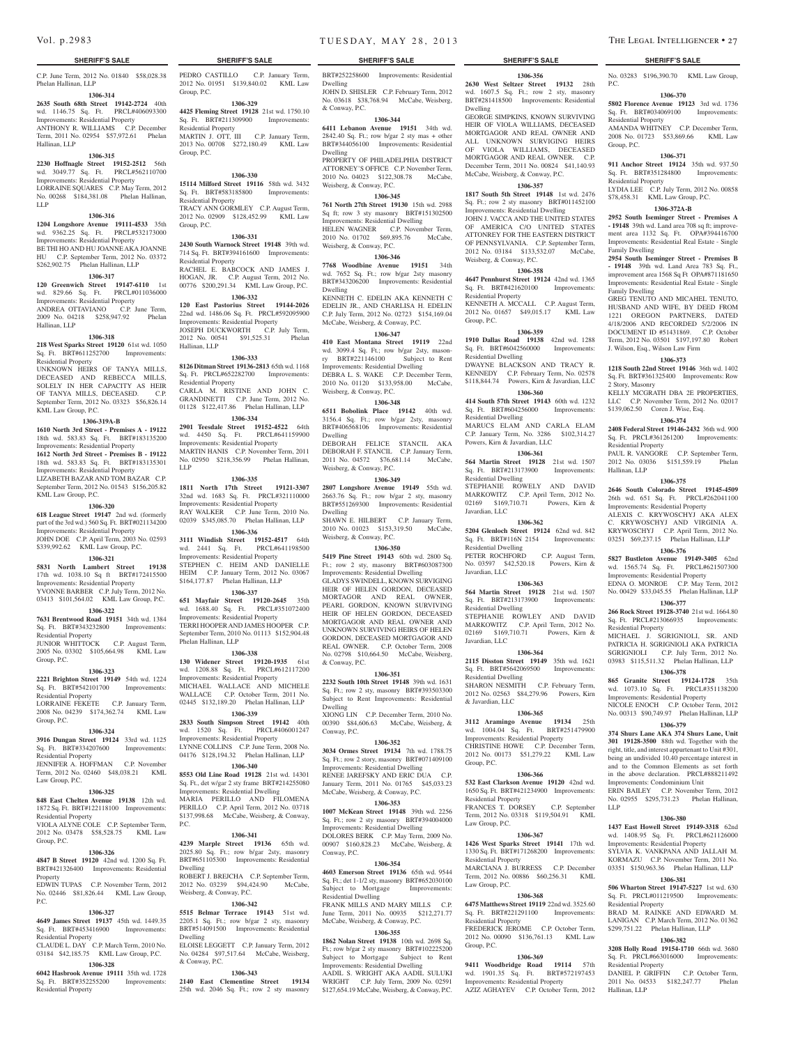**SHERIFF'S SALE**

C.P. June Term, 2012 No. 01840 $58,028.38 Phelan Hallinan, LLP

**1306-314**

**2635 South 68th Street 19142-2724** 40th wd. 1146.75 Sq. Ft. PRCL#406093300 Improvements: Residential Property
ANTHONY R. WILLIAMS C.P. December Term, 2011 No. 02954 $57,972.61 Phelan Hallinan, LLP

**1306-315**

**2230 Hoffnagle Street 19152-2512** 56th wd. 3049.77 Sq. Ft. PRCL#562110700 Improvements: Residential Property
LORRAINE SQUARES C.P. May Term, 2012 No. 00268 $184,381.08 Phelan Hallinan, LLP

**1306-316**

**1204 Longshore Avenue 19111-4533** 35th wd. 9362.25 Sq. Ft. PRCL#532173000 Improvements: Residential Property
BE THI HO AND HU JOANNE AKA JOANNE HU C.P. September Term, 2012 No. 03372 $262,902.75 Phelan Hallinan, LLP

**1306-317**

**120 Greenwich Street 19147-6110** 1st wd. 829.66 Sq. Ft. PRCL#011036000 Improvements: Residential Property
ANDREA OTTAVIANO C.P. June Term, 2009 No. 04218 $258,947.92 Phelan Hallinan, LLP

**1306-318**

**218 West Sparks Street 19120** 61st wd. 1050 Sq. Ft. BRT#611252700 Improvements: Residential Property
UNKNOWN HEIRS OF TANYA MILLS, DECEASED AND REBECCA MILLS, SOLELY IN HER CAPACITY AS HEIR OF TANYA MILLS, DECEASED. C.P. September Term, 2012 No. 03323 $56,826.14 KML Law Group, P.C.

**1306-319A-B**

**1610 North 3rd Street - Premises A - 19122** 18th wd. 583.83 Sq. Ft. BRT#183135200 Improvements: Residential Property
**1612 North 3rd Street - Premises B - 19122** 18th wd. 583.83 Sq. Ft. BRT#183135301 Improvements: Residential Property
LIZABETH BAZAR AND TOM BAZAR C.P. September Term, 2012 No. 01543 $156,205.82 KML Law Group, P.C.

**1306-320**

**618 League Street 19147** 2nd wd. (formerly part of the 3rd wd.) 560 Sq. Ft. BRT#021134200 Improvements: Residential Property
JOHN DOE C.P. April Term, 2003 No. 02593 $339,992.62 KML Law Group, P.C.

**1306-321**

**5831 North Lambert Street 19138** 17th wd. 1038.10 Sq Ft BRT#172415500 Improvements: Residential Property
YVONNE BARBER C.P. July Term, 2012 No. 03413 $101,564.02 KML Law Group, P.C.

**1306-322**

**7631 Brentwood Road 19151** 34th wd. 1384 Sq. Ft. BRT#343232800 Improvements: Residential Property
JUNIOR WHITTOCK C.P. August Term, 2005 No. 03302 $105,664.98 KML Law Group, P.C.

**1306-323**

**2221 Brighton Street 19149** 54th wd. 1224 Sq. Ft. BRT#542101700 Improvements: Residential Property
LORRAINE FEKETE C.P. January Term, 2008 No. 04239 $174,362.74 KML Law Group, P.C.

**1306-324**

**3916 Dungan Street 19124** 33rd wd. 1125 Sq. Ft. BRT#334207600 Improvements: Residential Property
JENNIFER A. HOFFMAN C.P. November Term, 2012 No. 02460 $48,038.21 KML Law Group, P.C.

**1306-325**

**848 East Chelten Avenue 19138** 12th wd. 1872 Sq. Ft. BRT#122118100 Improvements: Residential Property
VIOLA ALYNE COLE C.P. September Term, 2012 No. 03478 $58,528.75 KML Law Group, P.C.

**1306-326**

**4847 B Street 19120** 42nd wd. 1200 Sq. Ft. BRT#421326400 Improvements: Residential Property
EDWIN TUPAS C.P. November Term, 2012 No. 02446 $81,826.44 KML Law Group, P.C.

**1306-327**

**4649 James Street 19137** 45th wd. 1449.35 Sq. Ft. BRT#453416900 Improvements: Residential Property
CLAUDE L. DAY C.P. March Term, 2010 No. 03184 $42,185.75 KML Law Group, P.C.

**1306-328**

**6042 Hasbrook Avenue 19111** 35th wd. 1728 Sq. Ft. BRT#352255200 Improvements: Residential Property
PEDRO CASTILLO C.P. January Term, 2012 No. 01951 $139,840.02 KML Law Group, P.C.

**1306-329**

**4425 Fleming Street 19128** 21st wd. 1750.10 Sq. Ft. BRT#211309900 Improvements: Residential Property
MARTIN J. OTT, III C.P. January Term, 2013 No. 00708 $272,180.49 KML Law Group, P.C.

**1306-330**

**15114 Milford Street 19116** 58th wd. 3432 Sq. Ft. BRT#583185800 Improvements: Residential Property
TRACY ANN GORMLEY C.P. August Term, 2012 No. 02909 $128,452.99 KML Law Group, P.C.

**1306-331**

**2430 South Warnock Street 19148** 39th wd. 714 Sq. Ft. BRT#394161600 Improvements: Residential Property
RACHEL E. BABCOCK AND JAMES J. HOGAN, JR. C.P. August Term, 2012 No. 00776 $200,291.34 KML Law Group, P.C.

**1306-332**

**120 East Pastorius Street 19144-2026** 22nd wd. 1486.06 Sq. Ft. PRCL#592095900 Improvements: Residential Property
JOSEPH DUCKWORTH C.P. July Term, 2012 No. 00541 $91,525.31 Phelan Hallinan, LLP

**1306-333**

**8126 Ditman Street 19136-2813** 65th wd. 1168 Sq. Ft. PRCL#652282700 Improvements: Residential Property
CARLA M. RISTINE AND JOHN C. GRANDINETTI C.P. June Term, 2012 No. 01128 $122,417.86 Phelan Hallinan, LLP

**1306-334**

**2901 Teesdale Street 19152-4522** 64th wd. 4450 Sq. Ft. PRCL#641159900 Improvements: Residential Property
MARTIN HANIS C.P. November Term, 2011 No. 02950 $218,356.99 Phelan Hallinan, LLP

**1306-335**

**1811 North 17th Street 19121-3307** 32nd wd. 1683 Sq. Ft. PRCL#321110000 Improvements: Residential Property
RAY WALKER C.P. June Term, 2010 No. 02039 $345,085.70 Phelan Hallinan, LLP

**1306-336**

**3111 Windish Street 19152-4517** 64th wd. 2441 Sq. Ft. PRCL#641198500 Improvements: Residential Property
STEPHEN C. HEIM AND DANIELLE HEIM C.P. January Term, 2012 No. 03067 $164,177.87 Phelan Hallinan, LLP

**1306-337**

**651 Mayfair Street 19120-2645** 35th wd. 1688.40 Sq. Ft. PRCL#351072400 Improvements: Residential Property
TERRI HOOPER AND JAMES HOOPER C.P. September Term, 2010 No. 01113 $152,904.48 Phelan Hallinan, LLP

**1306-338**

**130 Widener Street 19120-1935** 61st wd. 1208.88 Sq. Ft. PRCL#612117200 Improvements: Residential Property
MICHAEL WALLACE AND MICHELE WALLACE C.P. October Term, 2011 No. 02445 $132,189.20 Phelan Hallinan, LLP

**1306-339**

**2833 South Simpson Street 19142** 40th wd. 1520 Sq. Ft. PRCL#406001247 Improvements: Residential Property
LYNNE COLLINS C.P. June Term, 2008 No. 04176 $128,194.32 Phelan Hallinan, LLP

**1306-340**

**8553 Old Line Road 19128** 21st wd. 14301 Sq. Ft., det w/gar 2 sty frame BRT#214255080 Improvements: Residential Dwelling
MARIA PERILLO AND FILOMENA PERILLO C.P. April Term, 2012 No. 03718 $137,998.68 McCabe, Weisberg, & Conway, P.C.

**1306-341**

**4239 Marple Street 19136** 65th wd. 2025.80 Sq. Ft.; row b/gar 2sty, masonry BRT#651105300 Improvements: Residential Dwelling
ROBERT J. BREJCHA C.P. September Term, 2012 No. 03239 $94,424.90 McCabe, Weisberg, & Conway, P.C.

**1306-342**

**5515 Belmar Terrace 19143** 51st wd. 2205.1 Sq. Ft.; row b/gar 2 sty, masonry BRT#514091500 Improvements: Residential Dwelling
ELOISE LEGGETT C.P. January Term, 2012 No. 04284 $97,517.64 McCabe, Weisberg, & Conway, P.C.

**1306-343**

**2140 East Clementine Street 19134** 25th wd. 2046 Sq. Ft.; row 2 sty masonry BRT#252258600 Improvements: Residential Dwelling
JOHN D. SHISLER C.P. February Term, 2012 No. 03618 $38,768.94 McCabe, Weisberg, & Conway, P.C.

**1306-344**

**6411 Lebanon Avenue 19151** 34th wd. 2842.40 Sq. Ft.; row b/gar 2 sty mas + other BRT#344056100 Improvements: Residential Dwelling
PROPERTY OF PHILADELPHIA DISTRICT ATTORNEY'S OFFICE C.P. November Term, 2010 No. 04023 $122,308.78 McCabe, Weisberg, & Conway, P.C.

**1306-345**

**761 North 27th Street 19130** 15th wd. 2988 Sq ft; row 3 sty masonry BRT#151302500 Improvements: Residential Dwelling
HELEN WAGNER C.P. November Term, 2010 No. 01702 $69,895.76 McCabe, Weisberg, & Conway, P.C.

**1306-346**

**7768 Woodbine Avenue 19151** 34th wd. 7652 Sq. Ft.; row b/gar 2sty masonry BRT#343206200 Improvements: Residential Dwelling
KENNETH C. EDELIN AKA KENNETH C EDELIN JR., AND CHARLISA H. EDELIN C.P. July Term, 2012 No. 02723 $154,169.04 McCabe, Weisberg, & Conway, P.C.

**1306-347**

**410 East Montana Street 19119** 22nd wd. 3099.4 Sq. Ft.; row b/gar 2sty, masonry BRT#221146100 Subject to Rent Improvements: Residential Dwelling
DEBRA L. S. WAKE C.P. December Term, 2010 No. 01120 $133,958.00 McCabe, Weisberg, & Conway, P.C.

**1306-348**

**6511 Bobolink Place 19142** 40th wd. 3156.4 Sq. Ft.; row b/gar 2sty, masonry BRT#406568106 Improvements: Residential Dwelling
DEBORAH FELICE STANCIL AKA DEBORAH F. STANCIL C.P. January Term, 2011 No. 04572 $76,681.14 McCabe, Weisberg, & Conway, P.C.

**1306-349**

**2807 Longshore Avenue 19149** 55th wd. 2663.76 Sq. Ft.; row b/gar 2 sty, masonry BRT#551269300 Improvements: Residential Dwelling
SHAWN E. HILBERT C.P. January Term, 2010 No. 01023 $153,319.50 McCabe, Weisberg, & Conway, P.C.

**1306-350**

**5419 Pine Street 19143** 60th wd. 2800 Sq. Ft.; row 2 sty, masonry BRT#603087300 Improvements: Residential Dwelling
GLADYS SWINDELL, KNOWN SURVIGING HEIR OF HELEN GORDON, DECEASED MORTAGOR AND REAL OWNER, PEARL GORDON, KNOWN SURVIVING HEIR OF HELEN GORDON, DECEASED MORTGAGOR AND REAL OWNER AND UNKNOWN SURVIVING HEIRS OF HELEN GORDON, DECEASED MORTGAGOR AND REAL OWNER. C.P. October Term, 2008 No. 02798 $10,664.50 McCabe, Weisberg, & Conway, P.C.

**1306-351**

**2232 South 10th Street 19148** 39th wd. 1631 Sq. Ft.; row 2 sty, masonry BRT#393503300 Subject to Rent Improvements: Residential Dwelling
XIONG LIN C.P. December Term, 2010 No. 00390 $84,606.63 McCabe, Weisberg, & Conway, P.C.

**1306-352**

**3034 Ormes Street 19134** 7th wd. 1788.75 Sq. Ft.; row 2 story, masonry BRT#071409100 Improvements: Residential Dwelling
RENEE JAREFSKY AND ERIC DUA C.P. January Term, 2011 No. 01765 $45,033.23 McCabe, Weisberg, & Conway, P.C.

**1306-353**

**1007 McKean Street 19148** 39th wd. 2256 Sq. Ft.; row 2 sty masonry BRT#394004000 Improvements: Residential Dwelling
DOLORES BERK C.P. May Term, 2009 No. 00907 $160,828.23 McCabe, Weisberg, & Conway, P.C.

**1306-354**

**4603 Emerson Street 19136** 65th wd. 9544 Sq. Ft.; det 1-1/2 sty, masonry BRT#652030100 Subject to Mortgage Improvements: Residential Dwelling
FRANK MILLS AND MARY MILLS C.P. June Term, 2011 No. 00935 $212,271.77 McCabe, Weisberg, & Conway, P.C.

**1306-355**

**1862 Nolan Street 19138** 10th wd. 2698 Sq. Ft.; row b/gar 2 sty masonry BRT#102225200 Subject to Mortgage Subject to Rent Improvements: Residential Dwelling
AADIL S. WRIGHT AKA AADIL SULUKI WRIGHT C.P. July Term, 2009 No. 02591 $127,654.19 McCabe, Weisberg, & Conway, P.C.

**1306-356**

**2630 West Seltzer Street 19132** 28th wd. 1607.5 Sq. Ft.; row 2 sty, masonry BRT#281418500 Improvements: Residential Dwelling
GEORGE SIMPKINS, KNOWN SURVIVING HEIR OF VIOLA WILLIAMS, DECEASED MORTGAGOR AND REAL OWNER AND ALL UNKNOWN SURVIGING HEIRS OF VIOLA WILLIAMS, DECEASED MORTGAGOR AND REAL OWNER. C.P. December Term, 2011 No. 00824 $41,140.93 McCabe, Weisberg, & Conway, P.C.

**1306-357**

**1817 South 5th Street 19148** 1st wd. 2476 Sq. Ft.; row 2 sty masonry BRT#011452100 Improvements: Residential Dwelling
JOHN J. VACCA AND THE UNITED STATES OF AMERICA C/O UNITED STATES ATTONREY FOR THE EASTERN DISTRICT OF PENNSYLVANIA. C.P. September Term, 2012 No. 03184 $133,532.07 McCabe, Weisberg, & Conway, P.C.

**1306-358**

**4647 Pennhurst Street 19124** 42nd wd. 1365 Sq. Ft. BRT#421620100 Improvements: Residential Property
KENNETH A. MCCALL C.P. August Term, 2012 No. 01657 $49,015.17 KML Law Group, P.C.

**1306-359**

**1910 Dallas Road 19138** 42nd wd. 1288 Sq. Ft. BRT#6042560000 Improvements: Residential Dwelling
DWAYNE BLACKSON AND TRACY R. KENNEDY C.P. February Term, No. 02578 $118,844.74 Powers, Kirn & Javardian, LLC

**1306-360**

**414 South 57th Street 19143** 60th wd. 1232 Sq. Ft. BRT#604256000 Improvements: Residential Dwelling
MARUCS ELAM AND CARLA ELAM C.P. January Term, No. 3286 $102,314.27 Powers, Kirn & Javardian, LLC

**1306-361**

**564 Martin Street 19128** 21st wd. 1507 Sq. Ft. BRT#213173900 Improvements: Residential Dwelling
STEPHANIE ROWELY AND DAVID MARKOWITZ C.P. April Term, 2012 No. 02169 $169,710.71 Powers, Kirn & Javardian, LLC

**1306-362**

**5204 Glenloch Street 19124** 62nd wd. 842 Sq. Ft. BRT#116N 2154 Improvements: Residential Dwelling
PETER ROCHFORD C.P. August Term, No. 03597 $42,520.18 Powers, Kirn & Javardian, LLC

**1306-363**

**564 Martin Street 19128** 21st wd. 1507 Sq. Ft. BRT#213173900 Improvements: Residential Dwelling
STEPHANIE ROWLEY AND DAVID MARKOWITZ C.P. April Term, 2012 No. 02169 $169,710.71 Powers, Kirn & Javardian, LLC

**1306-364**

**2115 Disston Street 19149** 35th wd. 1621 Sq. Ft. BRT#5642069500 Improvements: Residential Dwelling
SHARON NESMITH C.P. February Term, 2012 No. 02563 $84,279.96 Powers, Kirn & Javardian, LLC

**1306-365**

**3112 Aramingo Avenue 19134** 25th wd. 1004.04 Sq. Ft. BRT#251479900 Improvements: Residential Property
CHRISTINE HOWE C.P. December Term, 2012 No. 00173 $51,279.22 KML Law Group, P.C.

**1306-366**

**532 East Clarkson Avenue 19120** 42nd wd. 1650 Sq. Ft. BRT#421234900 Improvements: Residential Property
FRANCES T. DORSEY C.P. September Term, 2012 No. 03318 $119,504.91 KML Law Group, P.C.

**1306-367**

**1426 West Sparks Street 19141** 17th wd. 1330 Sq. Ft. BRT#171268200 Improvements: Residential Property
MARCIANA J. BURRESS C.P. December Term, 2012 No. 00886 $60,256.31 KML Law Group, P.C.

**1306-368**

**6475 Matthews Street 19119** 22nd wd. 3525.60 Sq. Ft. BRT#221291100 Improvements: Residential Property
FREDERICK JEROME C.P. October Term, 2012 No. 00090 $136,761.13 KML Law Group, P.C.

**1306-369**

**9411 Woodbridge Road 19114** 57th wd. 1901.35 Sq. Ft. BRT#572197453 Improvements: Residential Property
AZIZ AGHAYEV C.P. October Term, 2012 No. 03283 $196,390.70 KML Law Group, P.C.

**1306-370**

**5802 Florence Avenue 19123** 3rd wd. 1736 Sq. Ft. BRT#034069100 Improvements: Residential Property
AMANDA WHITNEY C.P. December Term, 2008 No. 01723 $53,869.66 KML Law Group, P.C.

**1306-371**

**911 Anchor Street 19124** 35th wd. 937.50 Sq. Ft. BRT#351284800 Improvements: Residential Property
LYDIA LEE C.P. July Term, 2012 No. 00858 $78,458.31 KML Law Group, P.C.

**1306-372A-B**

**2952 South Iseminger Street - Premises A - 19148** 39th wd. Land area 708 sq ft; improvement area 1132 Sq. Ft. OPA#394416700 Improvements: Residential Real Estate - Single Family Dwelling
**2954 South Iseminger Street - Premises B - 19148** 39th wd. Land Area 783 Sq. Ft., improvement area 1568 Sq Ft OPA#871181650 Improvements: Residential Real Estate - Single Family Dwelling
GREG TENUTO AND MICAHEL TENUTO, HUSBAND AND WIFE, BY DEED FROM 1221 OREGON PARTNERS, DATED 4/18/2006 AND RECORDED 5/2/2006 IN DOCUMENT ID #51431869. C.P. October Term, 2012 No. 03501 $197,197.80 Robert J. Wilson, Esq., Wilson Law Firm

**1306-373**

**1218 South 22nd Street 19146** 36th wd. 1402 Sq. Ft. BRT#361325400 Improvements: Row 2 Story, Masonry
KELLY MCGRATH DBA 2E PROPERTIES, LLC C.P. November Term, 2012 No. 02017 $139,062.50 Coren J. Wise, Esq.

**1306-374**

**2408 Federal Street 19146-2432** 36th wd. 900 Sq. Ft. PRCL#361261200 Improvements: Residential Property
PAUL R. VANGORE C.P. September Term, 2012 No. 03036 $151,559.19 Phelan Hallinan, LLP

**1306-375**

**2646 South Colorado Street 19145-4509** 26th wd. 651 Sq. Ft. PRCL#262041100 Improvements: Residential Property
ALEXIS C. KRYWOSCHYJ AKA ALEX C. KRYWOSCHYJ AND VIRGINIA A. KRYWOSCHYJ C.P. April Term, 2012 No. 03251 $69,237.15 Phelan Hallinan, LLP

**1306-376**

**5827 Bustleton Avenue 19149-3405** 62nd wd. 1565.74 Sq. Ft. PRCL#621507300 Improvements: Residential Property
EDNA O. MONROE C.P. May Term, 2012 No. 00429 $33,045.55 Phelan Hallinan, LLP

**1306-377**

**266 Rock Street 19128-3740** 21st wd. 1664.80 Sq. Ft. PRCL#213066935 Improvements: Residential Property
MICHAEL J. SGRIGNIOLI, SR. AND PATRICIA H. SGRIGNIOLI AKA PATRICIA SGRIGNIOLI C.P. July Term, 2012 No. 03983 $115,511.32 Phelan Hallinan, LLP

**1306-378**

**865 Granite Street 19124-1728** 35th wd. 1073.10 Sq. Ft. PRCL#351138200 Improvements: Residential Property
NICOLE ENOCH C.P. October Term, 2012 No. 00313 $90,749.97 Phelan Hallinan, LLP

**1306-379**

**374 Shurs Lane AKA 374 Shurs Lane, Unit 301 19128-3500** 88th wd. Together with the right, title, and interest appurtenant to Unit #301, being an undivided 10.40 percentage interest in and to the Common Elements as set forth in the above declaration. PRCL#888211492 Improvements: Condominium Unit
ERIN BAILEY C.P. November Term, 2012 No. 02955 $295,731.23 Phelan Hallinan, LLP

**1306-380**

**1437 East Howell Street 19149-3318** 62nd wd. 1408.95 Sq. Ft. PRCL#621126000 Improvements: Residential Property
SYLVIA K. VANKPANA AND JALLAH M. KORMAZU C.P. November Term, 2011 No. 03351 $150,963.36 Phelan Hallinan, LLP

**1306-381**

**506 Wharton Street 19147-5227** 1st wd. 630 Sq. Ft. PRCL#011219500 Improvements: Residential Property
BRAD M. RAINKE AND EDWARD M. LANIGAN C.P. March Term, 2012 No. 01362 $299,751.22 Phelan Hallinan, LLP

**1306-382**

**3208 Holly Road 19154-1710** 66th wd. 3680 Sq. Ft. PRCL#663016000 Improvements: Residential Property
DANIEL P. GRIFFIN C.P. October Term, 2011 No. 04533 $182,247.77 Phelan Hallinan, LLP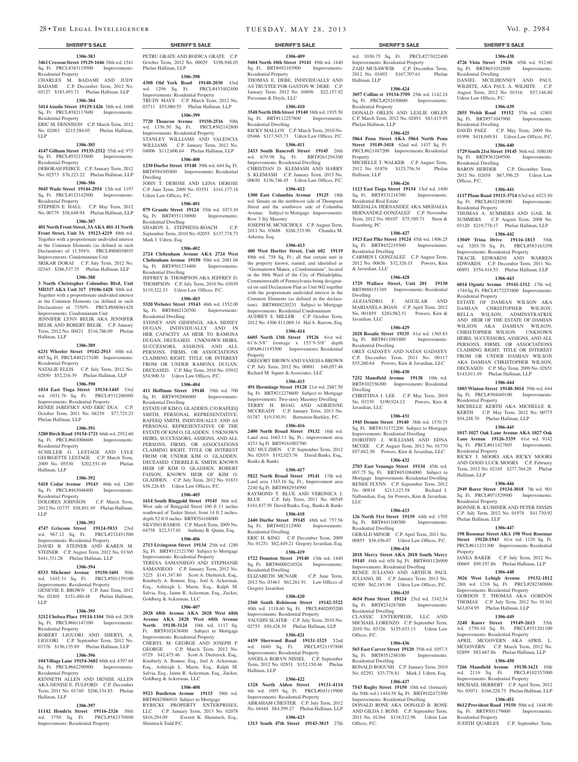**SHERIFF'S SALE**

**1306-383**

**3461 Cresson Street 19129-1646** 38th wd. 1541 Sq. Ft. PRCL#383119500 Improvements: Residential Property

CHARLES M. BADAMI AND JUDY BADAMI C.P. December Term, 2012 No. 03127 $183,493.71 Phelan Hallinan, LLP

**1306-384**

**3414 Ainslie Street 19129-1426** 38th wd. 1600 Sq. Ft. PRCL#382117600 Improvements: Residential Property

ERIC M. DENNISON C.P. March Term, 2012 No. 02883 $215,584.05 Phelan Hallinan, LLP

**1306-385**

**4147 Gilham Street 19135-2512** 55th wd. 975 Sq. Ft. PRCL#552135800 Improvements: Residential Property

DEBORAH PEIRCE C.P. January Term, 2012 No. 02573 $76,223.22 Phelan Hallinan, LLP

**1306-386**

**5045 Wade Street 19144-2954** 12th wd. 1197 Sq. Ft. PRCL#123142900 Improvements: Residential Property

STEPHEN E. HALL C.P. May Term, 2012 No. 00779 $58,648.94 Phelan Hallinan, LLP

**1306-387**

**401 North Front Street, 3A AKA 401-11 North Front Street, Unit 3A 19123-4219** 88th wd. Together with a proportionate undivided interest in the Common Elements (as defined in such Declaration) of 11.594%. PRCL#888030035 Improvements: Condominium Unit

SRIKAR DORAI C.P. July Term, 2012 No. 02163 $286,537.35 Phelan Hallinan, LLP

**1306-388**

**3 North Christopher Columbus Blvd, Unit MD317 AKA Unit 317 19106-1428** 88th wd. Together with a proportionate undivided interest in the Common Elements (as defined in such Declaration) of .7350%. PRCL#888061428 Improvements: Condominium Unit

JENNIFER LYNN BELIK AKA JENNIFER BELIK AND ROBERT BELIK C.P. January Term, 2012 No. 00421 $316,786.09 Phelan Hallinan, LLP

**1306-389**

**6231 Wheeler Street 19142-2913** 40th wd. 885 Sq. Ft. PRCL#402173100 Improvements: Residential Property

NATALIE ELLIS C.P. July Term, 2012 No. 02850 $52,216.39 Phelan Hallinan, LLP

**1306-390**

**1034 East Tioga Street 19134-1445** 33rd wd. 1031.76 Sq. Ft. PRCL#331206900 Improvements: Residential Property

RENEE JAREFSKY AND ERIC DUA C.P. October Term, 2011 No. 04239 $77,725.23 Phelan Hallinan, LLP

**1306-391**

**3280 Birch Road 19154-1721** 66th wd. 2952.60 Sq. Ft. PRCL#663006600 Improvements: Residential Property

SCHILLER G. LESTAGE AND LYLE GEORGETTE LESTAGE C.P. March Term, 2009 No. 05530 $202,551.49 Phelan Hallinan, LLP

**1306-392**

**5418 Cedar Avenue 19143** 46th wd. 1260 Sq. Ft. PRCL#463046400 Improvements: Residential Property

DOLORES JOHNSON C.P. March Term, 2012 No. 01737 $58,891.49 Phelan Hallinan, LLP

**1306-393**

**4747 Griscom Street 19124-5833** 23rd wd. 967.12 Sq. Ft. PRCL#232451500 Improvements: Residential Property

DAVID B. STEINER AND KAREN M. STEINER C.P. August Term, 2012 No. 01365 $441,331.28 Phelan Hallinan, LLP

**1306-394**

**8533 Michener Avenue 19150-1601** 50th wd. 1445.31 Sq. Ft. PRCL#501159100 Improvements: Residential Property

GENEVIE E. BROWN C.P. June Term, 2012 No. 02405 $151,480.48 Phelan Hallinan, LLP

**1306-395**

**3212 Chelsea Place 19114-1104** 58th wd. 2838 Sq. Ft. PRCL#661147100 Improvements: Residential Property

ROBERT LIGUORI AND SHERYL A. LIGUORI C.P. September Term, 2012 No. 03376 $156,135.89 Phelan Hallinan, LLP

**1306-396**

**104 Village Lane 19154-3602** 66th wd. 4397.64 Sq. Ft. PRCL#662290900 Improvements: Residential Property

KENNETH ALLEN AND DENISE ALLEN AKA DENISE E. FULFORD C.P. December Term, 2011 No. 01740 $206,334.85 Phelan Hallinan, LLP

**1306-397**

**11142 Hendrix Street 19116-2326** 58th wd. 3750 Sq. Ft. PRCL#582370800 Improvements: Residential Property

PETRU GRATE AND RODICA GRATE C.P. October Term, 2012 No. 00029 $198,948.05 Phelan Hallinan, LLP

**1306-398**

**4308 Old York Road 19140-2030** 43rd wd. 1296 Sq. Ft. PRCL#433402400 Improvements: Residential Property

TRUDY MAYS C.P. March Term, 2012 No. 03711 $55,080.55 Phelan Hallinan, LLP

**1306-399**

**7720 Thouron Avenue 19150-2516** 50th wd. 1336.50 Sq. Ft. PRCL#502142800 Improvements: Residential Property

STANLEY WILLIAMS AND VALENCIA WILLIAMS C.P. January Term, 2012 No. 04006 $112,606.64 Phelan Hallinan, LLP

**1306-400**

**1230 Durfor Street 19148** 39th wd. 644 Sq. Ft. BRT#394305800 Improvements: Residential Dwelling

JOHN T. DEROSE AND LENA DEROSE C.P. June Term, 2009 No. 03551 $141,177.18 Udren Law Offices, P.C.

**1306-401**

**879 Granite Street 19124** 35th wd. 1073.10 Sq. Ft. BRT#351138900 Improvements: Residential Dwelling

SHARON L. STEPHENS-ROACH C.P. September Term, 2010 No. 02055 $137,778.73 Mark J. Udren, Esq.

**1306-402**

**2724 Cleltenham Avenue AKA 2724 West Cheltenham Avenue 19150** 50th wd. 2081.04 Sq. Ft. BRT#501274400 Improvements: Residential Dwelling

JEFFREY B. THOMPSON AKA JEFFREY D. THOMPSON C.P. July Term, 2010 No. 03039 $119,322.33 Udren Law Offices, P.C.

**1306-403**

**5320 Webster Street 19143** 46th wd. 1552.00 Sq. Ft. BRT#462120700 Improvements: Residential Dwelling

SYDNEY ANN GIDDINGS, AKA SIDNEY DUGAN, INDIVIDUALLY AND IN HER CAPACITY AS HEIR TO RAMONA DUGAN, DECEASED. UNKNOWN HEIRS, SUCCESSORS, ASSIGNS, AND ALL PERSONS, FIRMS, OR ASSOCIATIONS CLAIMING RIGHT, TITLE OR INTEREST FROM OR UNDER RAMONA DUGAN, DECEASED. C.P. May Term, 2010 No. 03932 $54,900.31 Udren Law Offices, P.C.

**1306-404**

**411 Hoffman Street 19148** 39th wd. 700 Sq. Ft. BRT#392006000 Improvements: Residential Dwelling

ESTATE OF KIM O. GLADDEN, C/O RAFEEQ SMITH, PERSONAL REPRESENTATIVE; RAFEEQ SMITH, INDIVIDUALLY AND AS PERSONAL REPRESENTATIVE OF THE ESTATE OF KIM O. GLADDEN. UNKNOWN HEIRS, SUCCESSORS, ASSIGNS, AND ALL PERSONS, FIRMS, OR ASSOCIATIONS CLAIMING RIGHT, TITLE OR INTEREST FROM OR UNDER KIM O. GLADDEN, DECEASED CHERELE K. SMITH, KNOWN HEIR OF KIM O. GLADDEN, ROBERT FAISON, KNOWN HEIR OF KIM O. GLADDEN. C.P. July Term, 2012 No. 01831 $58,226.85 Udren Law Offices, P.C.

**1306-405**

**1614 South Ringgold Street 19145** 36th wd. West side of Ringgold Street 100 ft 11 inches southward of Tasker Street; front 14 ft 2 inches, depth 52 ft 0 inches BRT#354168000

SILVINO RAMOS C.P. March Term, 2009 No. 04758 $22,517.01 Anthony B. Quinn, Esq.

**1306-406**

**2713 Livingston Street 19134** 25th wd. 1280 Sq. Ft. BRT#312121700 Subject to Mortgage Improvements: Residential Property

TERESA SAMANIEGO AND STEPHANIE SAMANIEGO C.P. January Term, 2012 No. 3225 $141,347.80 Scott A. Dietterick, Esq., Kimberly A. Bonner, Esq., Joel A. Ackerman, Esq., Ashleigh L. Marin, Esq., Ralph M. Salvia, Esq., Jaime R. Ackerman, Esq., Zucker, Goldberg & Ackerman, LLC

**1306-407**

**2028 68th Avenue AKA 2028 West 68th Avenue AKA 2028 West 68th Avenue North 19138-3124** 10th wd. 1117 Sq. Ft. BRT#102438400 Subject to Mortgage Improvements: Residential Property

CHERYL M. GEORGE AND JOSEPH P. GEORGE C.P. March Term, 2012 No. 0729 $42,475.46 Scott A. Dietterick, Esq., Kimberly A. Bonner, Esq., Joel A. Ackerman, Esq., Ashleigh L. Marin, Esq., Ralph M. Salvia, Esq., Jaime R. Ackerman, Esq., Zucker, Goldberg & Ackerman, LLC

**1306-408**

**9523 Bustleton Avenue 19115** 58th wd. BRT#882906910 Subject to Mortgage

RYBICKI PROPERTY ENTERPRISES, LLC C.P. January Term, 2013 No. 02078 $816,294.09 Everett K. Sheintoch, Esq., Sheintoch Todd P.C.

**1306-409**

**5604 North 10th Street 19141** 49th wd. 1440 Sq. Ft. BRT#492183900 Improvements: Residential Property

THOMAS E. DEBE, INDIVIDUALLY AND AS TRUSTEE FOR GASTON W. DEBE C.P. January Term, 2012 No. 04896 $22,157.92 Pressman & Doyle, LLC

**1306-410**

**3548 North 18th Street 19140** 38th wd. 1935.50 Sq. Ft. BRT#112257800 Improvements: Residential Dwelling

RICKY MALLOY C.P. March Term, 2010 No. 05466 $117,543.73 Udren Law Offices, P.C.

**1306-411**

**2433 South Bancroft Street 19145** 26th wd. 679.98 Sq. Ft. BRT#261294300 Improvements: Residential Dwelling

CHRISTIAN D. KLEMASH AND HARRY S. KLEMASH C.P. January Term, 2013 No. 00650 $136,746.45 Udren Law Offices, P.C.

**1306-412**

**1300 East Columbia Avenue 19125** 18th wd. Situate on the northwest side of Thompson Street and the southwest side of Columbia Avenue. Subject to Mortgage Improvements: Row 3 Sty Masonry

JOSEPH M. MCNICHOLS C.P. August Term, 2011 No. 03688 $268,333.90 Chandra M. Arkema, Esq.

**1306-413**

**400 West Hortter Street, Unit 602 19119** 88th wd. 758 Sq. Ft.; all that certain unit in the property known, named, and idnetified as "Germantown Manor, a Condominium", located in the 88th Ward of the City of Philadelphia, Commonwealth of Pennsylvania being designated on said Declaration Plan as Unit 602 together with the proporionate undivided interest in the Common Elements (as defined in the declaration). BRT#888220231 Subject to Mortgage Improvements: Residential Condominium

AUDREY S. MILLER C.P. October Term, 2012 No. 4306 $11,069.14 Hal A. Barrow, Esq.

**1306-414**

**6605 North 13th Street 19126** 61st wd. 61'6-5/8" frontage x 153'9-5/8" depth OPA#611193500 Improvements: Residential Property

GREGORY BROWN AND VANESSA BROWN C.P. July Term, 2012 No. 00881 $46,057.46 Richard M. Squire & Associates, LLC

**1306-415**

**491 Hermitage Street 19128** 21st wd. 2887.50 Sq. Ft. BRT#212278600 Subject to Mortgage Improvements: Two-story Masonry Dwelling

TERRY H. BOAG AND ADRIENNE MCCREADY C.P. January Term, 2013 No. 01787 $19,330.91 Bernstein-Burkley, P.C.

**1306-416**

**2400 North Broad Street 19132** 16th wd. Land area 1663.11 Sq. Ft.; improvement area 4233 Sq Ft BRT#161003700

XIU HUI ZHEN C.P. September Term, 2012 No. 02019 $192,023.76 David Banks, Esq., Banks & Banks

**1306-417**

**5822 North Broad Street 19141** 17th wd. Land area 1343.16 Sq. Ft.; Improvement area 2240 Sq Ft BRT#882934990

RAYMOND T. BLUE AND VERONICA I. BLUE C.P. July Term, 2011 No. 00349 $161,837.50 David Banks, Esq., Banks & Banks

**1306-418**

**2440 Durfor Street 19145** 48th wd. 757.56 Sq. Ft. BRT#482112900 Improvements: Residential Dwelling

ERIC H. KING C.P. December Term, 2009 No. 01251 $82,449.21 Gregory Javardian, Esq.

**1306-419**

**1722 Dounton Street 19140** 13th wd. 1440 Sq. Ft. BRT#6000210526 Improvements: Residential Dwelling

ELIZABETH MCNAIR C.P. June Term, 2012 No. 03463 $62,261.91 Law Offices of Gregory Javardian

**1306-420**

**2560 South Robinson Street 19142-3522** 40th wd. 1118.60 Sq. Ft. PRCL#402095200 Improvements: Residential Property

VAUGHN SLATER C.P. July Term, 2010 No. 02753 $50,428.39 Phelan Hallinan, LLP

**1306-421**

**4439 Sherwood Road 19131-5125** 52nd wd. 1640 Sq. Ft. PRCL#521197800 Improvements: Residential Property

ANGELA ROBYN NISSEL C.P. September Term, 2012 No. 02831 $152,150.46 Phelan Hallinan, LLP

**1306-422**

**1328 North Alden Street 19131-4114** 4th wd. 1095 Sq. Ft. PRCL#043119900 Improvements: Residential Property

ABRAHAM CHESTER C.P. July Term, 2012 No. 04444 $84,399.27 Phelan Hallinan, LLP

**1306-423**

**1313 South 47th Street 19143-3815** 27th wd. 1030.75 Sq. Ft. PRCL#273022400 Improvements: Residential Property

ZAID MUSAWWIR C.P. December Term, 2012 No. 01692 $167,707.61 Phelan Hallinan, LLP

**1306-424**

**3057 Collins st 19134-3709** 25th wd. 1142.24 Sq. Ft. PRCL#252430600 Improvements: Residential Property

DONALD ORLEN AND LESLIE ORLEN C.P. March Term, 2012 No. 02891 $83,415.95 Phelan Hallinan, LLP

**1306-425**

**5864 Penn Street AKA 5864 North Penn Street 19149-3418** 62nd wd. 1437 Sq. Ft. PRCL#621487200 Improvements: Residential Property

MICHELLE T. WALKER C.P. August Term, 2012 No. 01876 $125,756.34 Phelan Hallinan, LLP

**1306-426**

**1123 East Tioga Street 19134** 33rd wd. 1400 Sq. Ft. BRT#331218700 Improvements: Residential Real Estate

MIGDALIA HERNANDEZ AKA MIGDALIA HERNANDEZ-GONZALEZ C.P. November Term, 2012 No. 00107 $75,389.71 Stern & Eisenberg, PC

**1306-427**

**1923 East Pike Street 19124** 45th wd. 1406.25 Sq. Ft. BRT#452219300 Improvements: Residential Dwelling

CARMEN I. GONZALEZ C.P. August Term, 2012 No. 00656 $32,326.15 Powers, Kirn & Javardian, LLC

**1306-428**

**1729 Wallace Street, Unit 201 19130** BRT#888151349 Improvements: Residential Dwelling

ALEJANDRO F. AGUILAR AND MARIANELA BOAN C.P. April Term, 2012 No. 001859 $284,982.51 Powers, Kirn & Javardian, LLC

**1306-429**

**2028 Rosalie Street 19135** 41st wd. 1365.83 Sq. Ft. BRT#411083400 Improvements: Residential Dwelling

ORLY GADAYEV AND NATAN GADAYEV C.P. December Term, 2011 No. 00117 $55,260.64 Powers, Kirn & Javardian, LLC

**1306-430**

**7252 Mansfield Avenue 19138** 10th wd. BRT#102356300 Improvements: Residential Dwelling

CHRISTINA J. LEE C.P. May Term, 2010 No. 03339 $190,924.12 Powers, Kirn & Javardian, LLC

**1306-431**

**1945 Dennie Street 19140** 38th wd. 1570.75 Sq. Ft. BRT#131372200 Subject to Mortgage Improvements: Residential Dwelling

DOROTHY J. WILLIAMS AND EDNA MCGEE C.P. August Term, 2012 No. 01770 $57,042.30 Powers, Kirn & Javardian, LLC

**1306-432**

**2703 East Venango Street 19134** 45th wd. 897.75 Sq. Ft. BRT#451084000 Subject to Mortgage Improvements: Residential Dwelling

RENEE FLYNN C.P. September Term, 2012 No. 00818 $213,123.58 Richard J. Nalbandian, Esq. for Powers, Kirn & Javardian, LLC

**1306-433**

**126 North 51st Street 19139** 44th wd. 1705 Sq. Ft. BRT#441100300 Improvements: Residential Dwelling

GERALD MINOR C.P. April Term, 2011 No. 00855 $58,456.07 Udren Law Offices, P.C.

**1306-434**

**2018 Mercy Street AKA 2018 South Mercy 19145** 48th wd. 658 Sq. Ft. BRT#481126900 Improvements: Residential Dwelling

RENEE JULIANO AND ARTHUR PAUL JULIANO, III C.P. January Term, 2013 No. 02300 $62,183.98 Udren Law Offices, P.C.

**1306-435**

**4654 Penn Street 19124** 23rd wd. 3342.54 Sq. Ft. BRT#234287800 Improvements: Residential Dwelling

CLASSIC ENTERPRISE, LLC AND MICHAEL LORENZO C.P. September Term, 2010 No. 03326 $155,033.13 Udren Law Offices, P.C.

**1306-436**

**565 East Carver Street 19120** 35th wd. 1057.5 Sq. Ft. BRT#351248100 Improvements: Residential Dwelling

RONALD BOGUSH C.P. January Term, 2010 No. 02292 $33,778.81 Mark J. Udren, Esq.

**1306-437**

**7543 Rugby Street 19150** 10th wd. (formerly the 50th wd.) 1444.58 Sq. Ft. BRT#102472300 Improvements: Residential Dwelling

DONALD RONE AKA DONALD B. RONE AND GILDA J. RONE C.P. September Term, 2011 No. 01264 $118,512.98 Udren Law Offices, P.C.

**1306-438**

**4726 Vista Street 19136** 65th wd. 912.60 Sq. Ft. BRT#651032800 Improvements: Residential Dwelling

DANIEL MCILHENNEY AND PAUL WILHITE, AKA PAUL A. WILHITE C.P. August Term, 2012 No. 01516 $57,146.80 Udren Law Offices, P.C.

**1306-439**

**2855 Welsh Road 19152** 57th wd. 12801 Sq. Ft. BRT#571047900 Improvements: Residential Dwelling

DAVID PAEZ C.P. May Term, 2009 No. 01998 $418,049.81 Udren Law Offices, P.C.

**1306-440**

**1729 South 21st Street 19145** 36th wd. 1080.00 Sq. Ft. BRT#363269500 Improvements: Residential Dwelling

BARON HERDER C.P. December Term, 2012 No. 02658 $67,396.25 Udren Law Offices, P.C.

**1306-441**

**1117 Plane Road 19115-3714** 63rd wd. 6523.50 Sq. Ft. PRCL#632108300 Improvements: Residential Property

THOMAS A. SUMMERS AND GAIL M. SUMMERS C.P. August Term, 2008 No. 03120 $219,778.17 Phelan Hallinan, LLP

**1306-442**

**13049 Trina Drive 19116-1813** 58th wd. 3203.70 Sq. Ft. PRCL#583163298 Improvements: Residential Property

TRACIE EDWARDS AND WARREN EDWARDS C.P. December Term, 2011 No. 00893 $354,414.53 Phelan Hallinan, LLP

**1306-443**

**6014 Ogontz Avenue 19141-1312** 17th wd. 1744 Sq. Ft. PRCL#172253800 Improvements: Residential Property

ESTATE OF DAMIAN WILSON AKA DAMIAN CHRISTOPHER WILSON; BELLA WILSON, ADMINSTRATRIX AND HEIR OF THE ESTATE OF DAMIAN WILSON AKA DAMIAN WILSON, CHRISTOPHER WILSON. UNKNOWN HEIRS, SUCCESSORS, ASSIGNS, AND ALL PERSONS, FIRMS, OR ASSOCIATIONS CLAIMING RIGHT, TITLE OR INTEREST FROM OR UNDER DAMIAN WILSON AKA DAMIAN CHRISTOPHER WILSON, DECEASED. C.P. May Term, 2009 No. 02851 $143,011.49 Phelan Hallinan, LLP

**1306-444**

**1003 Winton Street 19148-3014** 39th wd. 644 Sq. Ft. PRCL#394049100 Improvements: Residential Property

MICHELLE KERTH AKA MICHELLE R. KERTH C.P. May Term, 2012 No. 00775 $94,248.70 Phelan Hallinan, LLP

**1306-445**

**1017-1027 Oak Lane Avenue AKA 1027 Oak Lane Avenue 19126-3339** 61st wd. 9142 Sq. Ft. PRCL#611427805 Improvements: Residential Property

RICKY J. MOORS AKA RICKY MOORS AND GOOD LUCK MOORS C.P. February Term, 2012 No. 02165 $277,764.28 Phelan Hallinan, LLP

**1306-446**

**2949 Rorer Street 19134-3018** 7th wd. 901 Sq. Ft. PRCL#071529900 Improvements: Residential Property

BONNIE R. KUSHNER AND PETER DISSIN C.P. July Term, 2012 No. 01978 $41,730.92 Phelan Hallinan, LLP

**1306-447**

**198 Rosemar Street AKA 198 West Rosemar Street 19120-1943** 61st wd. 1120 Sq. Ft. PRCL#611231300 Improvements: Residential Property

JANEA BAKER C.P. July Term, 2012 No. 00669 $99,197.86 Phelan Hallinan, LLP

**1306-448**

**3026 West Lehigh Avenue 19132-1812** 28th wd. 1216 Sq. Ft. PRCL#282380800 Improvements: Residential Property

GORDON T. THOMAS AKA GORDON THOMAS C.P. July Term, 2012 No. 01161 $43,834.95 Phelan Hallinan, LLP

**1306-449**

**3248 Knorr Street 19149-2613** 55th wd. 1750.10 Sq. Ft. PRCL#551201100 Improvements: Residential Property

APRIL MCGOVERN AKA APRIL L. MCGOVERN C.P. March Term, 2012 No. 02899 $83,667.86 Phelan Hallinan, LLP

**1306-450**

**7266 Mansfield Avenue 19138-1621** 10th wd. 2116 Sq. Ft. PRCL#102357000 Improvements: Residential Property

MICHAEL HERBERT C.P. April Term, 2012 No. 03071 $166,228.75 Phelan Hallinan, LLP

**1306-451**

**8612 Provident Road 19150** 50th wd. 1448.90 Sq. Ft. BRT#501179600 Improvements: Residential Property

JUDITH QUARLES C.P. September Term,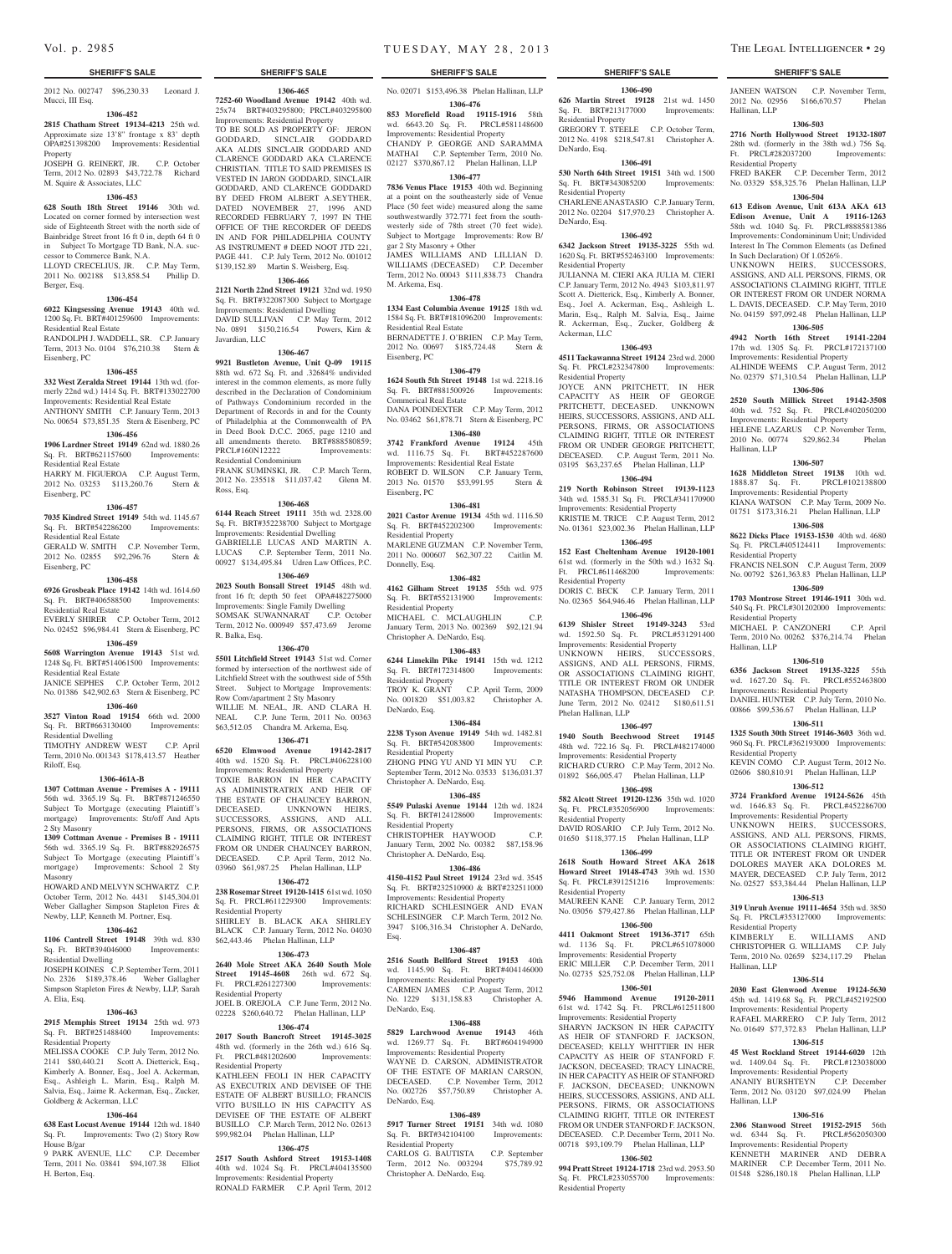2012 No. 002747 $96,230.33 Leonard J. Mucci, III Esq.

**1306-452**

**2815 Chatham Street 19134-4213** 25th wd. Approximate size 13'8" frontage x 83' depth OPA#251398200 Improvements: Residential Property

JOSEPH G. REINERT, JR. C.P. October Term, 2012 No. 02893 $43,722.78 Richard M. Squire & Associates, LLC

**1306-453**

**628 South 18th Street 19146** 30th wd. Located on corner formed by intersection west side of Eighteenth Street with the north side of Bainbridge Street front 16 ft 0 in, depth 64 ft 0 in Subject To Mortgage TD Bank, N.A. successor to Commerce Bank, N.A.

LLOYD CRECELIUS, JR. C.P. May Term, 2011 No. 002188 $13,858.54 Phillip D. Berger, Esq.

**1306-454**

**6022 Kingsessing Avenue 19143** 40th wd. 1200 Sq. Ft. BRT#401259600 Improvements: Residential Real Estate

RANDOLPH J. WADDELL, SR. C.P. January Term, 2013 No. 0104 $76,210.38 Stern & Eisenberg, PC

**1306-455**

**332 West Zeralda Street 19144** 13th wd. (formerly 22nd wd.) 1414 Sq. Ft. BRT#133022700 Improvements: Residential Real Estate

ANTHONY SMITH C.P. January Term, 2013 No. 00654 $73,851.35 Stern & Eisenberg, PC

**1306-456**

**1906 Lardner Street 19149** 62nd wd. 1880.26 Sq. Ft. BRT#621157600 Improvements: Residential Real Estate

HARRY M. FIGUEROA C.P. August Term, 2012 No. 03253 $113,260.76 Stern & Eisenberg, PC

**1306-457**

**7035 Kindred Street 19149** 54th wd. 1145.67 Sq. Ft. BRT#542286200 Improvements: Residential Real Estate

GERALD W. SMITH C.P. November Term, 2012 No. 02855 $92,296.76 Stern & Eisenberg, PC

**1306-458**

**6926 Grosbeak Place 19142** 14th wd. 1614.60 Sq. Ft. BRT#406588500 Improvements: Residential Real Estate

EVERLY SHIRER C.P. October Term, 2012 No. 02452 $96,984.41 Stern & Eisenberg, PC

**1306-459**

**5608 Warrington Avenue 19143** 51st wd. 1248 Sq. Ft. BRT#514061500 Improvements: Residential Real Estate

JANICE SEPHES C.P. October Term, 2012 No. 01386 $42,902.63 Stern & Eisenberg, PC

**1306-460**

**3527 Vinton Road 19154** 66th wd. 2000 Sq. Ft. BRT#663130400 Improvements: Residential Dwelling

TIMOTHY ANDREW WEST C.P. April Term, 2010 No. 001343 $178,413.57 Heather Riloff, Esq.

**1306-461A-B**

**1307 Cottman Avenue - Premises A - 19111** 56th wd. 3365.19 Sq. Ft. BRT#871246550 Subject To Mortgage (executing Plaintiff's mortgage) Improvements: Str/off And Apts 2 Sty Masonry

**1309 Cottman Avenue - Premises B - 19111** 56th wd. 3365.19 Sq. Ft. BRT#882926575 Subject To Mortgage (executing Plaintiff's mortgage) Improvements: School 2 Sty Masonry

HOWARD AND MELVYN SCHWARTZ C.P. October Term, 2012 No. 4431 $145,304.01 Weber Gallagher Simpson Stapleton Fires & Newby, LLP, Kenneth M. Portner, Esq.

**1306-462**

**1106 Cantrell Street 19148** 39th wd. 830 Sq. Ft. BRT#394046000 Improvements: Residential Dwelling

JOSEPH KOINES C.P. September Term, 2011 No. 2326 $189,378.46 Weber Gallagher Simpson Stapleton Fires & Newby, LLP, Sarah A. Elia, Esq.

**1306-463**

**2915 Memphis Street 19134** 25th wd. 973 Sq. Ft. BRT#251488400 Improvements: Residential Property

MELISSA COOKE C.P. July Term, 2012 No. 2141 $80,440.21 Scott A. Dietterick, Esq., Kimberly A. Bonner, Esq., Joel A. Ackerman, Esq., Ashleigh L. Marin, Esq., Ralph M. Salvia, Esq., Jaime R. Ackerman, Esq., Zucker, Goldberg & Ackerman, LLC

**1306-464**

**638 East Locust Avenue 19144** 12th wd. 1840 Sq. Ft. Improvements: Two (2) Story Row House B/gar

9 PARK AVENUE, LLC C.P. December Term, 2011 No. 03841 $94,107.38 Elliot H. Berton, Esq.

**1306-465**

**7252-60 Woodland Avenue 19142** 40th wd. 25x74 BRT#403295800; PRCL#403295800 Improvements: Residential Property

TO BE SOLD AS PROPERTY OF: JERON GODDARD, SINCLAIR GODDARD AKA ALDIS SINCLAIR GODDARD AND CLARENCE GODDARD AKA CLARENCE CHRISTIAN. TITLE TO SAID PREMISES IS VESTED IN JARON GODDARD, SINCLAIR GODDARD, AND CLARENCE GODDARD BY DEED FROM ALBERT A.SEYTHER, DATED NOVEMBER 27, 1996 AND RECORDED FEBRUARY 7, 1997 IN THE OFFICE OF THE RECORDER OF DEEDS IN AND FOR PHILADELPHIA COUNTY AS INSTRUMENT # DEED NOOT JTD 221, PAGE 441. C.P. July Term, 2012 No. 001012 $139,152.89 Martin S. Weisberg, Esq.

**1306-466**

**2121 North 22nd Street 19121** 32nd wd. 1950 Sq. Ft. BRT#322087300 Subject to Mortgage Improvements: Residential Dwelling

DAVID SULLIVAN C.P. May Term, 2012 No. 0891 $150,216.54 Powers, Kirn & Javardian, LLC

**1306-467**

**9921 Bustleton Avenue, Unit Q-09 19115** 88th wd. 672 Sq. Ft. and .32684% undivided interest in the common elements, as more fully described in the Declaration of Condominium of Pathways Condominium recorded in the Department of Records in and for the County of Philadelphia at the Commonwealth of PA in Deed Book D.C.C. 2065, page 1210 and all amendments thereto. BRT#888580859; PRCL#160N12222 Improvements: Residential Condominium

FRANK SUMINSKI, JR. C.P. March Term, 2012 No. 235518 $11,037.42 Glenn M. Ross, Esq.

**1306-468**

**6144 Reach Street 19111** 35th wd. 2328.00 Sq. Ft. BRT#352238700 Subject to Mortgage Improvements: Residential Dwelling

GABRIELLE LUCAS AND MARTIN A. LUCAS C.P. September Term, 2011 No. 00927 $134,495.84 Udren Law Offices, P.C.

**1306-469**

**2023 South Bonsall Street 19145** 48th wd. front 16 ft; depth 50 feet OPA#482275000 Improvements: Single Family Dwelling

SOMSAK SUWANNARAT C.P. October Term, 2012 No. 000949 $57,473.69 Jerome R. Balka, Esq.

**1306-470**

**5501 Litchfield Street 19143** 51st wd. Corner formed by intersection of the northwest side of Litchfield Street with the southwest side of 55th Street. Subject to Mortgage Improvements: Row Conv/apartment 2 Sty Masonry

WILLIE M. NEAL, JR. AND CLARA H. NEAL C.P. June Term, 2011 No. 00363 $63,512.05 Chandra M. Arkema, Esq.

**1306-471**

**6520 Elmwood Avenue 19142-2817** 40th wd. 1520 Sq. Ft. PRCL#406228100 Improvements: Residential Property

TOXIE BARRON IN HER CAPACITY AS ADMINISTRATRIX AND HEIR OF THE ESTATE OF CHAUNCEY BARRON, DECEASED. UNKNOWN HEIRS, SUCCESSORS, ASSIGNS, AND ALL PERSONS, FIRMS, OR ASSOCIATIONS CLAIMING RIGHT, TITLE OR INTEREST FROM OR UNDER CHAUNCEY BARRON, DECEASED. C.P. April Term, 2012 No. 03960 $61,987.25 Phelan Hallinan, LLP

**1306-472**

**238 Rosemar Street 19120-1415** 61st wd. 1050 Sq. Ft. PRCL#611229300 Improvements: Residential Property

SHIRLEY B. BLACK AKA SHIRLEY BLACK C.P. January Term, 2012 No. 04030 $62,443.46 Phelan Hallinan, LLP

**1306-473**

**2640 Mole Street AKA 2640 South Mole Street 19145-4608** 26th wd. 672 Sq. Ft. PRCL#261227300 Improvements: Residential Property

JOEL B. OREJOLA C.P. June Term, 2012 No. 02228 $260,640.72 Phelan Hallinan, LLP

**1306-474**

**2017 South Bancroft Street 19145-3025** 48th wd. (formerly in the 26th wd.) 616 Sq. Ft. PRCL#481202600 Improvements: Residential Property

KATHLEEN FEOLI IN HER CAPACITY AS EXECUTRIX AND DEVISEE OF THE ESTATE OF ALBERT BUSILLO; FRANCIS VITO BUSILLO IN HIS CAPACITY AS DEVISEE OF THE ESTATE OF ALBERT BUSILLO C.P. March Term, 2012 No. 02613 $99,982.04 Phelan Hallinan, LLP

**1306-475**

**2517 South Ashford Street 19153-1408** 40th wd. 1024 Sq. Ft. PRCL#404135500 Improvements: Residential Property

RONALD FARMER C.P. April Term, 2012 No. 02071 $153,496.38 Phelan Hallinan, LLP

**1306-476**

**853 Morefield Road 19115-1916** 58th wd. 6643.20 Sq. Ft. PRCL#581148600 Improvements: Residential Property

CHANDY P. GEORGE AND SARAMMA MATHAI C.P. September Term, 2010 No. 02127 $370,867.12 Phelan Hallinan, LLP

**1306-477**

**7836 Venus Place 19153** 40th wd. Beginning at a point on the southeasterly side of Venue Place (50 feet wide) measured along the same southwestwardly 372.771 feet from the southwesterly side of 78th street (70 feet wide). Subject to Mortgage Improvements: Row B/gar 2 Sty Masonry + Other

JAMES WILLIAMS AND LILLIAN D. WILLIAMS (DECEASED) C.P. December Term, 2012 No. 00043 $111,838.73 Chandra M. Arkema, Esq.

**1306-478**

**1334 East Columbia Avenue 19125** 18th wd. 1584 Sq. Ft. BRT#181096200 Improvements: Residential Real Estate

BERNADETTE J. O'BRIEN C.P. May Term, 2012 No. 00697 $185,724.48 Stern & Eisenberg, PC

**1306-479**

**1624 South 5th Street 19148** 1st wd. 2218.16 Sq. Ft. BRT#881500926 Improvements: Commerical Real Estate

DANA POINDEXTER C.P. May Term, 2012 No. 03462 $61,878.71 Stern & Eisenberg, PC

**1306-480**

**3742 Frankford Avenue 19124** 45th wd. 1116.75 Sq. Ft. BRT#452287600 Improvements: Residential Real Estate

ROBERT D. WILSON C.P. January Term, 2013 No. 01570 $53,991.95 Stern & Eisenberg, PC

**1306-481**

**2021 Castor Avenue 19134** 45th wd. 1116.50 Sq. Ft. BRT#452202300 Improvements: Residential Property

MARLENE GUZMAN C.P. November Term, 2011 No. 000607 $62,307.22 Caitlin M. Donnelly, Esq.

**1306-482**

**4162 Gilham Street 19135** 55th wd. 975 Sq. Ft. BRT#552131900 Improvements: Residential Property

MICHAEL C. MCLAUGHLIN C.P. January Term, 2013 No. 002369 $92,121.94 Christopher A. DeNardo, Esq.

**1306-483**

**6244 Limekiln Pike 19141** 15th wd. 1212 Sq. Ft. BRT#172314800 Improvements: Residential Property

TROY K. GRANT C.P. April Term, 2009 No. 001820 $51,003.82 Christopher A. DeNardo, Esq.

**1306-484**

**2238 Tyson Avenue 19149** 54th wd. 1482.81 Sq. Ft. BRT#542083800 Improvements: Residential Property

ZHONG PING YU AND YI MIN YU C.P. September Term, 2012 No. 03533 $136,031.37 Christopher A. DeNardo, Esq.

**1306-485**

**5549 Pulaski Avenue 19144** 12th wd. 1824 Sq. Ft. BRT#124128600 Improvements: Residential Property

CHRISTOPHER HAYWOOD C.P. January Term, 2002 No. 00382 $87,158.96 Christopher A. DeNardo, Esq.

**1306-486**

**4150-4152 Paul Street 19124** 23rd wd. 3545 Sq. Ft. BRT#232510900 & BRT#232511000 Improvements: Residential Property

RICHARD SCHLESINGER AND EVAN SCHLESINGER C.P. March Term, 2012 No. 3947 $106,316.34 Christopher A. DeNardo, Esq.

**1306-487**

**2516 South Bellford Street 19153** 40th wd. 1145.90 Sq. Ft. BRT#404146000 Improvements: Residential Property

CARMEN JAMES C.P. August Term, 2012 No. 1229 $131,158.83 Christopher A. DeNardo, Esq.

**1306-488**

**5829 Larchwood Avenue 19143** 46th wd. 1269.77 Sq. Ft. BRT#604194900 Improvements: Residential Property

WAYNE D. CARSON, ADMINISTRATOR OF THE ESTATE OF MARIAN CARSON, DECEASED. C.P. November Term, 2012 No. 002726 $57,750.89 Christopher A. DeNardo, Esq.

**1306-489**

**5917 Turner Street 19151** 34th wd. 1080 Sq. Ft. BRT#342104100 Improvements: Residential Property

CARLOS G. BAUTISTA C.P. September Term, 2012 No. 003294 $75,789.92 Christopher A. DeNardo, Esq.

**1306-490**

**626 Martin Street 19128** 21st wd. 1450 Sq. Ft. BRT#213177000 Improvements: Residential Property

GREGORY T. STEELE C.P. October Term, 2012 No. 4198 $218,547.81 Christopher A. DeNardo, Esq.

**1306-491**

**530 North 64th Street 19151** 34th wd. 1500 Sq. Ft. BRT#343085200 Improvements: Residential Property

CHARLENE ANASTASIO C.P. January Term, 2012 No. 02204 $17,970.23 Christopher A. DeNardo, Esq.

**1306-492**

**6342 Jackson Street 19135-3225** 55th wd. 1620 Sq. Ft. BRT#552463100 Improvements: Residential Property

JULIANNA M. CIERI AKA JULIA M. CIERI C.P. January Term, 2012 No. 4943 $103,811.97 Scott A. Dietterick, Esq., Kimberly A. Bonner, Esq., Joel A. Ackerman, Esq., Ashleigh L. Marin, Esq., Ralph M. Salvia, Esq., Jaime R. Ackerman, Esq., Zucker, Goldberg & Ackerman, LLC

**1306-493**

**4511 Tackawanna Street 19124** 23rd wd. 2000 Sq. Ft. PRCL#232347800 Improvements: Residential Property

JOYCE ANN PRITCHETT, IN HER CAPACITY AS HEIR OF GEORGE PRITCHETT, DECEASED. UNKNOWN HEIRS, SUCCESSORS, ASSIGNS, AND ALL PERSONS, FIRMS, OR ASSOCIATIONS CLAIMING RIGHT, TITLE OR INTEREST FROM OR UNDER GEORGE PRITCHETT, DECEASED. C.P. August Term, 2011 No. 03195 $63,237.65 Phelan Hallinan, LLP

**1306-494**

**219 North Robinson Street 19139-1123** 34th wd. 1585.31 Sq. Ft. PRCL#341170900 Improvements: Residential Property

KRISTIE M. TRICE C.P. August Term, 2012 No. 01361 $23,002.36 Phelan Hallinan, LLP

**1306-495**

**152 East Cheltenham Avenue 19120-1001** 61st wd. (formerly in the 50th wd.) 1632 Sq. Ft. PRCL#611468200 Improvements: Residential Property

DORIS C. BECK C.P. January Term, 2011 No. 02365 $64,946.46 Phelan Hallinan, LLP

**1306-496**

**6139 Shisler Street 19149-3243** 53rd wd. 1592.50 Sq. Ft. PRCL#531291400 Improvements: Residential Property

UNKNOWN HEIRS, SUCCESSORS, ASSIGNS, AND ALL PERSONS, FIRMS, OR ASSOCIATIONS CLAIMING RIGHT, TITLE OR INTEREST FROM OR UNDER NATASHA THOMPSON, DECEASED C.P. June Term, 2012 No. 02412 $180,611.51 Phelan Hallinan, LLP

**1306-497**

**1940 South Beechwood Street 19145** 48th wd. 722.16 Sq. Ft. PRCL#482174000 Improvements: Residential Property

RICHARD CURRO C.P. May Term, 2012 No. 01892 $66,005.47 Phelan Hallinan, LLP

**1306-498**

**582 Alcott Street 19120-1236** 35th wd. 1020 Sq. Ft. PRCL#352056900 Improvements: Residential Property

DAVID ROSARIO C.P. July Term, 2012 No. 01650 $118,377.15 Phelan Hallinan, LLP

**1306-499**

**2618 South Howard Street AKA 2618 Howard Street 19148-4743** 39th wd. 1530 Sq. Ft. PRCL#391251216 Improvements: Residential Property

MAUREEN KANE C.P. January Term, 2012 No. 03056 $79,427.86 Phelan Hallinan, LLP

**1306-500**

**4411 Oakmont Street 19136-3717** 65th wd. 1136 Sq. Ft. PRCL#651078000 Improvements: Residential Property

ERIC MILLER C.P. December Term, 2011 No. 02735 $25,752.08 Phelan Hallinan, LLP

**1306-501**

**5946 Hammond Avenue 19120-2011** 61st wd. 1742 Sq. Ft. PRCL#612511800 Improvements: Residential Property

SHARYN JACKSON IN HER CAPACITY AS HEIR OF STANFORD F. JACKSON, DECEASED; KELLY WHITTIER IN HER CAPACITY AS HEIR OF STANFORD F. JACKSON, DECEASED; TRACY LINACRE, IN HER CAPACITY AS HEIR OF STANFORD F. JACKSON, DECEASED; UNKNOWN HEIRS, SUCCESSORS, ASSIGNS, AND ALL PERSONS, FIRMS, OR ASSOCIATIONS CLAIMING RIGHT, TITLE OR INTEREST FROM OR UNDER STANFORD F. JACKSON, DECEASED. C.P. December Term, 2011 No. 00718 $93,109.79 Phelan Hallinan, LLP

**1306-502**

**994 Pratt Street 19124-1718** 23rd wd. 2953.50 Sq. Ft. PRCL#233055700 Improvements: Residential Property

JANEEN WATSON C.P. November Term, 2012 No. 02956 $166,670.57 Phelan Hallinan, LLP

**1306-503**

**2716 North Hollywood Street 19132-1807** 28th wd. (formerly in the 38th wd.) 756 Sq. Ft. PRCL#282037200 Improvements: Residential Property

FRED BAKER C.P. December Term, 2012 No. 03329 $58,325.76 Phelan Hallinan, LLP

**1306-504**

**613 Edison Avenue, Unit 613A AKA 613 Edison Avenue, Unit A 19116-1263** 58th wd. 1040 Sq. Ft. PRCL#888581386 Improvements: Condominium Unit; Undivided Interest In The Common Elements (as Defined In Such Declaration) Of 1.0526%.

UNKNOWN HEIRS, SUCCESSORS, ASSIGNS, AND ALL PERSONS, FIRMS, OR ASSOCIATIONS CLAIMING RIGHT, TITLE OR INTEREST FROM OR UNDER NORMA L. DAVIS, DECEASED. C.P. May Term, 2010 No. 04159 $97,092.48 Phelan Hallinan, LLP

**1306-505**

**4942 North 16th Street 19141-2204** 17th wd. 1305 Sq. Ft. PRCL#172137100 Improvements: Residential Property

ALHINDE WEEMS C.P. August Term, 2012 No. 02379 $71,310.54 Phelan Hallinan, LLP

**1306-506**

**2520 South Millick Street 19142-3508** 40th wd. 752 Sq. Ft. PRCL#402050200 Improvements: Residential Property

HELENE LAZARUS C.P. November Term, 2010 No. 00774 $29,862.34 Phelan Hallinan, LLP

**1306-507**

**1628 Middleton Street 19138** 10th wd. 1888.87 Sq. Ft. PRCL#102138800 Improvements: Residential Property

KIANA WATSON C.P. May Term, 2009 No. 01751 $173,316.21 Phelan Hallinan, LLP

**1306-508**

**8622 Dicks Place 19153-1530** 40th wd. 4680 Sq. Ft. PRCL#405124411 Improvements: Residential Property

FRANCIS NELSON C.P. August Term, 2009 No. 00792 $261,363.83 Phelan Hallinan, LLP

**1306-509**

**1703 Montrose Street 19146-1911** 30th wd. 540 Sq. Ft. PRCL#301202000 Improvements: Residential Property

MICHAEL P. CANZONERI C.P. April Term, 2010 No. 00262 $376,214.74 Phelan Hallinan, LLP

**1306-510**

**6356 Jackson Street 19135-3225** 55th wd. 1627.20 Sq. Ft. PRCL#552463800 Improvements: Residential Property

DANIEL HUNTER C.P. July Term, 2010 No. 00866 $99,536.67 Phelan Hallinan, LLP

**1306-511**

**1325 South 30th Street 19146-3603** 36th wd. 960 Sq. Ft. PRCL#362193000 Improvements: Residential Property

KEVIN COMO C.P. August Term, 2012 No. 02606 $80,810.91 Phelan Hallinan, LLP

**1306-512**

**3724 Frankford Avenue 19124-5626** 45th wd. 1646.83 Sq. Ft. PRCL#452286700 Improvements: Residential Property

UNKNOWN HEIRS, SUCCESSORS, ASSIGNS, AND ALL PERSONS, FIRMS, OR ASSOCIATIONS CLAIMING RIGHT, TITLE OR INTEREST FROM OR UNDER DOLORES MAYER AKA DOLORES M. MAYER, DECEASED C.P. July Term, 2012 No. 02527 $53,384.44 Phelan Hallinan, LLP

**1306-513**

**319 Unruh Avenue 19111-4654** 35th wd. 3850 Sq. Ft. PRCL#353127000 Improvements: Residential Property

KIMBERLY E. WILLIAMS AND CHRISTOPHER G. WILLIAMS C.P. July Term, 2010 No. 02659 $234,117.29 Phelan Hallinan, LLP

**1306-514**

**2030 East Glenwood Avenue 19124-5630** 45th wd. 1419.68 Sq. Ft. PRCL#452192500 Improvements: Residential Property

RAFAEL MARRERO C.P. July Term, 2012 No. 01649 $77,372.83 Phelan Hallinan, LLP

**1306-515**

**45 West Rockland Street 19144-6020** 12th wd. 1409.04 Sq. Ft. PRCL#123038000 Improvements: Residential Property

ANANIY BURSHTEYN C.P. December Term, 2012 No. 03120 $97,024.99 Phelan Hallinan, LLP

**1306-516**

**2306 Stanwood Street 19152-2915** 56th wd. 6344 Sq. Ft. PRCL#562050300 Improvements: Residential Property

KENNETH MARINER AND DEBRA MARINER C.P. December Term, 2011 No. 01548 $286,180.18 Phelan Hallinan, LLP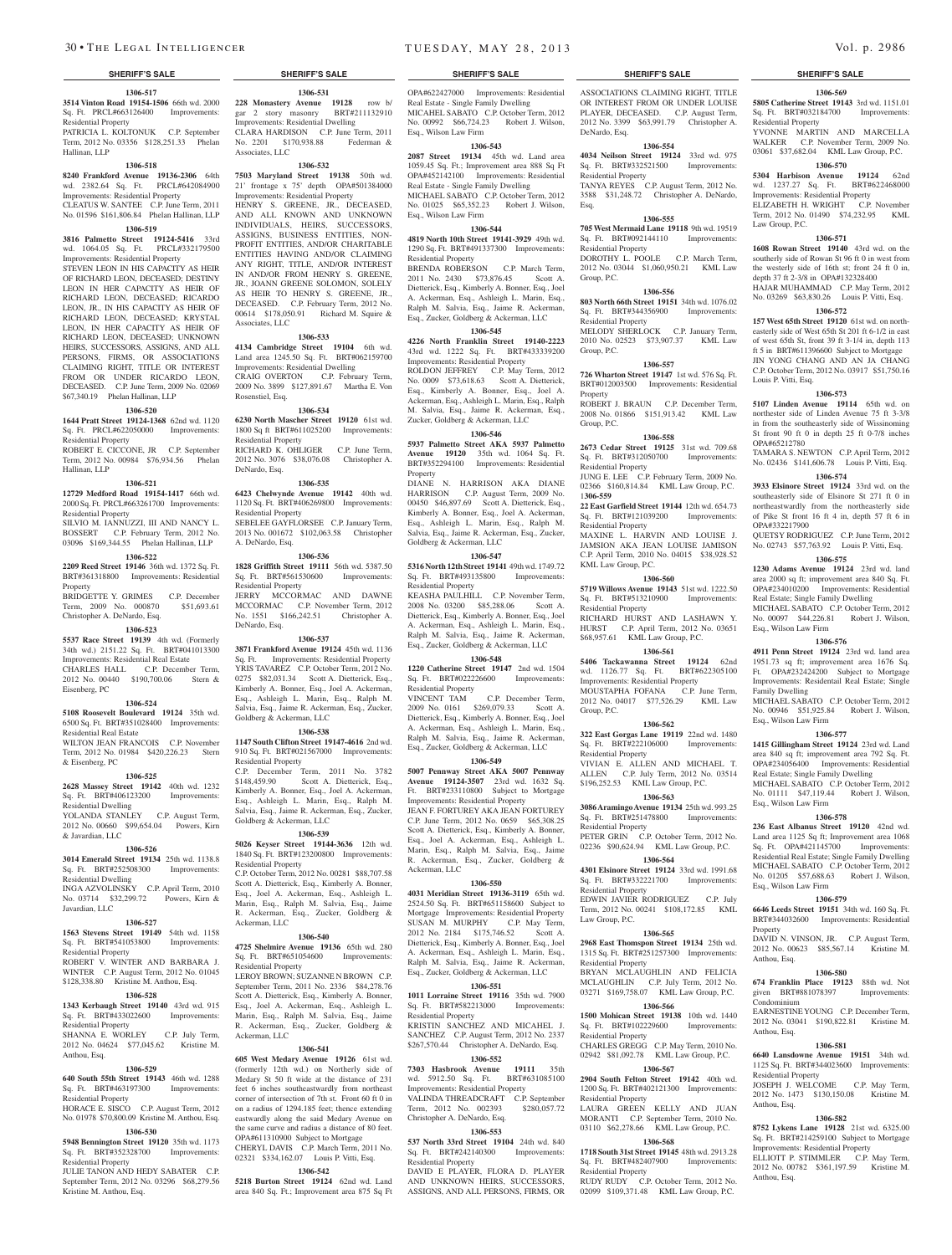## SHERIFF'S SALE

**1306-517**

**3514 Vinton Road 19154-1506** 66th wd. 2000 Sq. Ft. PRCL#663126400 Improvements: Residential Property

PATRICIA L. KOLTONUK C.P. September Term, 2012 No. 03356 $128,251.33 Phelan Hallinan, LLP

**1306-518**

**8240 Frankford Avenue 19136-2306** 64th wd. 2382.64 Sq. Ft. PRCL#642084900 Improvements: Residential Property

CLEATUS W. SANTEE C.P. June Term, 2011 No. 01596 $161,806.84 Phelan Hallinan, LLP

**1306-519**

**3816 Palmetto Street 19124-5416** 33rd wd. 1064.05 Sq. Ft. PRCL#332179500 Improvements: Residential Property

STEVEN LEON IN HIS CAPACITY AS HEIR OF RICHARD LEON, DECEASED; DESTINY LEON IN HER CAPACITY AS HEIR OF RICHARD LEON, DECEASED; RICARDO LEON, JR., IN HIS CAPACITY AS HEIR OF RICHARD LEON, DECEASED; KRYSTAL LEON, IN HER CAPACITY AS HEIR OF RICHARD LEON, DECEASED; UNKNOWN HEIRS, SUCCESSORS, ASSIGNS, AND ALL PERSONS, FIRMS, OR ASSOCIATIONS CLAIMING RIGHT, TITLE OR INTEREST FROM OR UNDER RICARDO LEON, DECEASED. C.P. June Term, 2009 No. 02069 $67,340.19 Phelan Hallinan, LLP

**1306-520**

**1644 Pratt Street 19124-1368** 62nd wd. 1120 Sq. Ft. PRCL#622050000 Improvements: Residential Property

ROBERT E. CICCONE, JR C.P. September Term, 2012 No. 00984 $76,934.56 Phelan Hallinan, LLP

**1306-521**

**12729 Medford Road 19154-1417** 66th wd. 2000 Sq. Ft. PRCL#663261700 Improvements: Residential Property

SILVIO M. IANNUZZI, III AND NANCY L. BOSSERT C.P. February Term, 2012 No. 03096 $169,344.55 Phelan Hallinan, LLP

**1306-522**

**2209 Reed Street 19146** 36th wd. 1372 Sq. Ft. BRT#361318800 Improvements: Residential Property

BRIDGETTE Y. GRIMES C.P. December Term, 2009 No. 000870 $51,693.61 Christopher A. DeNardo, Esq.

**1306-523**

**5537 Race Street 19139** 4th wd. (Formerly 34th wd.) 2151.22 Sq. Ft. BRT#041013300 Improvements: Residential Real Estate

CHARLES HALL C.P. December Term, 2012 No. 00440 $190,700.06 Stern & Eisenberg, PC

**1306-524**

**5108 Roosevelt Boulevard 19124** 35th wd. 6500 Sq. Ft. BRT#351028400 Improvements: Residential Real Estate

WILTON JEAN FRANCOIS C.P. November Term, 2012 No. 01984 $420,226.23 Stern & Eisenberg, PC

**1306-525**

**2628 Massey Street 19142** 40th wd. 1232 Sq. Ft. BRT#406123200 Improvements: Residential Dwelling

YOLANDA STANLEY C.P. August Term, 2012 No. 00660 $99,654.04 Powers, Kirn & Javardian, LLC

**1306-526**

**3014 Emerald Street 19134** 25th wd. 1138.8 Sq. Ft. BRT#252508300 Improvements: Residential Dwelling

INGA AZVOLINSKY C.P. April Term, 2010 No. 03714 $32,299.72 Powers, Kirn & Javardian, LLC

**1306-527**

**1563 Stevens Street 19149** 54th wd. 1158 Sq. Ft. BRT#541053800 Improvements: Residential Property

ROBERT V. WINTER AND BARBARA J. WINTER C.P. August Term, 2012 No. 01045 $128,338.80 Kristine M. Anthou, Esq.

**1306-528**

**1343 Kerbaugh Street 19140** 43rd wd. 915 Sq. Ft. BRT#433022600 Improvements: Residential Property

SHANNA E. WORLEY C.P. July Term, 2012 No. 04624 $77,045.62 Kristine M. Anthou, Esq.

**1306-529**

**640 South 55th Street 19143** 46th wd. 1288 Sq. Ft. BRT#463197300 Improvements: Residential Property

HORACE E. SISCO C.P. August Term, 2012 No. 01978 $70,800.09 Kristine M. Anthou, Esq.

**1306-530**

**5948 Bennington Street 19120** 35th wd. 1173 Sq. Ft. BRT#352328700 Improvements: Residential Property

JULIE TANON AND HEDY SABATER C.P. September Term, 2012 No. 03296 $68,279.56 Kristine M. Anthou, Esq.

**1306-531**

**228 Monastery Avenue 19128** row b/gar 2 story masonry BRT#211132910 Improvements: Residential Dwelling

CLARA HARDISON C.P. June Term, 2011 No. 2201 $170,938.88 Federman & Associates, LLC

**1306-532**

**7503 Maryland Street 19138** 50th wd. 21' frontage x 75' depth OPA#501384000 Improvements: Residential Property

HENRY S. GREENE, JR., DECEASED, AND ALL KNOWN AND UNKNOWN INDIVIDUALS, HEIRS, SUCCESSORS, ASSIGNS, BUSINESS ENTITIES, NON-PROFIT ENTITIES, AND/OR CHARITABLE ENTITIES HAVING AND/OR CLAIMING ANY RIGHT, TITLE, AND/OR INTEREST IN AND/OR FROM HENRY S. GREENE, JR., JOANN GREENE SOLOMON, SOLELY AS HEIR TO HENRY S. GREENE, JR., DECEASED. C.P. February Term, 2012 No. 00614 $178,050.91 Richard M. Squire & Associates, LLC

**1306-533**

**4134 Cambridge Street 19104** 6th wd. Land area 1245.50 Sq. Ft. BRT#062159700 Improvements: Residential Dwelling

CRAIG OVERTON C.P. February Term, 2009 No. 3899 $127,891.67 Martha E. Von Rosenstiel, Esq.

**1306-534**

**6230 North Mascher Street 19120** 61st wd. 1800 Sq ft BRT#611025200 Improvements: Residential Property

RICHARD K. OHLIGER C.P. June Term, 2012 No. 3076 $38,076.08 Christopher A. DeNardo, Esq.

**1306-535**

**6423 Chelwynde Avenue 19142** 40th wd. 1120 Sq. Ft. BRT#406269800 Improvements: Residential Property

SEBELEE GAYFLOREE C.P. January Term, 2013 No. 001672 $102,063.58 Christopher A. DeNardo, Esq.

**1306-536**

**1828 Griffith Street 19111** 56th wd. 5387.50 Sq. Ft. BRT#561530600 Improvements: Residential Property

JERRY MCCORMAC AND DAWNE MCCORMAC C.P. November Term, 2012 No. 1551 $166,242.51 Christopher A. DeNardo, Esq.

**1306-537**

**3871 Frankford Avenue 19124** 45th wd. 1136 Sq. Ft. Improvements: Residential Property

YRIS TAVAREZ C.P. October Term, 2012 No. 0275 $82,031.34 Scott A. Dietterick, Esq., Kimberly A. Bonner, Esq., Joel A. Ackerman, Esq., Ashleigh L. Marin, Esq., Ralph M. Salvia, Esq., Jaime R. Ackerman, Esq., Zucker, Goldberg & Ackerman, LLC

**1306-538**

**1147 South Clifton Street 19147-4616** 2nd wd. 910 Sq. Ft. BRT#021567000 Improvements: Residential Property

C.P. December Term, 2011 No. 3782 $148,459.90 Scott A. Dietterick, Esq., Kimberly A. Bonner, Esq., Joel A. Ackerman, Esq., Ashleigh L. Marin, Esq., Ralph M. Salvia, Esq., Jaime R. Ackerman, Esq., Zucker, Goldberg & Ackerman, LLC

**1306-539**

**5026 Keyser Street 19144-3636** 12th wd. 1840 Sq. Ft. BRT#123200800 Improvements: Residential Property

C.P. October Term, 2012 No. 00281 $88,707.58 Scott A. Dietterick, Esq., Kimberly A. Bonner, Esq., Joel A. Ackerman, Esq., Ashleigh L. Marin, Esq., Ralph M. Salvia, Esq., Jaime R. Ackerman, Esq., Zucker, Goldberg & Ackerman, LLC

**1306-540**

**4725 Shelmire Avenue 19136** 65th wd. 280 Sq. Ft. BRT#651054600 Improvements: Residential Property

LEROY BROWN; SUZANNE N BROWN C.P. September Term, 2011 No. 2336 $84,278.76 Scott A. Dietterick, Esq., Kimberly A. Bonner, Esq., Joel A. Ackerman, Esq., Ashleigh L. Marin, Esq., Ralph M. Salvia, Esq., Jaime R. Ackerman, Esq., Zucker, Goldberg & Ackerman, LLC

**1306-541**

**605 West Medary Avenue 19126** 61st wd. (formerly 12th wd.) on Northerly side of Medary St 50 ft wide at the distance of 231 feet 6 inches southeastwardly from northeast corner of intersection of 7th st. Front 60 ft 0 in on a radius of 1294.185 feet; thence extending eastwardly along the said Medary Avenue on the same curve and radius a distance of 80 feet. OPA#611310900 Subject to Mortgage

CHERYL DAVIS C.P. March Term, 2011 No. 02321 $334,162.07 Louis P. Vitti, Esq.

**1306-542**

**5218 Burton Street 19124** 62nd wd. Land area 840 Sq. Ft.; Improvement area 875 Sq Ft OPA#622427000 Improvements: Residential Real Estate - Single Family Dwelling

MICHAEL SABATO C.P. October Term, 2012 No. 00992 $66,724.23 Robert J. Wilson, Esq., Wilson Law Firm

**1306-543**

**2087 Street 19134** 45th wd. Land area 1059.45 Sq. Ft.; Improvement area 888 Sq Ft OPA#452142100 Improvements: Residential Real Estate - Single Family Dwelling

MICHAEL SABATO C.P. October Term, 2012 No. 01025 $65,352.23 Robert J. Wilson, Esq., Wilson Law Firm

**1306-544**

**4819 North 10th Street 19141-3929** 49th wd. 1290 Sq. Ft. BRT#491337300 Improvements: Residential Property

BRENDA ROBERSON C.P. March Term, 2011 No. 2430 $73,876.45 Scott A. Dietterick, Esq., Kimberly A. Bonner, Esq., Joel A. Ackerman, Esq., Ashleigh L. Marin, Esq., Ralph M. Salvia, Esq., Jaime R. Ackerman, Esq., Zucker, Goldberg & Ackerman, LLC

**1306-545**

**4226 North Franklin Street 19140-2223** 43rd wd. 1222 Sq. Ft. BRT#433339200 Improvements: Residential Property

ROLDON JEFFREY C.P. May Term, 2012 No. 0009 $73,618.63 Scott A. Dietterick, Esq., Kimberly A. Bonner, Esq., Joel A. Ackerman, Esq., Ashleigh L. Marin, Esq., Ralph M. Salvia, Esq., Jaime R. Ackerman, Esq., Zucker, Goldberg & Ackerman, LLC

**1306-546**

**5937 Palmetto Street AKA 5937 Palmetto Avenue 19120** 35th wd. 1064 Sq. Ft. BRT#352294100 Improvements: Residential Property

DIANE N. HARRISON AKA DIANE HARRISON C.P. August Term, 2009 No. 00450 $46,897.69 Scott A. Dietterick, Esq., Kimberly A. Bonner, Esq., Joel A. Ackerman, Esq., Ashleigh L. Marin, Esq., Ralph M. Salvia, Esq., Jaime R. Ackerman, Esq., Zucker, Goldberg & Ackerman, LLC

**1306-547**

**5316 North 12th Street 19141** 49th wd. 1749.72 Sq. Ft. BRT#493135800 Improvements: Residential Property

KEASHA PAULHILL C.P. November Term, 2008 No. 03200 $85,288.06 Scott A. Dietterick, Esq., Kimberly A. Bonner, Esq., Joel A. Ackerman, Esq., Ashleigh L. Marin, Esq., Ralph M. Salvia, Esq., Jaime R. Ackerman, Esq., Zucker, Goldberg & Ackerman, LLC

**1306-548**

**1220 Catherine Street 19147** 2nd wd. 1504 Sq. Ft. BRT#022226600 Improvements: Residential Property

VINCENT TAM C.P. December Term, 2009 No. 0161 $269,079.33 Scott A. Dietterick, Esq., Kimberly A. Bonner, Esq., Joel A. Ackerman, Esq., Ashleigh L. Marin, Esq., Ralph M. Salvia, Esq., Jaime R. Ackerman, Esq., Zucker, Goldberg & Ackerman, LLC

**1306-549**

**5007 Pennway Street AKA 5007 Pennway Avenue 19124-3507** 23rd wd. 1632 Sq. Ft. BRT#233110800 Subject to Mortgage Improvements: Residential Property

JEAN F. FORTUREY AKA JEAN FORTUREY C.P. June Term, 2012 No. 0659 $65,308.25 Scott A. Dietterick, Esq., Kimberly A. Bonner, Esq., Joel A. Ackerman, Esq., Ashleigh L. Marin, Esq., Ralph M. Salvia, Esq., Jaime R. Ackerman, Esq., Zucker, Goldberg & Ackerman, LLC

**1306-550**

**4031 Meridian Street 19136-3119** 65th wd. 2524.50 Sq. Ft. BRT#651158600 Subject to Mortgage Improvements: Residential Property

SUSAN M. MURPHY C.P. May Term, 2012 No. 2184 $175,746.52 Scott A. Dietterick, Esq., Kimberly A. Bonner, Esq., Joel A. Ackerman, Esq., Ashleigh L. Marin, Esq., Ralph M. Salvia, Esq., Jaime R. Ackerman, Esq., Zucker, Goldberg & Ackerman, LLC

**1306-551**

**1011 Lorraine Street 19116** 35th wd. 7900 Sq. Ft. BRT#582213000 Improvements: Residential Property

KRISTIN SANCHEZ AND MICHAEL J. SANCHEZ C.P. August Term, 2012 No. 2337 $267,570.44 Christopher A. DeNardo, Esq.

**1306-552**

**7303 Hasbrook Avenue 19111** 35th wd. 5912.50 Sq. Ft. BRT#631085100 Improvements: Residential Property

VALINDA THREADCRAFT C.P. September Term, 2012 No. 002393 $280,057.72 Christopher A. DeNardo, Esq.

**1306-553**

**537 North 33rd Street 19104** 24th wd. 840 Sq. Ft. BRT#242140300 Improvements: Residential Property

DAVID E PLAYER, FLORA D. PLAYER AND UNKNOWN HEIRS, SUCCESSORS, ASSIGNS, AND ALL PERSONS, FIRMS, OR ASSOCIATIONS CLAIMING RIGHT, TITLE OR INTEREST FROM OR UNDER LOUISE PLAYER, DECEASED. C.P. August Term, 2012 No. 3399 $63,991.79 Christopher A. DeNardo, Esq.

**1306-554**

**4034 Neilson Street 19124** 33rd wd. 975 Sq. Ft. BRT#332521500 Improvements: Residential Property

TANYA REYES C.P. August Term, 2012 No. 3588 $31,248.72 Christopher A. DeNardo, Esq.

**1306-555**

**705 West Mermaid Lane 19118** 9th wd. 19519 Sq. Ft. BRT#092144110 Improvements: Residential Property

DOROTHY L. POOLE C.P. March Term, 2012 No. 03044 $1,060,950.21 KML Law Group, P.C.

**1306-556**

**803 North 66th Street 19151** 34th wd. 1076.02 Sq. Ft. BRT#344356900 Improvements: Residential Property

MELODY SHERLOCK C.P. January Term, 2010 No. 02523 $73,907.37 KML Law Group, P.C.

**1306-557**

**726 Wharton Street 19147** 1st wd. 576 Sq. Ft. BRT#012003500 Improvements: Residential Property

ROBERT J. BRAUN C.P. December Term, 2008 No. 01866 $151,913.42 KML Law Group, P.C.

**1306-558**

**2673 Cedar Street 19125** 31st wd. 709.68 Sq. Ft. BRT#312050700 Improvements: Residential Property

JUNG E. LEE C.P. February Term, 2009 No. 02366 $160,814.84 KML Law Group, P.C.

**1306-559**

**22 East Garfield Street 19144** 12th wd. 654.73 Sq. Ft. BRT#121039200 Improvements: Residential Property

MAXINE L. HARVIN AND LOUISE J. JAMSION AKA JEAN LOUISE JAMISON C.P. April Term, 2010 No. 04015 $38,928.52 KML Law Group, P.C.

**1306-560**

**5719 Willows Avenue 19143** 51st wd. 1222.50 Sq. Ft. BRT#513210900 Improvements: Residential Property

RICHARD HURST AND LASHAWN Y. HURST C.P. April Term, 2012 No. 03651 $68,957.61 KML Law Group, P.C.

**1306-561**

**5406 Tackawanna Street 19124** 62nd wd. 1126.77 Sq. Ft. BRT#622305100 Improvements: Residential Property

MOUSTAPHA FOFANA C.P. June Term, 2012 No. 04017 $77,526.29 KML Law Group, P.C.

**1306-562**

**322 East Gorgas Lane 19119** 22nd wd. 1480 Sq. Ft. BRT#222106000 Improvements: Residential Property

VIVIAN E. ALLEN AND MICHAEL T. ALLEN C.P. July Term, 2012 No. 03514 $196,252.53 KML Law Group, P.C.

**1306-563**

**3086 Aramingo Avenue 19134** 25th wd. 993.25 Sq. Ft. BRT#251478800 Improvements: Residential Property

PETER GRIN C.P. October Term, 2012 No. 02236 $90,624.94 KML Law Group, P.C.

**1306-564**

**4301 Elsinore Street 19124** 33rd wd. 1991.68 Sq. Ft. BRT#332221700 Improvements: Residential Property

EDWIN JAVIER RODRIGUEZ C.P. July Term, 2012 No. 00241 $108,172.85 KML Law Group, P.C.

**1306-565**

**2968 East Thompson Street 19134** 25th wd. 1315 Sq. Ft. BRT#251257300 Improvements: Residential Property

BRYAN MCLAUGHLIN AND FELICIA MCLAUGHLIN C.P. July Term, 2012 No. 03271 $169,758.07 KML Law Group, P.C.

**1306-566**

**1500 Mohican Street 19138** 10th wd. 1440 Sq. Ft. BRT#102229600 Improvements: Residential Property

CHARLES GREGG C.P. May Term, 2010 No. 02942 $81,092.78 KML Law Group, P.C.

**1306-567**

**2904 South Felton Street 19142** 40th wd. 1200 Sq. Ft. BRT#402121300 Improvements: Residential Property

LAURA GREEN KELLY AND JUAN MORANTI C.P. September Term, 2010 No. 03110 $62,278.66 KML Law Group, P.C.

**1306-568**

**1718 South 31st Street 19145** 48th wd. 2913.28 Sq. Ft. BRT#482407900 Improvements: Residential Property

RUDY RUDY C.P. October Term, 2012 No. 02099 $109,371.48 KML Law Group, P.C.

**1306-569**

**5805 Catherine Street 19143** 3rd wd. 1151.01 Sq. Ft. BRT#032184700 Improvements: Residential Property

YVONNE MARTIN AND MARCELLA WALKER C.P. November Term, 2009 No. 03061 $37,682.04 KML Law Group, P.C.

**1306-570**

**5304 Harbison Avenue 19124** 62nd wd. 1237.27 Sq. Ft. BRT#622468000 Improvements: Residential Property

ELIZABETH H. WRIGHT C.P. November Term, 2012 No. 01490 $74,232.95 KML Law Group, P.C.

**1306-571**

**1608 Rowan Street 19140** 43rd wd. on the southerly side of Rowan St 96 ft 0 in west from the westerly side of 16th st; front 24 ft 0 in, depth 37 ft 2-3/8 in OPA#132328400

HAJAR MUHAMMAD C.P. May Term, 2012 No. 03269 $63,830.26 Louis P. Vitti, Esq.

**1306-572**

**157 West 65th Street 19120** 61st wd. on north-easterly side of West 65th St 201 ft 6-1/2 in east of west 65th St, front 39 ft 3-1/4 in, depth 113 ft 5 in BRT#611396600 Subject to Mortgage

JIN YONG CHANG AND AN JA CHANG C.P. October Term, 2012 No. 03917 $51,750.16 Louis P. Vitti, Esq.

**1306-573**

**5107 Linden Avenue 19114** 65th wd. on northester side of Linden Avenue 75 ft 3-3/8 in from the southeasterly side of Wissinoming St front 90 ft 0 in depth 25 ft 0-7/8 inches OPA#652127800

TAMARA S. NEWTON C.P. April Term, 2012 No. 02436 $141,606.78 Louis P. Vitti, Esq.

**1306-574**

**3933 Elsinore Street 19124** 33rd wd. on the southeasterly side of Elsinore St 271 ft 0 in northeastwardly from the northeasterly side of Pike St front 16 ft 4 in, depth 57 ft 6 in OPA#332217900

QUETSY RODRIGUEZ C.P. June Term, 2012 No. 02743 $57,763.92 Louis P. Vitti, Esq.

**1306-575**

**1230 Adams Avenue 19124** 23rd wd. land area 2000 sq ft; improvement area 840 Sq. Ft. OPA#234010200 Improvements: Residential Real Estate; Single Family Dwelling

MICHAEL SABATO C.P. October Term, 2012 No. 00997 $44,226.81 Robert J. Wilson, Esq., Wilson Law Firm

**1306-576**

**4911 Penn Street 19124** 23rd wd. land area 1951.73 sq ft; improvement area 1676 Sq. Ft. OPA#232424200 Subject to Mortgage Improvements: Residentail Real Estate; Single Family Dwelling

MICHAEL SABATO C.P. October Term, 2012 No. 00946 $51,925.84 Robert J. Wilson, Esq., Wilson Law Firm

**1306-577**

**1415 Gillingham Street 19124** 23rd wd. Land area 840 sq ft; improvement area 792 Sq. Ft. OPA#234056400 Improvements: Residential Real Estate; Single Family Dwelling

MICHAEL SABATO C.P. October Term, 2012 No. 01111 $47,119.44 Robert J. Wilson, Esq., Wilson Law Firm

**1306-578**

**236 East Albanus Street 19120** 42nd wd. Land area 1125 Sq ft; Improvement area 1068 Sq. Ft. OPA#421145700 Improvements: Residential Real Estate; Single Family Dwelling

MICHAEL SABATO C.P. October Term, 2012 No. 01205 $57,688.63 Robert J. Wilson, Esq., Wilson Law Firm

**1306-579**

**6646 Leeds Street 19151** 34th wd. 160 Sq. Ft. BRT#344032600 Improvements: Residential Property

DAVID N. VINSON, JR. C.P. August Term, 2012 No. 00623 $85,567.14 Kristine M. Anthou, Esq.

**1306-580**

**674 Franklin Place 19123** 88th wd. Not given BRT#881078397 Improvements: Condominium

EARNESTINE YOUNG C.P. December Term, 2012 No. 03041 $190,822.81 Kristine M. Anthou, Esq.

**1306-581**

**6640 Lansdowne Avenue 19151** 34th wd. 1125 Sq. Ft. BRT#344023600 Improvements: Residential Property

JOSEPH J. WELCOME C.P. May Term, 2012 No. 1473 $130,150.08 Kristine M. Anthou, Esq.

**1306-582**

**8752 Lykens Lane 19128** 21st wd. 6325.00 Sq. Ft. BRT#214259100 Subject to Mortgage Improvements: Residential Property

ELLIOTT P. STIMMLER C.P. May Term, 2012 No. 00782 $361,197.59 Kristine M. Anthou, Esq.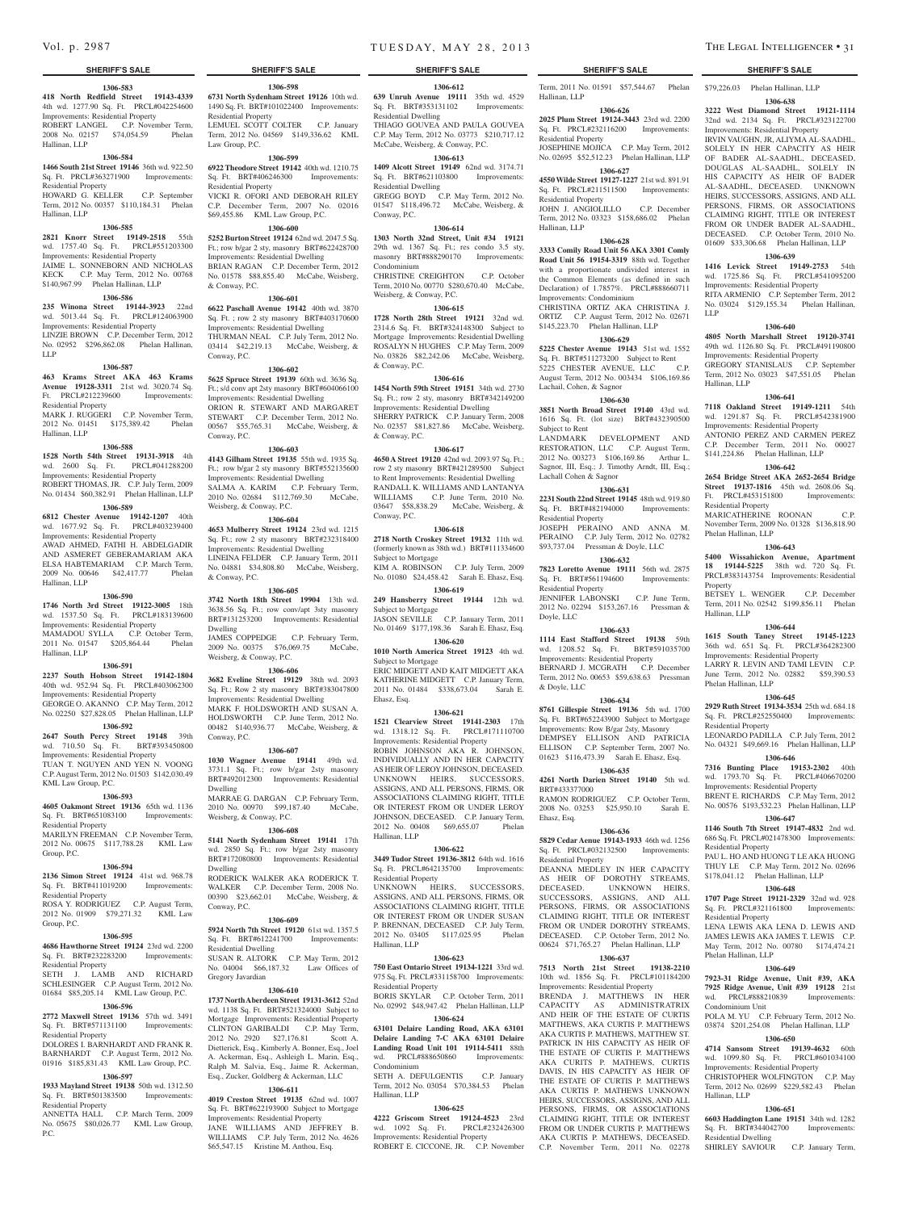**SHERIFF'S SALE**

**1306-583**

**418 North Redfield Street 19143-4339** 4th wd. 1277.90 Sq. Ft. PRCL#042254600 Improvements: Residential Property
ROBERT LANGEL C.P. November Term, 2008 No. 02157 $74,054.59 Phelan Hallinan, LLP

**1306-584**

**1466 South 21st Street 19146** 36th wd. 922.50 Sq. Ft. PRCL#363271900 Improvements: Residential Property
HOWARD G. KELLER C.P. September Term, 2012 No. 00357 $110,184.31 Phelan Hallinan, LLP

**1306-585**

**2821 Knorr Street 19149-2518** 55th wd. 1757.40 Sq. Ft. PRCL#551203300 Improvements: Residential Property
JAIME L. SONNEBORN AND NICHOLAS KECK C.P. May Term, 2012 No. 00768 $140,967.99 Phelan Hallinan, LLP

**1306-586**

**235 Winona Street 19144-3923** 22nd wd. 5013.44 Sq. Ft. PRCL#124063900 Improvements: Residential Property
LINZIE BROWN C.P. December Term, 2012 No. 02952 $296,862.08 Phelan Hallinan, LLP

**1306-587**

**463 Krams Street AKA 463 Krams Avenue 19128-3311** 21st wd. 3020.74 Sq. Ft. PRCL#212239600 Improvements: Residential Property
MARK J. RUGGERI C.P. November Term, 2012 No. 01451 $175,389.42 Phelan Hallinan, LLP

**1306-588**

**1528 North 54th Street 19131-3918** 4th wd. 2600 Sq. Ft. PRCL#041288200 Improvements: Residential Property
ROBERT THOMAS, JR. C.P. July Term, 2009 No. 01434 $60,382.91 Phelan Hallinan, LLP

**1306-589**

**6812 Chester Avenue 19142-1207** 40th wd. 1677.92 Sq. Ft. PRCL#403239400 Improvements: Residential Property
AWAD AHMED, FATHI H. ABDELGADIR AND ASMERET GEBERAMARIAM AKA ELSA HABTEMARIAM C.P. March Term, 2009 No. 00646 $42,417.77 Phelan Hallinan, LLP

**1306-590**

**1746 North 3rd Street 19122-3005** 18th wd. 1537.50 Sq. Ft. PRCL#183139600 Improvements: Residential Property
MAMADOU SYLLA C.P. October Term, 2011 No. 01547 $205,864.44 Phelan Hallinan, LLP

**1306-591**

**2237 South Hobson Street 19142-1804** 40th wd. 952.94 Sq. Ft. PRCL#403062300 Improvements: Residential Property
GEORGE O. AKANNO C.P. May Term, 2012 No. 02250 $27,828.05 Phelan Hallinan, LLP

**1306-592**

**2647 South Percy Street 19148** 39th wd. 710.50 Sq. Ft. BRT#393450800 Improvements: Residential Property
TUAN T. NGUYEN AND YEN N. VOONG C.P. August Term, 2012 No. 01503 $142,030.49 KML Law Group, P.C.

**1306-593**

**4605 Oakmont Street 19136** 65th wd. 1136 Sq. Ft. BRT#651083100 Improvements: Residential Property
MARILYN FREEMAN C.P. November Term, 2012 No. 00675 $117,788.28 KML Law Group, P.C.

**1306-594**

**2136 Simon Street 19124** 41st wd. 968.78 Sq. Ft. BRT#411019200 Improvements: Residential Property
ROSA Y. RODRIGUEZ C.P. August Term, 2012 No. 01909 $79,271.32 KML Law Group, P.C.

**1306-595**

**4686 Hawthorne Street 19124** 23rd wd. 2200 Sq. Ft. BRT#232283200 Improvements: Residential Property
SETH J. LAMB AND RICHARD SCHLESINGER C.P. August Term, 2012 No. 01684 $85,205.14 KML Law Group, P.C.

**1306-596**

**2772 Maxwell Street 19136** 57th wd. 3491 Sq. Ft. BRT#571131100 Improvements: Residential Property
DOLORES I. BARNHARDT AND FRANK R. BARNHARDT C.P. August Term, 2012 No. 01916 $185,831.43 KML Law Group, P.C.

**1306-597**

**1933 Mayland Street 19138** 50th wd. 1312.50 Sq. Ft. BRT#501383500 Improvements: Residential Property
ANNETTA HALL C.P. March Term, 2009 No. 05675 $80,026.77 KML Law Group, P.C.

**1306-598**

**6731 North Sydenham Street 19126** 10th wd. 1490 Sq. Ft. BRT#101022400 Improvements: Residential Property
LEMUEL SCOTT COLTER C.P. January Term, 2012 No. 04569 $149,336.62 KML Law Group, P.C.

**1306-599**

**6922 Theodore Street 19142** 40th wd. 1210.75 Sq. Ft. BRT#406246300 Improvements: Residential Property
VICKI R. OFORI AND DEBORAH RILEY C.P. December Term, 2007 No. 02016 $69,455.86 KML Law Group, P.C.

**1306-600**

**5252 Burton Street 19124** 62nd wd. 2047.5 Sq. Ft.; row b/gar 2 sty, masonry BRT#622428700 Improvements: Residential Dwelling
BRIAN RAGAN C.P. December Term, 2012 No. 01578 $88,855.40 McCabe, Weisberg, & Conway, P.C.

**1306-601**

**6622 Paschall Avenue 19142** 40th wd. 3870 Sq. Ft. ; row 2 sty masonry BRT#403170600 Improvements: Residential Dwelling
THURMAN NEAL C.P. July Term, 2012 No. 03414 $42,219.13 McCabe, Weisberg, & Conway, P.C.

**1306-602**

**5625 Spruce Street 19139** 60th wd. 3636 Sq. Ft.; s/d conv apt 2sty masonry BRT#604066100 Improvements: Residential Dwelling
ORION R. STEWART AND MARGARET STEWART C.P. December Term, 2012 No. 00567 $55,765.31 McCabe, Weisberg, & Conway, P.C.

**1306-603**

**4143 Gilham Street 19135** 55th wd. 1935 Sq. Ft.; row b/gar 2 sty masonry BRT#552135600 Improvements: Residential Dwelling
SALMA A. KARIM C.P. February Term, 2010 No. 02684 $112,769.30 McCabe, Weisberg & Conway, P.C.

**1306-604**

**4653 Mulberry Street 19124** 23rd wd. 1215 Sq. Ft.; row 2 sty masonry BRT#232318400 Improvements: Residential Dwelling
LINEINA FELDER C.P. January Term, 2011 No. 04881 $34,808.80 McCabe, Weisberg, & Conway, P.C.

**1306-605**

**3742 North 18th Street 19904** 13th wd. 3638.56 Sq. Ft.; row conv/apt 3sty masonry BRT#131253200 Improvements: Residential Dwelling
JAMES COPPEDGE C.P. February Term, 2009 No. 00375 $76,069.75 McCabe, Weisberg, & Conway, P.C.

**1306-606**

**3682 Eveline Street 19129** 38th wd. 2093 Sq. Ft.; Row 2 sty masonry BRT#383047800 Improvements: Residential Dwelling
MARK F. HOLDSWORTH AND SUSAN A. HOLDSWORTH C.P. June Term, 2012 No. 00482 $140,936.77 McCabe, Weisberg, & Conway, P.C.

**1306-607**

**1030 Wagner Avenue 19141** 49th wd. 3731.1 Sq. Ft.; row b/gar 2sty masonry BRT#492012300 Improvements: Residential Dwelling
MARRAE G. DARGAN C.P. February Term, 2010 No. 00970 $99,187.40 McCabe, Weisberg, & Conway, P.C.

**1306-608**

**5141 North Sydenham Street 19141** 17th wd. 2850 Sq. Ft.; row b/gar 2sty masonry BRT#172080800 Improvements: Residential Dwelling
RODERICK WALKER AKA RODERICK T. WALKER C.P. December Term, 2008 No. 00390 $23,662.01 McCabe, Weisberg, & Conway, P.C.

**1306-609**

**5924 North 7th Street 19120** 61st wd. 1357.5 Sq. Ft. BRT#612241700 Improvements: Residential Dwelling
SUSAN R. ALTORK C.P. May Term, 2012 No. 04004 $66,187.32 Law Offices of Gregory Javardian

**1306-610**

**1737 North Aberdeen Street 19131-3612** 52nd wd. 1138 Sq. Ft. BRT#521324000 Subject to Mortgage Improvements: Residential Property
CLINTON GARIBALDI C.P. May Term, 2012 No. 2920 $27,176.81 Scott A. Dietterick, Esq., Kimberly A. Bonner, Esq., Joel A. Ackerman, Esq., Ashleigh L. Marin, Esq., Ralph M. Salvia, Esq., Jaime R. Ackerman, Esq., Zucker, Goldberg & Ackerman, LLC

**1306-611**

**4019 Creston Street 19135** 62nd wd. 1007 Sq. Ft. BRT#622193900 Subject to Mortgage Improvements: Residential Dwelling
JANE WILLIAMS AND JEFFREY B. WILLIAMS C.P. July Term, 2012 No. 4626 $65,547.15 Kristine M. Anthou, Esq.

**1306-612**

**639 Unruh Avenue 19111** 35th wd. 4529 Sq. Ft. BRT#353131102 Improvements: Residential Dwelling
THIAGO GOUVEA AND PAULA GOUVEA C.P. May Term, 2012 No. 03773 $210,717.12 McCabe, Weisberg, & Conway, P.C.

**1306-613**

**1409 Alcott Street 19149** 62nd wd. 3174.71 Sq. Ft. BRT#621103800 Improvements: Residential Dwelling
GREGG BOYD C.P. May Term, 2012 No. 01547 $118,496.72 McCabe, Weisberg, & Conway, P.C.

**1306-614**

**1303 North 32nd Street, Unit #34 19121** 29th wd. 1367 Sq. Ft.; res condo 3.5 sty, masonry BRT#888290170 Improvements: Condominium
CHRISTINE CREIGHTON C.P. October Term, 2010 No. 00770 $280,670.40 McCabe, Weisberg, & Conway, P.C.

**1306-615**

**1728 North 28th Street 19121** 32nd wd. 2314.6 Sq. Ft. BRT#324148300 Subject to Mortgage Improvements: Residential Dwelling
ROSALYN N HUGHES C.P. May Term, 2009 No. 03826 $82,242.06 McCabe, Weisberg, & Conway, P.C.

**1306-616**

**1454 North 59th Street 19151** 34th wd. 2730 Sq. Ft.; row 2 sty, masonry BRT#342149200 Improvements: Residential Dwelling
SHERRY PATRICK C.P. January Term, 2008 No. 02357 $81,827.86 McCabe, Weisberg, & Conway, P.C.

**1306-617**

**4650 A Street 19120** 42nd wd. 2093.97 Sq. Ft.; row 2 sty masonry BRT#421289500 Subject to Rent Improvements: Residential Dwelling
RANDALL K. WILLIAMS AND LANTANYA WILLIAMS C.P. June Term, 2010 No. 03647 $58,838.29 McCabe, Weisberg, & Conway, P.C.

**1306-618**

**2718 North Croskey Street 19132** 11th wd. (formerly known as 38th wd.) BRT#111334600 Subject to Mortgage
KIM A. ROBINSON C.P. July Term, 2009 No. 01080 $24,458.42 Sarah E. Ehasz, Esq.

**1306-619**

**249 Hansberry Street 19144** 12th wd. Subject to Mortgage
JASON SEVILLE C.P. January Term, 2011 No. 01469 $177,198.36 Sarah E. Ehasz, Esq.

**1306-620**

**1010 North America Street 19123** 4th wd. Subject to Mortgage
ERIC MIDGETT AND KAIT MIDGETT AKA KATHERINE MIDGETT C.P. January Term, 2011 No. 01484 $338,673.04 Sarah E. Ehasz, Esq.

**1306-621**

**1521 Clearview Street 19141-2303** 17th wd. 1318.12 Sq. Ft. PRCL#171110700 Improvements: Residential Property
ROBIN JOHNSON AKA R. JOHNSON, INDIVIDUALLY AND IN HER CAPACITY AS HEIR OF LEROY JOHNSON, DECEASED. UNKNOWN HEIRS, SUCCESSORS, ASSIGNS, AND ALL PERSONS, FIRMS, OR ASSOCIATIONS CLAIMING RIGHT, TITLE OR INTEREST FROM OR UNDER LEROY JOHNSON, DECEASED. C.P. January Term, 2012 No. 00408 $69,655.07 Phelan Hallinan, LLP

**1306-622**

**3449 Tudor Street 19136-3812** 64th wd. 1616 Sq. Ft. PRCL#642135700 Improvements: Residential Property
UNKNOWN HEIRS, SUCCESSORS, ASSIGNS, AND ALL PERSONS, FIRMS, OR ASSOCIATIONS CLAIMING RIGHT, TITLE OR INTEREST FROM OR UNDER SUSAN P. BRENNAN, DECEASED C.P. July Term, 2012 No. 03405 $117,025.95 Phelan Hallinan, LLP

**1306-623**

**750 East Ontario Street 19134-1221** 33rd wd. 975 Sq. Ft. PRCL#331158700 Improvements: Residential Property
BORIS SKYLAR C.P. October Term, 2011 No. 02992 $48,947.42 Phelan Hallinan, LLP

**1306-624**

**63101 Delaire Landing Road, AKA 63101 Delaire Landing 7-C AKA 63101 Delaire Landing Road Unit 101 19114-5411** 88th wd. PRCL#888650860 Improvements: Condominium
SETH A. DEFULGENTIS C.P. January Term, 2012 No. 03054 $70,384.53 Phelan Hallinan, LLP

**1306-625**

**4222 Griscom Street 19124-4523** 23rd wd. 1092 Sq. Ft. PRCL#232426300 Improvements: Residential Property
ROBERT E. CICCONE, JR. C.P. November Term, 2011 No. 01591 $57,544.67 Phelan Hallinan, LLP

**1306-626**

**2025 Plum Street 19124-3443** 23rd wd. 2200 Sq. Ft. PRCL#232116200 Improvements: Residential Property
JOSEPHINE MOJICA C.P. May Term, 2012 No. 02695 $52,512.23 Phelan Hallinan, LLP

**1306-627**

**4550 Wilde Street 19127-1227** 21st wd. 891.91 Sq. Ft. PRCL#211511500 Improvements: Residential Property
JOHN J. ANGIOLILLO C.P. December Term, 2012 No. 03323 $158,686.02 Phelan Hallinan, LLP

**1306-628**

**3333 Comly Road Unit 56 AKA 3301 Comly Road Unit 56 19154-3319** 88th wd. Together with a proportionate undivided interest in the Common Elements (as defined in such Declaration) of 1.7857%. PRCL#888660711 Improvements: Condominium
CHRISTINA ORTIZ AKA CHRISTINA J. ORTIZ C.P. August Term, 2012 No. 02671 $145,223.70 Phelan Hallinan, LLP

**1306-629**

**5225 Chester Avenue 19143** 51st wd. 1552 Sq. Ft. BRT#511273200 Subject to Rent
5225 CHESTER AVENUE, LLC C.P. August Term, 2012 No. 003434 $106,169.86 Lachall, Cohen, & Sagnor

**1306-630**

**3851 North Broad Street 19140** 43rd wd. 1616 Sq. Ft. (lot size) BRT#432390500 Subject to Rent
LANDMARK DEVELOPMENT AND RESTORATION, LLC C.P. August Term, 2012 No. 003273 $106,169.86 Arthur L. Sagnor, III, Esq.; J. Timothy Arndt, III, Esq.; Lachall Cohen & Sagnor

**1306-631**

**2231 South 22nd Street 19145** 48th wd. 919.80 Sq. Ft. BRT#482194000 Improvements: Residential Property
JOSEPH PERAINO AND ANNA M. PERAINO C.P. July Term, 2012 No. 02782 $93,737.04 Pressman & Doyle, LLC

**1306-632**

**7823 Loretto Avenue 19111** 56th wd. 2875 Sq. Ft. BRT#561194600 Improvements: Residential Property
JENNIFER LABONSKI C.P. June Term, 2012 No. 02294 $153,267.16 Pressman & Doyle, LLC

**1306-633**

**1114 East Stafford Street 19138** 59th wd. 1208.52 Sq. Ft. BRT#591035700 Improvements: Residential Property
BERNARD J. MCGRATH C.P. December Term, 2012 No. 00653 $59,638.63 Pressman & Doyle, LLC

**1306-634**

**8761 Gillespie Street 19136** 5th wd. 1700 Sq. Ft. BRT#652243900 Subject to Mortgage Improvements: Row B/gar 2sty, Masonry
DEMPSEY ELLISON AND PATRICIA ELLISON C.P. September Term, 2007 No. 01623 $116,473.39 Sarah E. Ehasz, Esq.

**1306-635**

**4261 North Darien Street 19140** 5th wd. BRT#433377000
RAMON RODRIGUEZ C.P. October Term, 2008 No. 03253 $25,950.10 Sarah E. Ehasz, Esq.

**1306-636**

**5829 Cedar Avenue 19143-1933** 46th wd. 1256 Sq. Ft. PRCL#032132500 Improvements: Residential Property
DEANNA MEDLEY IN HER CAPACITY AS HEIR OF DOROTHY STREAMS, DECEASED. UNKNOWN HEIRS, SUCCESSORS, ASSIGNS, AND ALL PERSONS, FIRMS, OR ASSOCIATIONS CLAIMING RIGHT, TITLE OR INTEREST FROM OR UNDER DOROTHY STREAMS, DECEASED. C.P. October Term, 2012 No. 00624 $71,765.27 Phelan Hallinan, LLP

**1306-637**

**7513 North 21st Street 19138-2210** 10th wd. 1856 Sq. Ft. PRCL#101184200 Improvements: Residential Property
BRENDA J. MATTHEWS IN HER CAPACITY AS ADMINISTRATRIX AND HEIR OF THE ESTATE OF CURTIS MATTHEWS, AKA CURTIS P. MATTHEWS AKA CURTIS P. MATHEWS, MATTHEW ST. PATRICK IN HIS CAPACITY AS HEIR OF THE ESTATE OF CURTIS P. MATTHEWS AKA CURTIS P. MATHEWS, CURTIS DAVIS, IN HIS CAPACITY AS HEIR OF THE ESTATE OF CURTIS P. MATTHEWS AKA CURTIS P. MATHEWS UNKNOWN HEIRS, SUCCESSORS, ASSIGNS, AND ALL PERSONS, FIRMS, OR ASSOCIATIONS CLAIMING RIGHT, TITLE OR INTEREST FROM OR UNDER CURTIS P. MATTHEWS AKA CURTIS P. MATHEWS, DECEASED. C.P. November Term, 2011 No. 02278 $79,226.03 Phelan Hallinan, LLP

**1306-638**

**3222 West Diamond Street 19121-1114** 32nd wd. 2134 Sq. Ft. PRCL#323122700 Improvements: Residential Property
IRVIN VAUGHN, JR, ALIYMA AL-SAADHL, SOLELY IN HER CAPACITY AS HEIR OF BADER AL-SAADHL, DECEASED, DOUGLAS AL-SAADHL, SOLELY IN HIS CAPACITY AS HEIR OF BADER AL-SAADHL, DECEASED. UNKNOWN HEIRS, SUCCESSORS, ASSIGNS, AND ALL PERSONS, FIRMS, OR ASSOCIATIONS CLAIMING RIGHT, TITLE OR INTEREST FROM OR UNDER BADER AL-SAADHL, DECEASED. C.P. October Term, 2010 No. 01609 $33,306.68 Phelan Hallinan, LLP

**1306-639**

**1416 Levick Street 19149-2753** 54th wd. 1725.86 Sq. Ft. PRCL#541095200 Improvements: Residential Property
RITA ARMENIO C.P. September Term, 2012 No. 03024 $129,155.34 Phelan Hallinan, LLP

**1306-640**

**4805 North Marshall Street 19120-3741** 49th wd. 1126.80 Sq. Ft. PRCL#491190800 Improvements: Residential Property
GREGORY STANISLAUS C.P. September Term, 2012 No. 03023 $47,551.05 Phelan Hallinan, LLP

**1306-641**

**7118 Oakland Street 19149-1211** 54th wd. 1291.87 Sq. Ft. PRCL#542381900 Improvements: Residential Property
ANTONIO PEREZ AND CARMEN PEREZ C.P. December Term, 2011 No. 00027 $141,224.86 Phelan Hallinan, LLP

**1306-642**

**2654 Bridge Street AKA 2652-2654 Bridge Street 19137-1816** 45th wd. 2608.06 Sq. Ft. PRCL#453151800 Improvements: Residential Property
MARICATHERINE ROONAN C.P. November Term, 2009 No. 01328 $136,818.90 Phelan Hallinan, LLP

**1306-643**

**5400 Wissahickon Avenue, Apartment 18 19144-5225** 38th wd. 720 Sq. Ft. PRCL#383143754 Improvements: Residential Property
BETSEY L. WENGER C.P. December Term, 2011 No. 02542 $199,856.11 Phelan Hallinan, LLP

**1306-644**

**1615 South Taney Street 19145-1223** 36th wd. 651 Sq. Ft. PRCL#364282300 Improvements: Residential Property
LARRY R. LEVIN AND TAMI LEVIN C.P. June Term, 2012 No. 02882 $59,390.53 Phelan Hallinan, LLP

**1306-645**

**2929 Ruth Street 19134-3534** 25th wd. 684.18 Sq. Ft. PRCL#252550400 Improvements: Residential Property
LEONARDO PADILLA C.P. July Term, 2012 No. 04321 $49,669.16 Phelan Hallinan, LLP

**1306-646**

**7316 Bunting Place 19153-2302** 40th wd. 1793.70 Sq. Ft. PRCL#406670200 Improvements: Residential Property
BRENT E. RICHARDS C.P. May Term, 2012 No. 00576 $193,532.23 Phelan Hallinan, LLP

**1306-647**

**1146 South 7th Street 19147-4832** 2nd wd. 686 Sq. Ft. PRCL#021478300 Improvements: Residential Property
PAU L. HO AND HUONG T LE AKA HUONG THUY LE C.P. May Term, 2012 No. 02696 $178,041.12 Phelan Hallinan, LLP

**1306-648**

**1707 Page Street 19121-2329** 32nd wd. 928 Sq. Ft. PRCL#321161800 Improvements: Residential Property
LENA LEWIS AKA LENA D. LEWIS AND JAMES LEWIS AKA JAMES T. LEWIS C.P. May Term, 2012 No. 00780 $174,474.21 Phelan Hallinan, LLP

**1306-649**

**7923-31 Ridge Avenue, Unit #39, AKA 7925 Ridge Avenue, Unit #39 19128** 21st wd. PRCL#888210839 Improvements: Condominium Unit
POLA M. YU C.P. February Term, 2012 No. 03874 $201,254.08 Phelan Hallinan, LLP

**1306-650**

**4714 Sansom Street 19139-4632** 60th wd. 1099.80 Sq. Ft. PRCL#601034100 Improvements: Residential Property
CHRISTOPHER WOLFINGTON C.P. May Term, 2012 No. 02699 $229,582.43 Phelan Hallinan, LLP

**1306-651**

**6603 Haddington Lane 19151** 34th wd. 1282 Sq. Ft. BRT#344042700 Improvements: Residential Dwelling
SHIRLEY SAVIOUR C.P. January Term,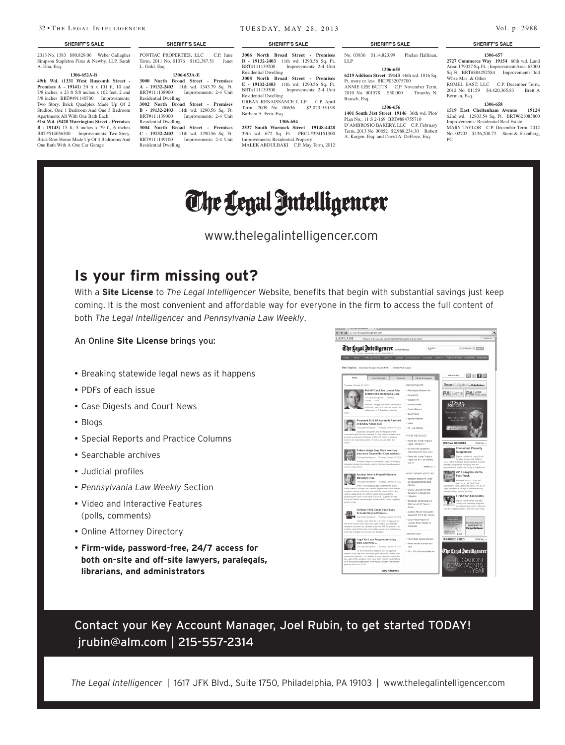**SHERIFF'S SALE**

2013 No. 1383 $80,829.06 Weber Gallagher Simpson Stapleton Fires & Newby, LLP, Sarah A. Elia, Esq.

**1306-652A-B**

**49th Wd. (1331 West Ruscomb Street - Premises A - 19141)** 20 ft x 101 ft, 10 and 7/8 inches, x 23 ft 5/8 inches x 102 feet, 2 and 3/8 inches BRT#491140700 Improvements: Two Story, Brick Quadplex Made Up Of 2 Studios, One 1 Bedroom And One 3 Bedroom Apartments All With One Bath Each.

**51st Wd. (5420 Warrington Street - Premises B - 19143)** 15 ft, 5 inches x 79 ft, 6 inches BRT#514056500 Improvements: Two Story, Brick Row Home Made Up Of 3 Bedrooms And One Bath With A One Car Garage

**SHERIFF'S SALE**

PONTIAC PROPERTIES, LLC C.P. June Term, 2011 No. 01076 $162,387.51 Janet L. Gold, Esq.

**1306-653A-E**

**3000 North Broad Street - Premises A - 19132-2403** 11th wd. 1343.79 Sq. Ft. BRT#111138900 Improvements: 2-4 Unit Residential Dwelling

**3002 North Broad Street - Premises B - 19132-2403** 11th wd. 1290.56 Sq. Ft. BRT#111139000 Improvements: 2-4 Unit Residential Dwelling

**3004 North Broad Street - Premises C - 19132-2403** 11th wd. 1290.56 Sq. Ft. BRT#111139100 Improvements: 2-4 Unit Residential Dwelling

**SHERIFF'S SALE**

**3006 North Broad Street - Premises D - 19132-2403** 11th wd. 1290.56 Sq. Ft. BRT#111139200 Improvements: 2-4 Unit Residential Dwelling

**3008 North Broad Street - Premises E - 19132-2403** 11th wd. 1290.56 Sq. Ft. BRT#111139300 Improvements: 2-4 Unit Residential Dwelling

URBAN RENAISSANCE I, LP C.P. April Term, 2009 No. 00636 $2,023,910.98 Barbara A. Fein, Esq.

**1306-654**

**2537 South Warnock Street 19148-4428** 39th wd. 672 Sq. Ft. PRCL#394151300 Improvements: Residential Property

MALEK ABDULBAKI C.P. May Term, 2012

**SHERIFF'S SALE**

No. 03836 $114,823.99 Phelan Hallinan, LLP

**1306-655**

**6219 Addison Street 19143** 46th wd. 1016 Sq. Ft. more or less BRT#032075700

ANNIE LEE BUTTS C.P. November Term, 2010 No. 001578 $50,000 Timothy N. Rausch, Esq.

**1306-656**

**1401 South 31st Street 19146** 36th wd. Plot/ Plan No.: 11 S 2-169 BRT#884755710

D'AMBROSIO BAKERY, LLC C.P. February Term, 2013 No. 00852 $2,988,234.30 Robert A. Kargen, Esq. and David A. DeFlece, Esq.

**SHERIFF'S SALE**

**1306-657**

**2727 Commerce Way 19154** 66th wd. Land Area: 179027 Sq. Ft..; Improvement Area: 63000 Sq Ft. BRT#884292584 Improvements: Ind Whse Mas, & Other

ROMEL EAST, LLC C.P. December Term, 2012 No. 01159 $4,420,365.83 Brett A Berman, Esq.

**1306-658**

**1519 East Cheltenham Avenue 19124** 62nd wd. 12803.54 Sq. Ft. BRT#621083800 Improvements: Residential Real Estate

MARY TAYLOR C.P. December Term, 2012 No. 02203 $136,208.72 Stern & Eisenberg, PC

---

# The Legal Intelligencer

www.thelegalintelligencer.com

## Is your firm missing out?

With a **Site License** to *The Legal Intelligencer* Website, benefits that begin with substantial savings just keep coming. It is the most convenient and affordable way for everyone in the firm to access the full content of both *The Legal Intelligencer* and *Pennsylvania Law Weekly*.

An Online **Site License** brings you:

- Breaking statewide legal news as it happens
- PDFs of each issue
- Case Digests and Court News
- Blogs
- Special Reports and Practice Columns
- Searchable archives
- Judicial profiles
- *Pennsylvania Law Weekly* Section
- Video and Interactive Features (polls, comments)
- Online Attorney Directory
- **Firm-wide, password-free, 24/7 access for both on-site and off-site lawyers, paralegals, librarians, and administrators**

Contact your Key Account Manager, Joel Rubin, to get started TODAY!
jrubin@alm.com | 215-557-2314

*The Legal Intelligencer* | 1617 JFK Blvd., Suite 1750, Philadelphia, PA 19103 | www.thelegalintelligencer.com